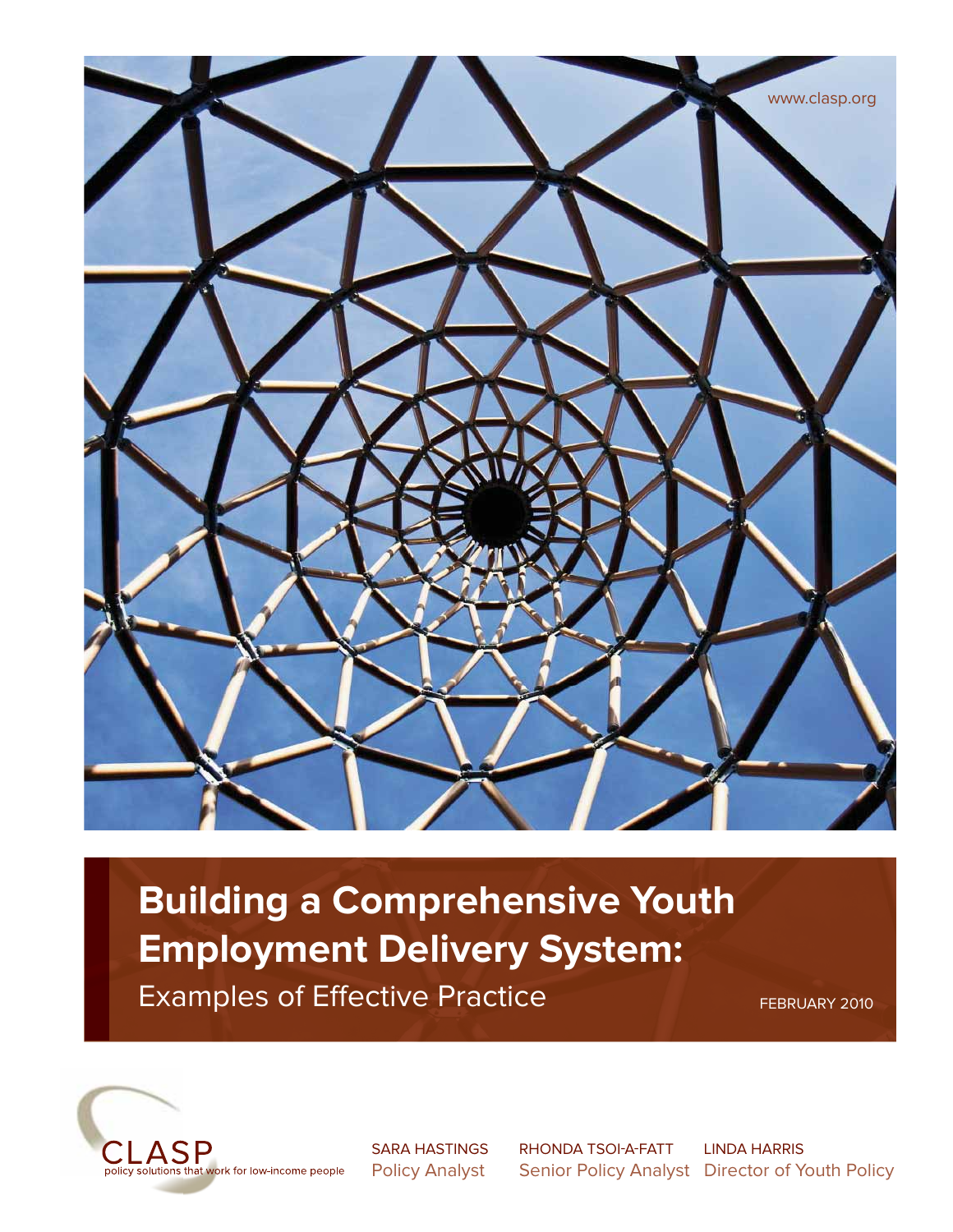www.clasp.org

# Building a Comprehensive Youth Employment Delivery System:

## Examples of Effective Practice

FEBRUARY 2010

CLASP
policy solutions that work for low-income people

SARA HASTINGS
Policy Analyst

RHONDA TSOI-A-FATT
Senior Policy Analyst

LINDA HARRIS
Director of Youth Policy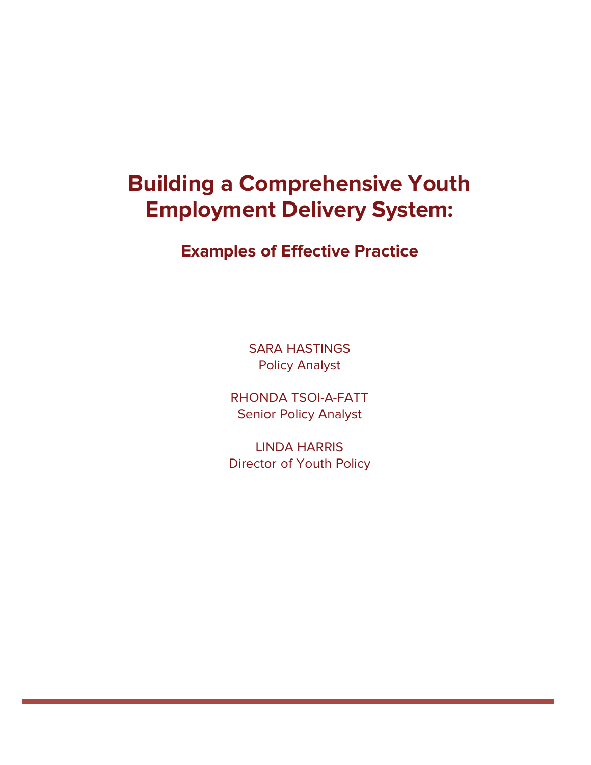# Building a Comprehensive Youth Employment Delivery System:

## Examples of Effective Practice

SARA HASTINGS
Policy Analyst

RHONDA TSOI-A-FATT
Senior Policy Analyst

LINDA HARRIS
Director of Youth Policy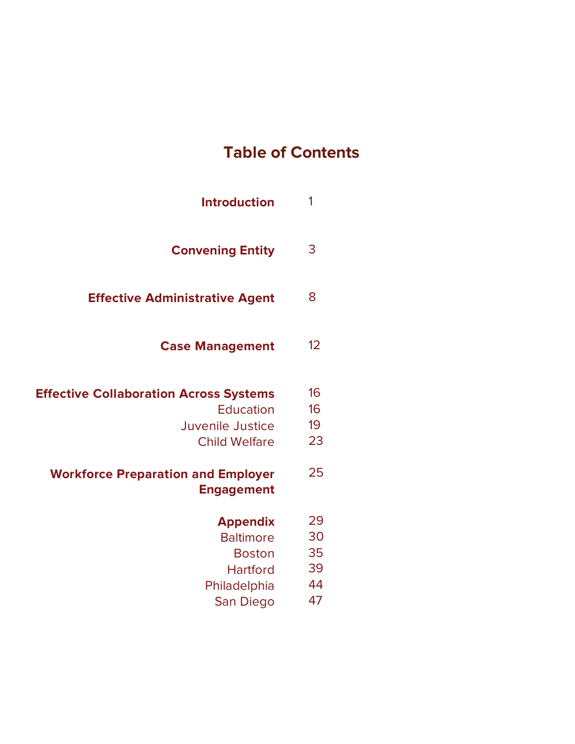# Table of Contents

| | |
|---|---|
| **Introduction** | 1 |
| **Convening Entity** | 3 |
| **Effective Administrative Agent** | 8 |
| **Case Management** | 12 |
| **Effective Collaboration Across Systems** | 16 |
| Education | 16 |
| Juvenile Justice | 19 |
| Child Welfare | 23 |
| **Workforce Preparation and Employer Engagement** | 25 |
| **Appendix** | 29 |
| Baltimore | 30 |
| Boston | 35 |
| Hartford | 39 |
| Philadelphia | 44 |
| San Diego | 47 |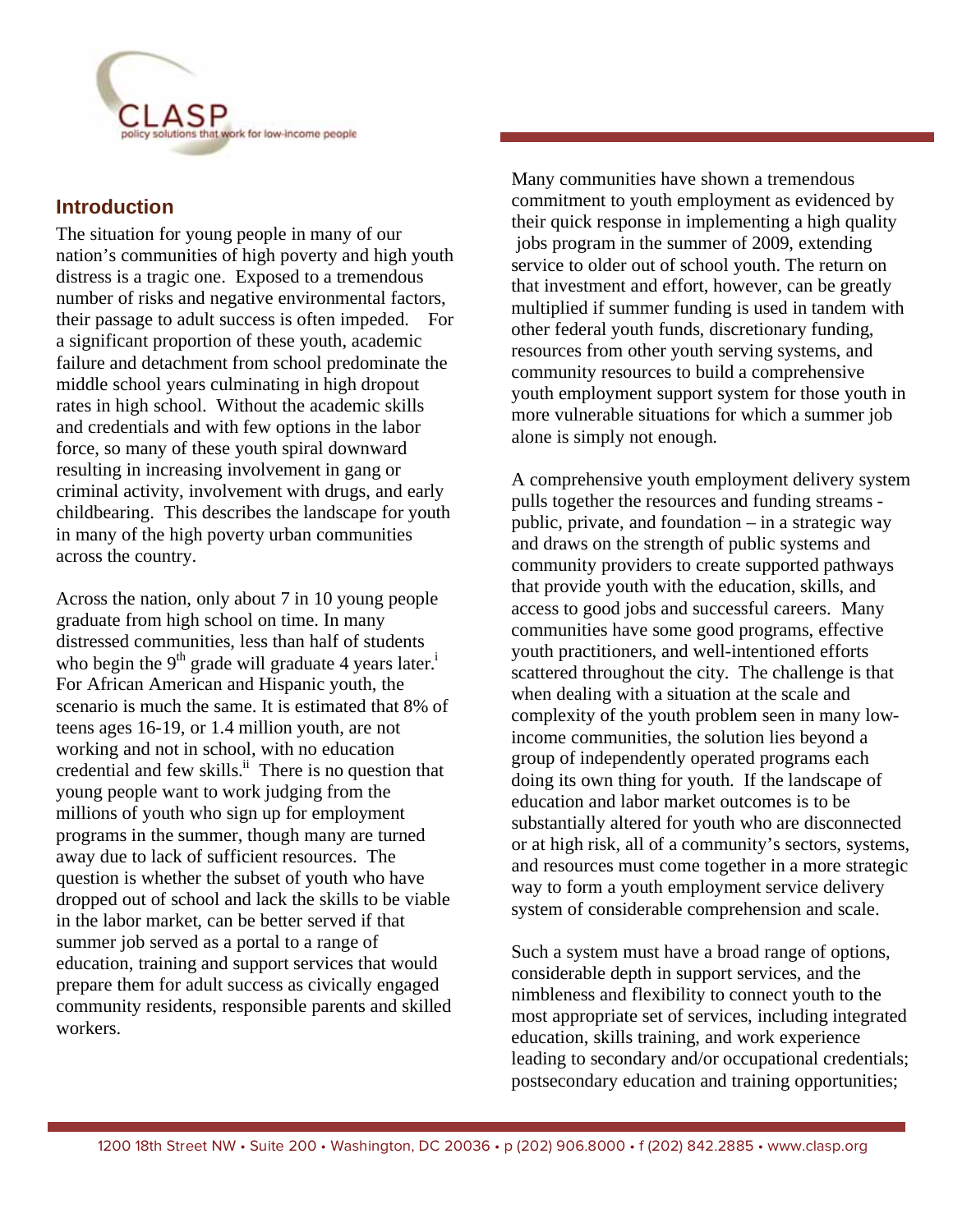## Introduction

The situation for young people in many of our nation's communities of high poverty and high youth distress is a tragic one. Exposed to a tremendous number of risks and negative environmental factors, their passage to adult success is often impeded. For a significant proportion of these youth, academic failure and detachment from school predominate the middle school years culminating in high dropout rates in high school. Without the academic skills and credentials and with few options in the labor force, so many of these youth spiral downward resulting in increasing involvement in gang or criminal activity, involvement with drugs, and early childbearing. This describes the landscape for youth in many of the high poverty urban communities across the country.

Across the nation, only about 7 in 10 young people graduate from high school on time. In many distressed communities, less than half of students who begin the 9th grade will graduate 4 years later.[i] For African American and Hispanic youth, the scenario is much the same. It is estimated that 8% of teens ages 16-19, or 1.4 million youth, are not working and not in school, with no education credential and few skills.[ii] There is no question that young people want to work judging from the millions of youth who sign up for employment programs in the summer, though many are turned away due to lack of sufficient resources. The question is whether the subset of youth who have dropped out of school and lack the skills to be viable in the labor market, can be better served if that summer job served as a portal to a range of education, training and support services that would prepare them for adult success as civically engaged community residents, responsible parents and skilled workers.

Many communities have shown a tremendous commitment to youth employment as evidenced by their quick response in implementing a high quality jobs program in the summer of 2009, extending service to older out of school youth. The return on that investment and effort, however, can be greatly multiplied if summer funding is used in tandem with other federal youth funds, discretionary funding, resources from other youth serving systems, and community resources to build a comprehensive youth employment support system for those youth in more vulnerable situations for which a summer job alone is simply not enough.

A comprehensive youth employment delivery system pulls together the resources and funding streams - public, private, and foundation – in a strategic way and draws on the strength of public systems and community providers to create supported pathways that provide youth with the education, skills, and access to good jobs and successful careers. Many communities have some good programs, effective youth practitioners, and well-intentioned efforts scattered throughout the city. The challenge is that when dealing with a situation at the scale and complexity of the youth problem seen in many low-income communities, the solution lies beyond a group of independently operated programs each doing its own thing for youth. If the landscape of education and labor market outcomes is to be substantially altered for youth who are disconnected or at high risk, all of a community's sectors, systems, and resources must come together in a more strategic way to form a youth employment service delivery system of considerable comprehension and scale.

Such a system must have a broad range of options, considerable depth in support services, and the nimbleness and flexibility to connect youth to the most appropriate set of services, including integrated education, skills training, and work experience leading to secondary and/or occupational credentials; postsecondary education and training opportunities;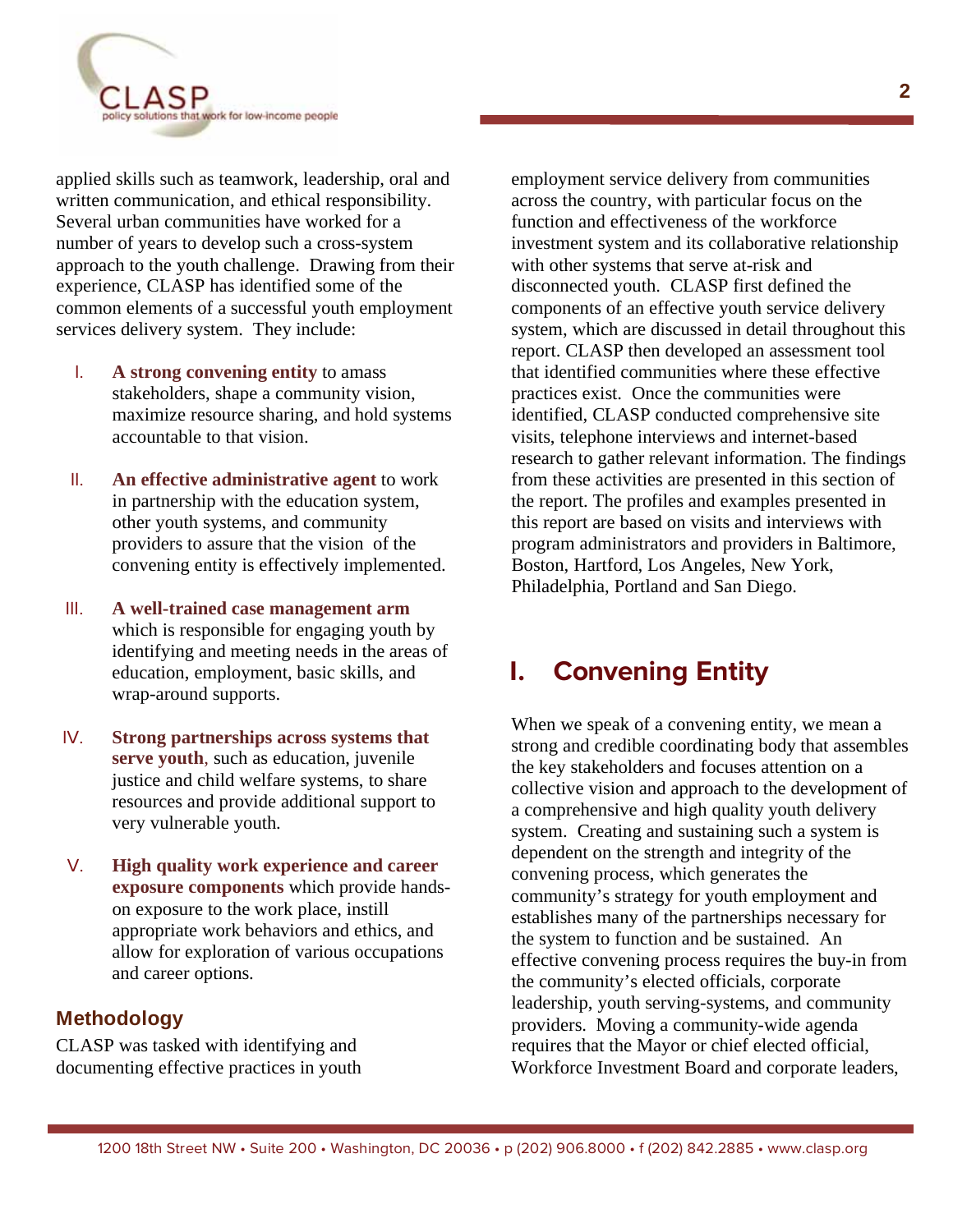applied skills such as teamwork, leadership, oral and written communication, and ethical responsibility. Several urban communities have worked for a number of years to develop such a cross-system approach to the youth challenge. Drawing from their experience, CLASP has identified some of the common elements of a successful youth employment services delivery system. They include:

I. **A strong convening entity** to amass stakeholders, shape a community vision, maximize resource sharing, and hold systems accountable to that vision.

II. **An effective administrative agent** to work in partnership with the education system, other youth systems, and community providers to assure that the vision of the convening entity is effectively implemented.

III. **A well-trained case management arm** which is responsible for engaging youth by identifying and meeting needs in the areas of education, employment, basic skills, and wrap-around supports.

IV. **Strong partnerships across systems that serve youth**, such as education, juvenile justice and child welfare systems, to share resources and provide additional support to very vulnerable youth.

V. **High quality work experience and career exposure components** which provide hands-on exposure to the work place, instill appropriate work behaviors and ethics, and allow for exploration of various occupations and career options.

### Methodology

CLASP was tasked with identifying and documenting effective practices in youth employment service delivery from communities across the country, with particular focus on the function and effectiveness of the workforce investment system and its collaborative relationship with other systems that serve at-risk and disconnected youth. CLASP first defined the components of an effective youth service delivery system, which are discussed in detail throughout this report. CLASP then developed an assessment tool that identified communities where these effective practices exist. Once the communities were identified, CLASP conducted comprehensive site visits, telephone interviews and internet-based research to gather relevant information. The findings from these activities are presented in this section of the report. The profiles and examples presented in this report are based on visits and interviews with program administrators and providers in Baltimore, Boston, Hartford, Los Angeles, New York, Philadelphia, Portland and San Diego.

## I. Convening Entity

When we speak of a convening entity, we mean a strong and credible coordinating body that assembles the key stakeholders and focuses attention on a collective vision and approach to the development of a comprehensive and high quality youth delivery system. Creating and sustaining such a system is dependent on the strength and integrity of the convening process, which generates the community's strategy for youth employment and establishes many of the partnerships necessary for the system to function and be sustained. An effective convening process requires the buy-in from the community's elected officials, corporate leadership, youth serving-systems, and community providers. Moving a community-wide agenda requires that the Mayor or chief elected official, Workforce Investment Board and corporate leaders,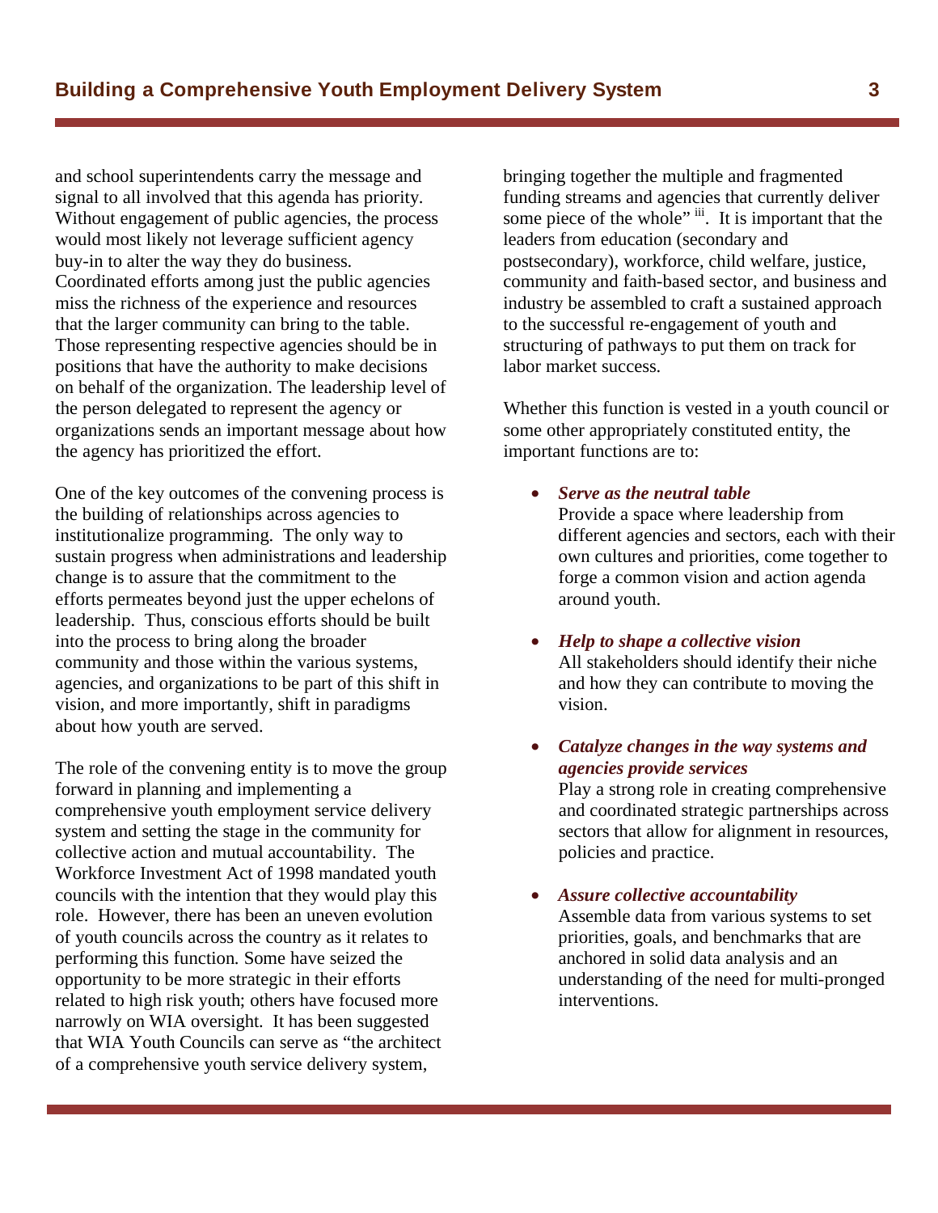and school superintendents carry the message and signal to all involved that this agenda has priority. Without engagement of public agencies, the process would most likely not leverage sufficient agency buy-in to alter the way they do business. Coordinated efforts among just the public agencies miss the richness of the experience and resources that the larger community can bring to the table. Those representing respective agencies should be in positions that have the authority to make decisions on behalf of the organization. The leadership level of the person delegated to represent the agency or organizations sends an important message about how the agency has prioritized the effort.

One of the key outcomes of the convening process is the building of relationships across agencies to institutionalize programming. The only way to sustain progress when administrations and leadership change is to assure that the commitment to the efforts permeates beyond just the upper echelons of leadership. Thus, conscious efforts should be built into the process to bring along the broader community and those within the various systems, agencies, and organizations to be part of this shift in vision, and more importantly, shift in paradigms about how youth are served.

The role of the convening entity is to move the group forward in planning and implementing a comprehensive youth employment service delivery system and setting the stage in the community for collective action and mutual accountability. The Workforce Investment Act of 1998 mandated youth councils with the intention that they would play this role. However, there has been an uneven evolution of youth councils across the country as it relates to performing this function. Some have seized the opportunity to be more strategic in their efforts related to high risk youth; others have focused more narrowly on WIA oversight. It has been suggested that WIA Youth Councils can serve as "the architect of a comprehensive youth service delivery system, bringing together the multiple and fragmented funding streams and agencies that currently deliver some piece of the whole" [iii]. It is important that the leaders from education (secondary and postsecondary), workforce, child welfare, justice, community and faith-based sector, and business and industry be assembled to craft a sustained approach to the successful re-engagement of youth and structuring of pathways to put them on track for labor market success.

Whether this function is vested in a youth council or some other appropriately constituted entity, the important functions are to:

- ***Serve as the neutral table***
  Provide a space where leadership from different agencies and sectors, each with their own cultures and priorities, come together to forge a common vision and action agenda around youth.

- ***Help to shape a collective vision***
  All stakeholders should identify their niche and how they can contribute to moving the vision.

- ***Catalyze changes in the way systems and agencies provide services***
  Play a strong role in creating comprehensive and coordinated strategic partnerships across sectors that allow for alignment in resources, policies and practice.

- ***Assure collective accountability***
  Assemble data from various systems to set priorities, goals, and benchmarks that are anchored in solid data analysis and an understanding of the need for multi-pronged interventions.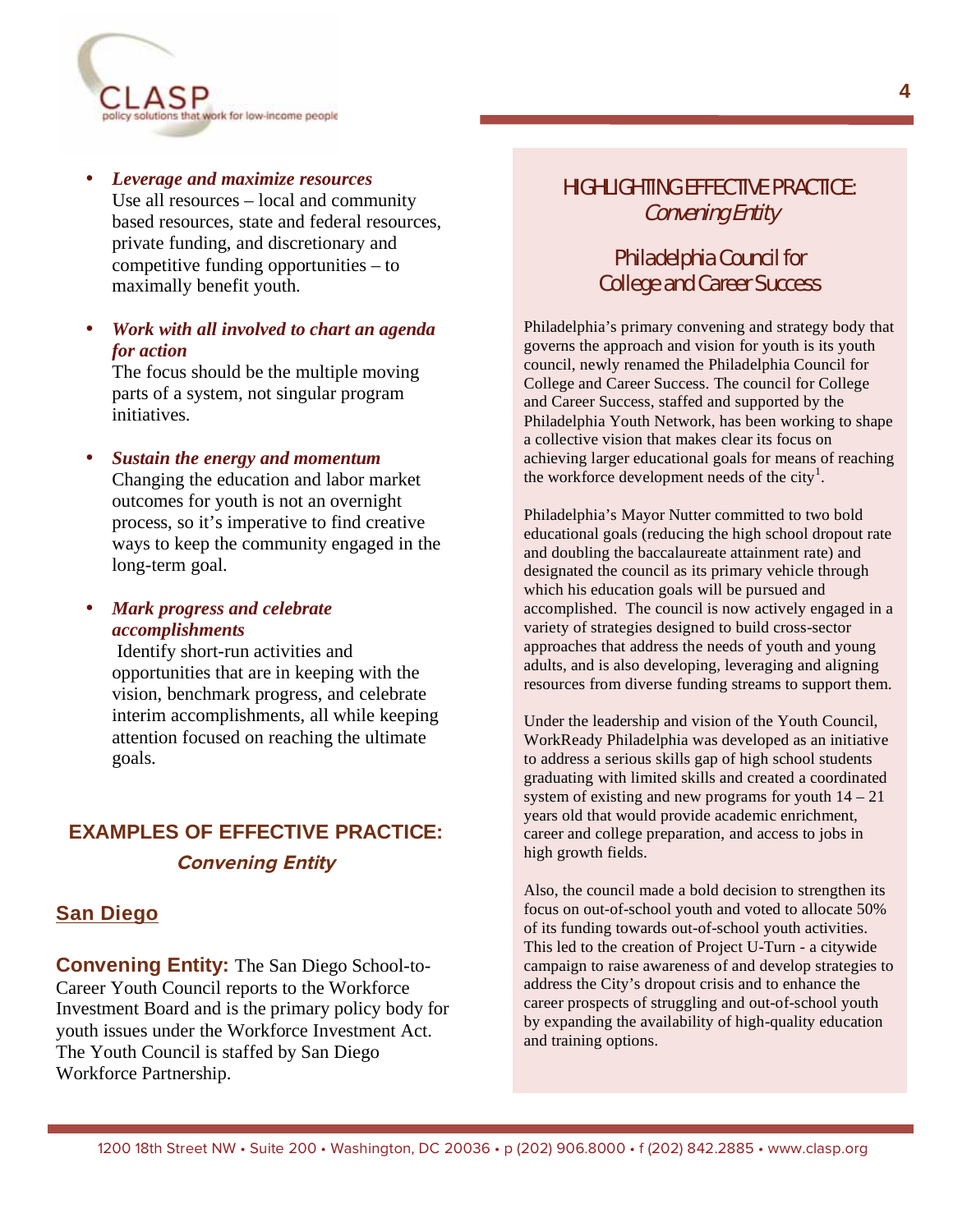- ***Leverage and maximize resources***
  Use all resources – local and community based resources, state and federal resources, private funding, and discretionary and competitive funding opportunities – to maximally benefit youth.

- ***Work with all involved to chart an agenda for action***
  The focus should be the multiple moving parts of a system, not singular program initiatives.

- ***Sustain the energy and momentum***
  Changing the education and labor market outcomes for youth is not an overnight process, so it's imperative to find creative ways to keep the community engaged in the long-term goal.

- ***Mark progress and celebrate accomplishments***
  Identify short-run activities and opportunities that are in keeping with the vision, benchmark progress, and celebrate interim accomplishments, all while keeping attention focused on reaching the ultimate goals.

## EXAMPLES OF EFFECTIVE PRACTICE: *Convening Entity*

### San Diego

**Convening Entity:** The San Diego School-to-Career Youth Council reports to the Workforce Investment Board and is the primary policy body for youth issues under the Workforce Investment Act. The Youth Council is staffed by San Diego Workforce Partnership.

### HIGHLIGHTING EFFECTIVE PRACTICE: *Convening Entity*

### Philadelphia Council for College and Career Success

Philadelphia's primary convening and strategy body that governs the approach and vision for youth is its youth council, newly renamed the Philadelphia Council for College and Career Success. The council for College and Career Success, staffed and supported by the Philadelphia Youth Network, has been working to shape a collective vision that makes clear its focus on achieving larger educational goals for means of reaching the workforce development needs of the city[1].

Philadelphia's Mayor Nutter committed to two bold educational goals (reducing the high school dropout rate and doubling the baccalaureate attainment rate) and designated the council as its primary vehicle through which his education goals will be pursued and accomplished. The council is now actively engaged in a variety of strategies designed to build cross-sector approaches that address the needs of youth and young adults, and is also developing, leveraging and aligning resources from diverse funding streams to support them.

Under the leadership and vision of the Youth Council, WorkReady Philadelphia was developed as an initiative to address a serious skills gap of high school students graduating with limited skills and created a coordinated system of existing and new programs for youth 14 – 21 years old that would provide academic enrichment, career and college preparation, and access to jobs in high growth fields.

Also, the council made a bold decision to strengthen its focus on out-of-school youth and voted to allocate 50% of its funding towards out-of-school youth activities. This led to the creation of Project U-Turn - a citywide campaign to raise awareness of and develop strategies to address the City's dropout crisis and to enhance the career prospects of struggling and out-of-school youth by expanding the availability of high-quality education and training options.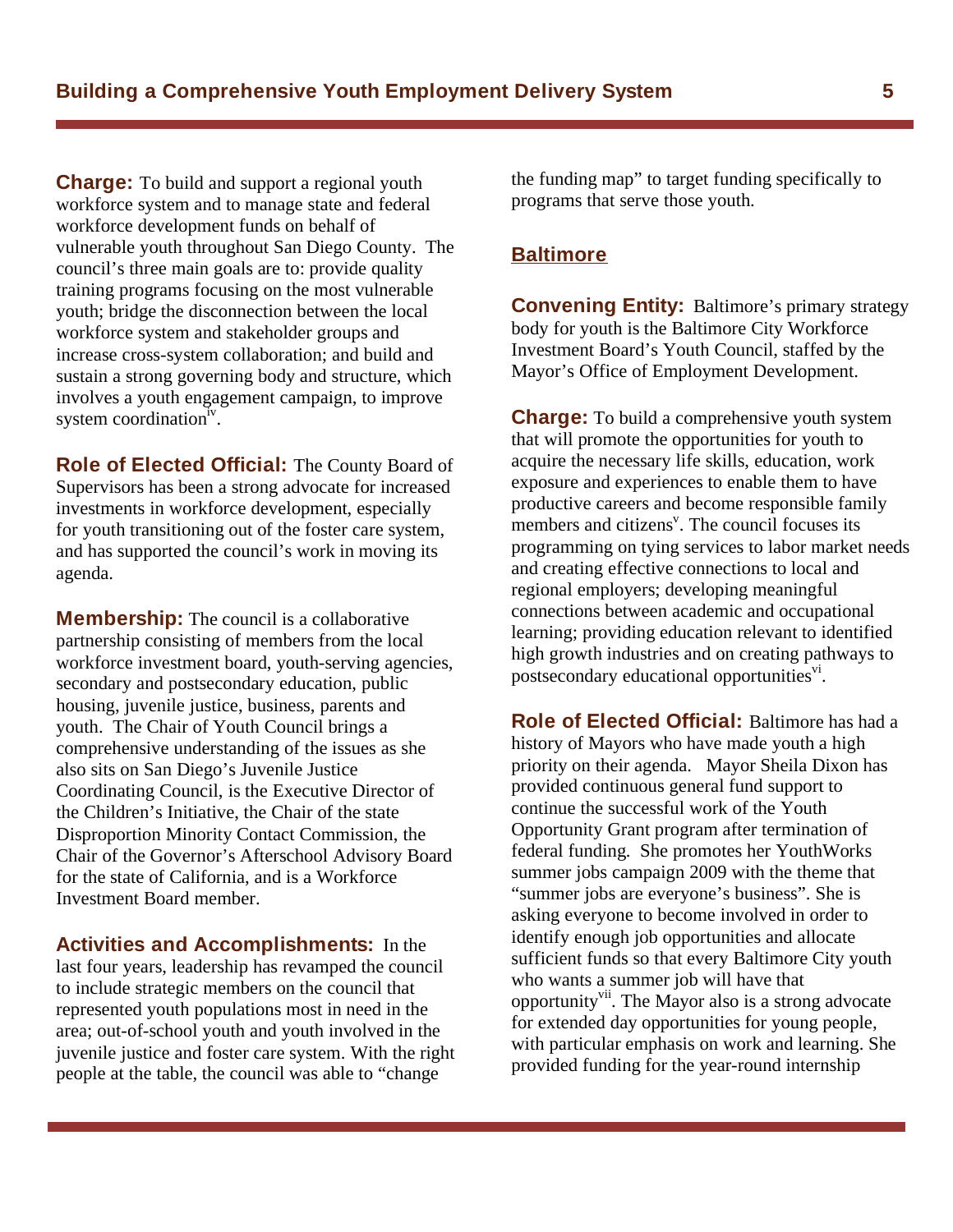**Charge:** To build and support a regional youth workforce system and to manage state and federal workforce development funds on behalf of vulnerable youth throughout San Diego County. The council's three main goals are to: provide quality training programs focusing on the most vulnerable youth; bridge the disconnection between the local workforce system and stakeholder groups and increase cross-system collaboration; and build and sustain a strong governing body and structure, which involves a youth engagement campaign, to improve system coordination[iv].

**Role of Elected Official:** The County Board of Supervisors has been a strong advocate for increased investments in workforce development, especially for youth transitioning out of the foster care system, and has supported the council's work in moving its agenda.

**Membership:** The council is a collaborative partnership consisting of members from the local workforce investment board, youth-serving agencies, secondary and postsecondary education, public housing, juvenile justice, business, parents and youth. The Chair of Youth Council brings a comprehensive understanding of the issues as she also sits on San Diego's Juvenile Justice Coordinating Council, is the Executive Director of the Children's Initiative, the Chair of the state Disproportion Minority Contact Commission, the Chair of the Governor's Afterschool Advisory Board for the state of California, and is a Workforce Investment Board member.

**Activities and Accomplishments:** In the last four years, leadership has revamped the council to include strategic members on the council that represented youth populations most in need in the area; out-of-school youth and youth involved in the juvenile justice and foster care system. With the right people at the table, the council was able to "change the funding map" to target funding specifically to programs that serve those youth.

## Baltimore

**Convening Entity:** Baltimore's primary strategy body for youth is the Baltimore City Workforce Investment Board's Youth Council, staffed by the Mayor's Office of Employment Development.

**Charge:** To build a comprehensive youth system that will promote the opportunities for youth to acquire the necessary life skills, education, work exposure and experiences to enable them to have productive careers and become responsible family members and citizens[v]. The council focuses its programming on tying services to labor market needs and creating effective connections to local and regional employers; developing meaningful connections between academic and occupational learning; providing education relevant to identified high growth industries and on creating pathways to postsecondary educational opportunities[vi].

**Role of Elected Official:** Baltimore has had a history of Mayors who have made youth a high priority on their agenda. Mayor Sheila Dixon has provided continuous general fund support to continue the successful work of the Youth Opportunity Grant program after termination of federal funding. She promotes her YouthWorks summer jobs campaign 2009 with the theme that "summer jobs are everyone's business". She is asking everyone to become involved in order to identify enough job opportunities and allocate sufficient funds so that every Baltimore City youth who wants a summer job will have that opportunity[vii]. The Mayor also is a strong advocate for extended day opportunities for young people, with particular emphasis on work and learning. She provided funding for the year-round internship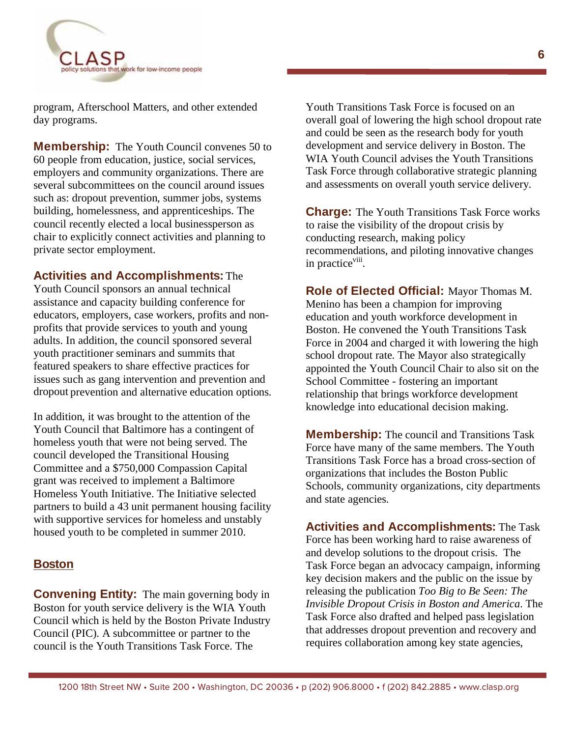program, Afterschool Matters, and other extended day programs.

**Membership:** The Youth Council convenes 50 to 60 people from education, justice, social services, employers and community organizations. There are several subcommittees on the council around issues such as: dropout prevention, summer jobs, systems building, homelessness, and apprenticeships. The council recently elected a local businessperson as chair to explicitly connect activities and planning to private sector employment.

**Activities and Accomplishments:** The Youth Council sponsors an annual technical assistance and capacity building conference for educators, employers, case workers, profits and non-profits that provide services to youth and young adults. In addition, the council sponsored several youth practitioner seminars and summits that featured speakers to share effective practices for issues such as gang intervention and prevention and dropout prevention and alternative education options.

In addition, it was brought to the attention of the Youth Council that Baltimore has a contingent of homeless youth that were not being served. The council developed the Transitional Housing Committee and a $750,000 Compassion Capital grant was received to implement a Baltimore Homeless Youth Initiative. The Initiative selected partners to build a 43 unit permanent housing facility with supportive services for homeless and unstably housed youth to be completed in summer 2010.

## Boston

**Convening Entity:** The main governing body in Boston for youth service delivery is the WIA Youth Council which is held by the Boston Private Industry Council (PIC). A subcommittee or partner to the council is the Youth Transitions Task Force. The Youth Transitions Task Force is focused on an overall goal of lowering the high school dropout rate and could be seen as the research body for youth development and service delivery in Boston. The WIA Youth Council advises the Youth Transitions Task Force through collaborative strategic planning and assessments on overall youth service delivery.

**Charge:** The Youth Transitions Task Force works to raise the visibility of the dropout crisis by conducting research, making policy recommendations, and piloting innovative changes in practice[viii].

**Role of Elected Official:** Mayor Thomas M. Menino has been a champion for improving education and youth workforce development in Boston. He convened the Youth Transitions Task Force in 2004 and charged it with lowering the high school dropout rate. The Mayor also strategically appointed the Youth Council Chair to also sit on the School Committee - fostering an important relationship that brings workforce development knowledge into educational decision making.

**Membership:** The council and Transitions Task Force have many of the same members. The Youth Transitions Task Force has a broad cross-section of organizations that includes the Boston Public Schools, community organizations, city departments and state agencies.

**Activities and Accomplishments:** The Task Force has been working hard to raise awareness of and develop solutions to the dropout crisis. The Task Force began an advocacy campaign, informing key decision makers and the public on the issue by releasing the publication *Too Big to Be Seen: The Invisible Dropout Crisis in Boston and America*. The Task Force also drafted and helped pass legislation that addresses dropout prevention and recovery and requires collaboration among key state agencies,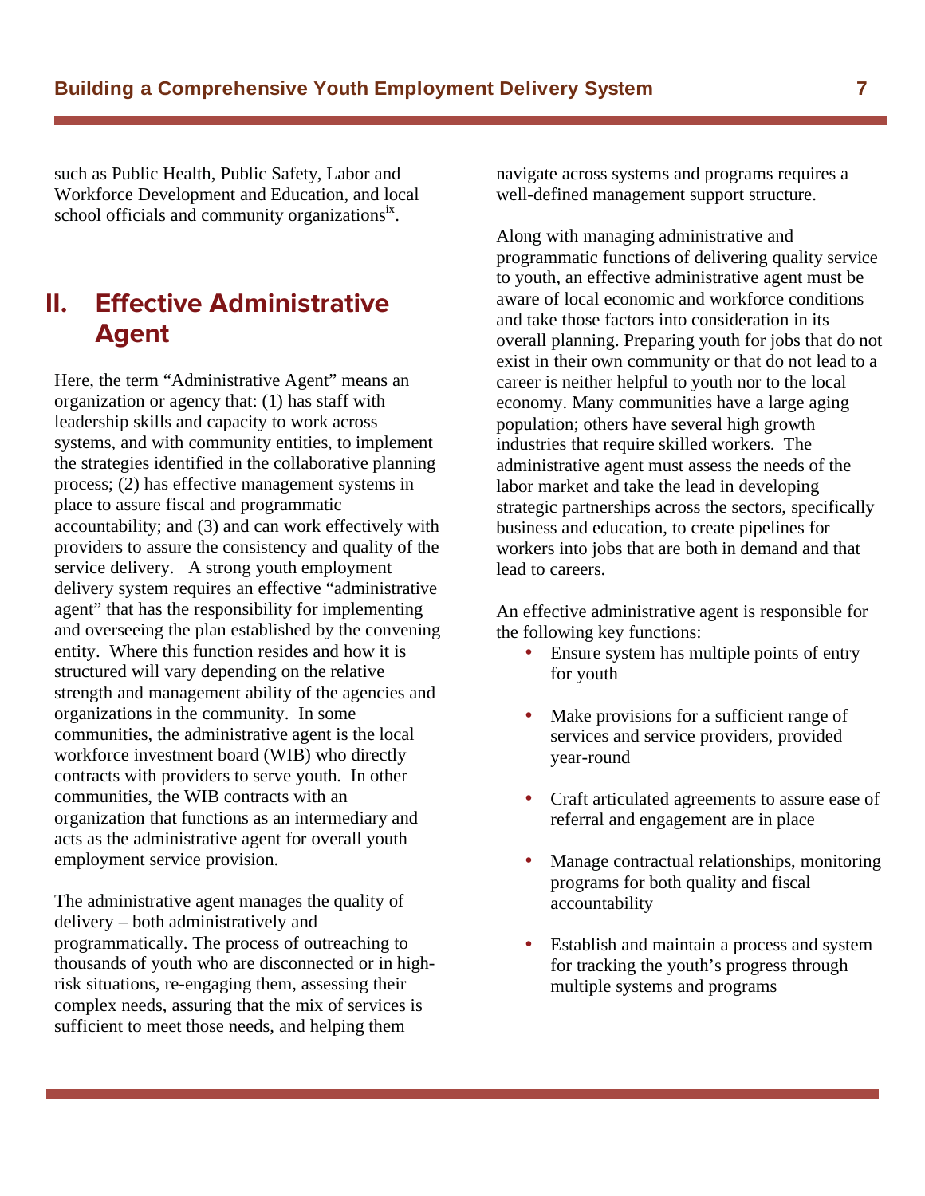such as Public Health, Public Safety, Labor and Workforce Development and Education, and local school officials and community organizations[ix].

## II. Effective Administrative Agent

Here, the term "Administrative Agent" means an organization or agency that: (1) has staff with leadership skills and capacity to work across systems, and with community entities, to implement the strategies identified in the collaborative planning process; (2) has effective management systems in place to assure fiscal and programmatic accountability; and (3) and can work effectively with providers to assure the consistency and quality of the service delivery. A strong youth employment delivery system requires an effective "administrative agent" that has the responsibility for implementing and overseeing the plan established by the convening entity. Where this function resides and how it is structured will vary depending on the relative strength and management ability of the agencies and organizations in the community. In some communities, the administrative agent is the local workforce investment board (WIB) who directly contracts with providers to serve youth. In other communities, the WIB contracts with an organization that functions as an intermediary and acts as the administrative agent for overall youth employment service provision.

The administrative agent manages the quality of delivery – both administratively and programmatically. The process of outreaching to thousands of youth who are disconnected or in high-risk situations, re-engaging them, assessing their complex needs, assuring that the mix of services is sufficient to meet those needs, and helping them navigate across systems and programs requires a well-defined management support structure.

Along with managing administrative and programmatic functions of delivering quality service to youth, an effective administrative agent must be aware of local economic and workforce conditions and take those factors into consideration in its overall planning. Preparing youth for jobs that do not exist in their own community or that do not lead to a career is neither helpful to youth nor to the local economy. Many communities have a large aging population; others have several high growth industries that require skilled workers. The administrative agent must assess the needs of the labor market and take the lead in developing strategic partnerships across the sectors, specifically business and education, to create pipelines for workers into jobs that are both in demand and that lead to careers.

An effective administrative agent is responsible for the following key functions:

- Ensure system has multiple points of entry for youth
- Make provisions for a sufficient range of services and service providers, provided year-round
- Craft articulated agreements to assure ease of referral and engagement are in place
- Manage contractual relationships, monitoring programs for both quality and fiscal accountability
- Establish and maintain a process and system for tracking the youth's progress through multiple systems and programs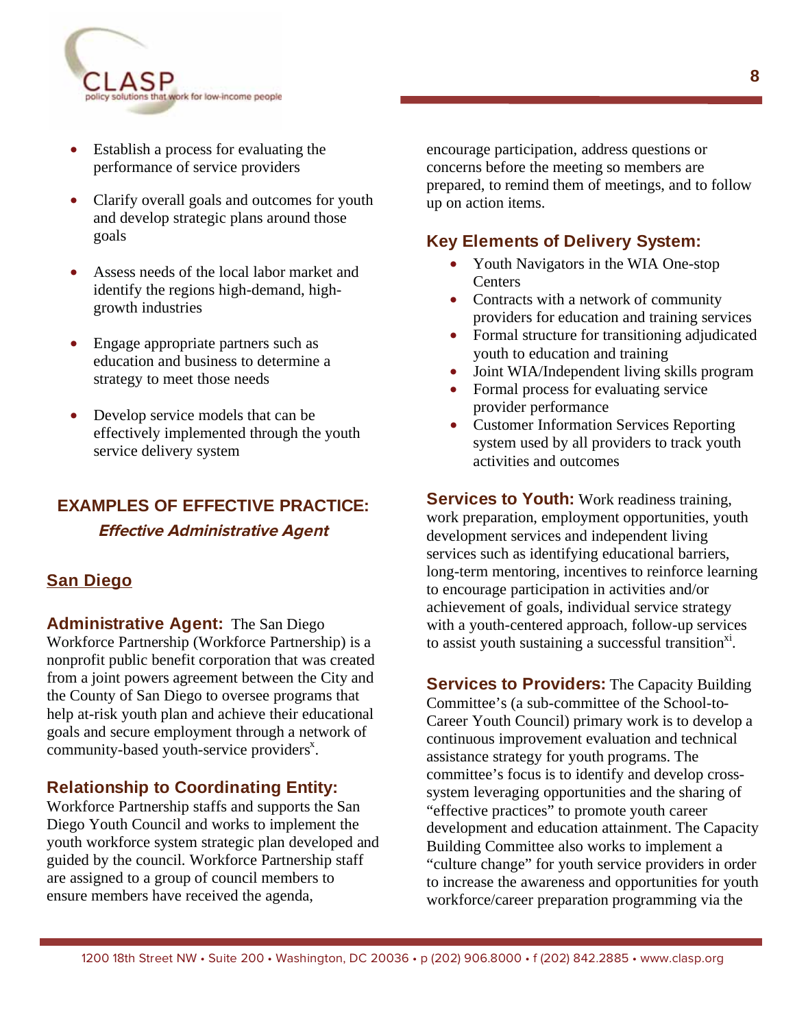- Establish a process for evaluating the performance of service providers
- Clarify overall goals and outcomes for youth and develop strategic plans around those goals
- Assess needs of the local labor market and identify the regions high-demand, high-growth industries
- Engage appropriate partners such as education and business to determine a strategy to meet those needs
- Develop service models that can be effectively implemented through the youth service delivery system

## EXAMPLES OF EFFECTIVE PRACTICE:

### *Effective Administrative Agent*

### San Diego

**Administrative Agent:** The San Diego Workforce Partnership (Workforce Partnership) is a nonprofit public benefit corporation that was created from a joint powers agreement between the City and the County of San Diego to oversee programs that help at-risk youth plan and achieve their educational goals and secure employment through a network of community-based youth-service providers[x].

**Relationship to Coordinating Entity:** Workforce Partnership staffs and supports the San Diego Youth Council and works to implement the youth workforce system strategic plan developed and guided by the council. Workforce Partnership staff are assigned to a group of council members to ensure members have received the agenda, encourage participation, address questions or concerns before the meeting so members are prepared, to remind them of meetings, and to follow up on action items.

**Key Elements of Delivery System:**

- Youth Navigators in the WIA One-stop Centers
- Contracts with a network of community providers for education and training services
- Formal structure for transitioning adjudicated youth to education and training
- Joint WIA/Independent living skills program
- Formal process for evaluating service provider performance
- Customer Information Services Reporting system used by all providers to track youth activities and outcomes

**Services to Youth:** Work readiness training, work preparation, employment opportunities, youth development services and independent living services such as identifying educational barriers, long-term mentoring, incentives to reinforce learning to encourage participation in activities and/or achievement of goals, individual service strategy with a youth-centered approach, follow-up services to assist youth sustaining a successful transition[xi].

**Services to Providers:** The Capacity Building Committee's (a sub-committee of the School-to-Career Youth Council) primary work is to develop a continuous improvement evaluation and technical assistance strategy for youth programs. The committee's focus is to identify and develop cross-system leveraging opportunities and the sharing of "effective practices" to promote youth career development and education attainment. The Capacity Building Committee also works to implement a "culture change" for youth service providers in order to increase the awareness and opportunities for youth workforce/career preparation programming via the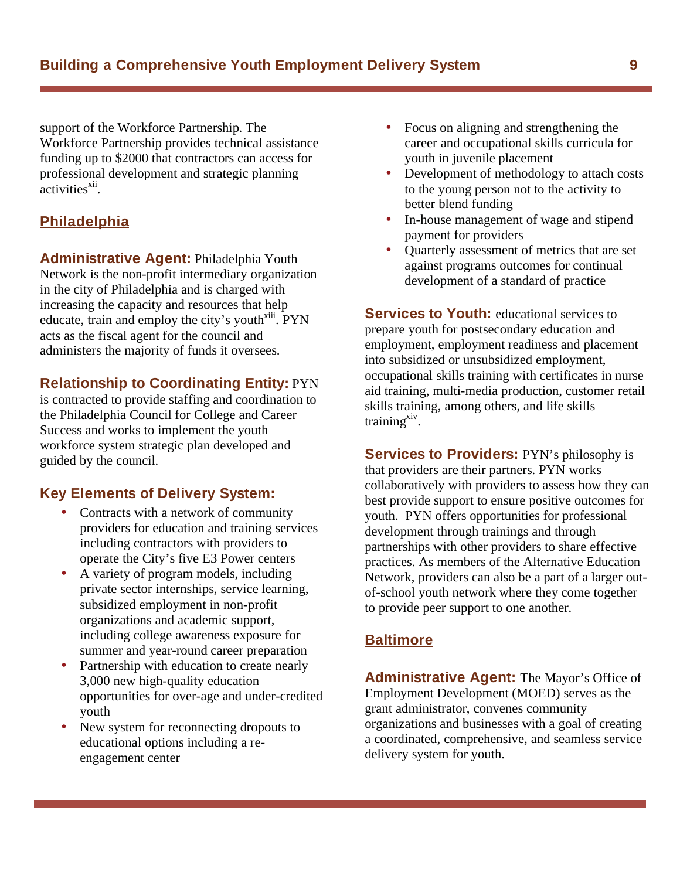support of the Workforce Partnership. The Workforce Partnership provides technical assistance funding up to $2000 that contractors can access for professional development and strategic planning activities[xii].

## Philadelphia

**Administrative Agent:** Philadelphia Youth Network is the non-profit intermediary organization in the city of Philadelphia and is charged with increasing the capacity and resources that help educate, train and employ the city's youth[xiii]. PYN acts as the fiscal agent for the council and administers the majority of funds it oversees.

**Relationship to Coordinating Entity:** PYN is contracted to provide staffing and coordination to the Philadelphia Council for College and Career Success and works to implement the youth workforce system strategic plan developed and guided by the council.

**Key Elements of Delivery System:**

- Contracts with a network of community providers for education and training services including contractors with providers to operate the City's five E3 Power centers
- A variety of program models, including private sector internships, service learning, subsidized employment in non-profit organizations and academic support, including college awareness exposure for summer and year-round career preparation
- Partnership with education to create nearly 3,000 new high-quality education opportunities for over-age and under-credited youth
- New system for reconnecting dropouts to educational options including a re-engagement center
- Focus on aligning and strengthening the career and occupational skills curricula for youth in juvenile placement
- Development of methodology to attach costs to the young person not to the activity to better blend funding
- In-house management of wage and stipend payment for providers
- Quarterly assessment of metrics that are set against programs outcomes for continual development of a standard of practice

**Services to Youth:** educational services to prepare youth for postsecondary education and employment, employment readiness and placement into subsidized or unsubsidized employment, occupational skills training with certificates in nurse aid training, multi-media production, customer retail skills training, among others, and life skills training[xiv].

**Services to Providers:** PYN's philosophy is that providers are their partners. PYN works collaboratively with providers to assess how they can best provide support to ensure positive outcomes for youth. PYN offers opportunities for professional development through trainings and through partnerships with other providers to share effective practices. As members of the Alternative Education Network, providers can also be a part of a larger out-of-school youth network where they come together to provide peer support to one another.

## Baltimore

**Administrative Agent:** The Mayor's Office of Employment Development (MOED) serves as the grant administrator, convenes community organizations and businesses with a goal of creating a coordinated, comprehensive, and seamless service delivery system for youth.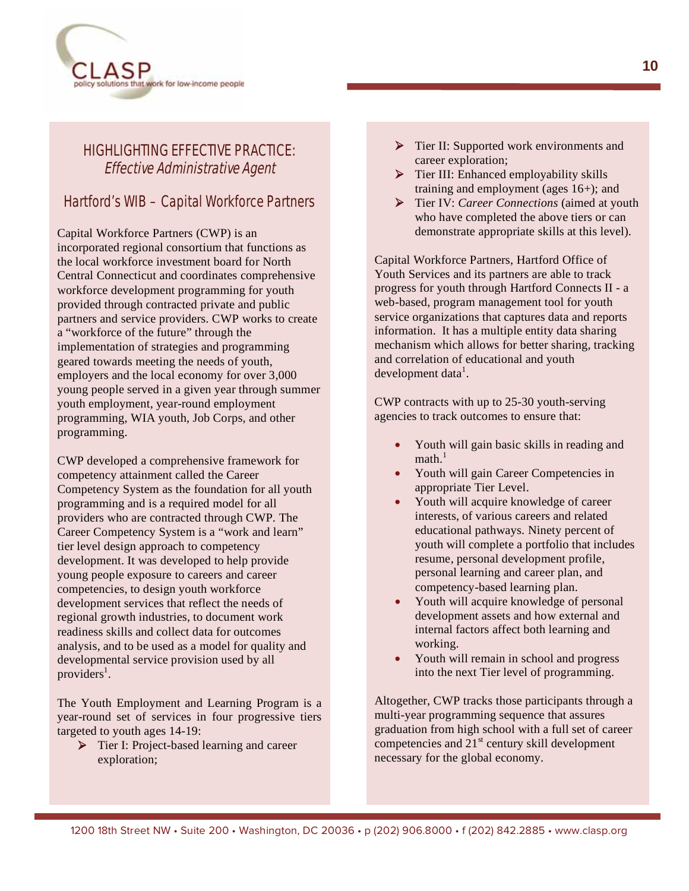## HIGHLIGHTING EFFECTIVE PRACTICE: *Effective Administrative Agent*

### Hartford's WIB – Capital Workforce Partners

Capital Workforce Partners (CWP) is an incorporated regional consortium that functions as the local workforce investment board for North Central Connecticut and coordinates comprehensive workforce development programming for youth provided through contracted private and public partners and service providers. CWP works to create a "workforce of the future" through the implementation of strategies and programming geared towards meeting the needs of youth, employers and the local economy for over 3,000 young people served in a given year through summer youth employment, year-round employment programming, WIA youth, Job Corps, and other programming.

CWP developed a comprehensive framework for competency attainment called the Career Competency System as the foundation for all youth programming and is a required model for all providers who are contracted through CWP. The Career Competency System is a "work and learn" tier level design approach to competency development. It was developed to help provide young people exposure to careers and career competencies, to design youth workforce development services that reflect the needs of regional growth industries, to document work readiness skills and collect data for outcomes analysis, and to be used as a model for quality and developmental service provision used by all providers[1].

The Youth Employment and Learning Program is a year-round set of services in four progressive tiers targeted to youth ages 14-19:

- Tier I: Project-based learning and career exploration;
- Tier II: Supported work environments and career exploration;
- Tier III: Enhanced employability skills training and employment (ages 16+); and
- Tier IV: *Career Connections* (aimed at youth who have completed the above tiers or can demonstrate appropriate skills at this level).

Capital Workforce Partners, Hartford Office of Youth Services and its partners are able to track progress for youth through Hartford Connects II - a web-based, program management tool for youth service organizations that captures data and reports information. It has a multiple entity data sharing mechanism which allows for better sharing, tracking and correlation of educational and youth development data[1].

CWP contracts with up to 25-30 youth-serving agencies to track outcomes to ensure that:

- Youth will gain basic skills in reading and math.[1]
- Youth will gain Career Competencies in appropriate Tier Level.
- Youth will acquire knowledge of career interests, of various careers and related educational pathways. Ninety percent of youth will complete a portfolio that includes resume, personal development profile, personal learning and career plan, and competency-based learning plan.
- Youth will acquire knowledge of personal development assets and how external and internal factors affect both learning and working.
- Youth will remain in school and progress into the next Tier level of programming.

Altogether, CWP tracks those participants through a multi-year programming sequence that assures graduation from high school with a full set of career competencies and 21st century skill development necessary for the global economy.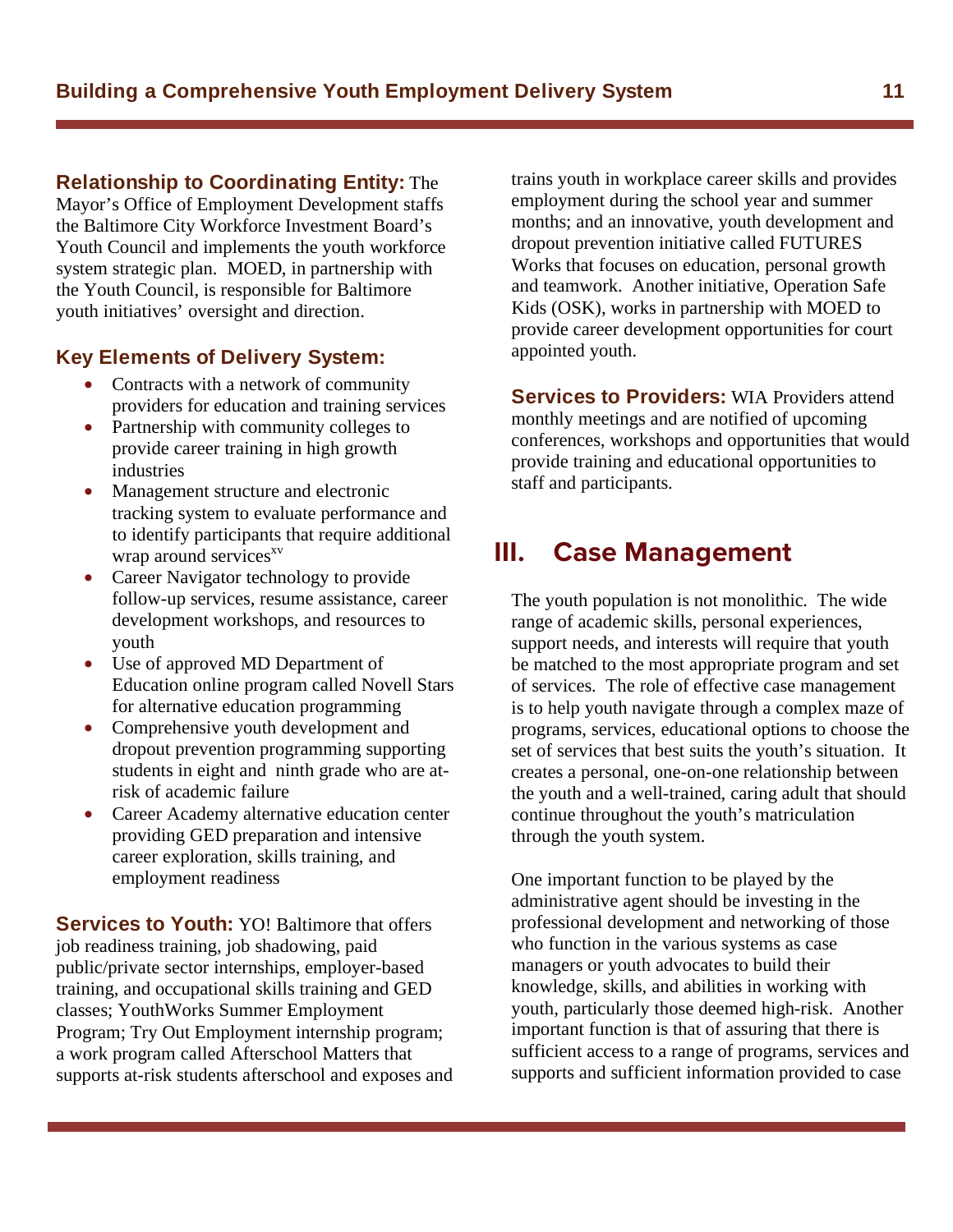**Relationship to Coordinating Entity:** The Mayor's Office of Employment Development staffs the Baltimore City Workforce Investment Board's Youth Council and implements the youth workforce system strategic plan. MOED, in partnership with the Youth Council, is responsible for Baltimore youth initiatives' oversight and direction.

**Key Elements of Delivery System:**

- Contracts with a network of community providers for education and training services
- Partnership with community colleges to provide career training in high growth industries
- Management structure and electronic tracking system to evaluate performance and to identify participants that require additional wrap around services[xv]
- Career Navigator technology to provide follow-up services, resume assistance, career development workshops, and resources to youth
- Use of approved MD Department of Education online program called Novell Stars for alternative education programming
- Comprehensive youth development and dropout prevention programming supporting students in eight and ninth grade who are at-risk of academic failure
- Career Academy alternative education center providing GED preparation and intensive career exploration, skills training, and employment readiness

**Services to Youth:** YO! Baltimore that offers job readiness training, job shadowing, paid public/private sector internships, employer-based training, and occupational skills training and GED classes; YouthWorks Summer Employment Program; Try Out Employment internship program; a work program called Afterschool Matters that supports at-risk students afterschool and exposes and trains youth in workplace career skills and provides employment during the school year and summer months; and an innovative, youth development and dropout prevention initiative called FUTURES Works that focuses on education, personal growth and teamwork. Another initiative, Operation Safe Kids (OSK), works in partnership with MOED to provide career development opportunities for court appointed youth.

**Services to Providers:** WIA Providers attend monthly meetings and are notified of upcoming conferences, workshops and opportunities that would provide training and educational opportunities to staff and participants.

# III. Case Management

The youth population is not monolithic. The wide range of academic skills, personal experiences, support needs, and interests will require that youth be matched to the most appropriate program and set of services. The role of effective case management is to help youth navigate through a complex maze of programs, services, educational options to choose the set of services that best suits the youth's situation. It creates a personal, one-on-one relationship between the youth and a well-trained, caring adult that should continue throughout the youth's matriculation through the youth system.

One important function to be played by the administrative agent should be investing in the professional development and networking of those who function in the various systems as case managers or youth advocates to build their knowledge, skills, and abilities in working with youth, particularly those deemed high-risk. Another important function is that of assuring that there is sufficient access to a range of programs, services and supports and sufficient information provided to case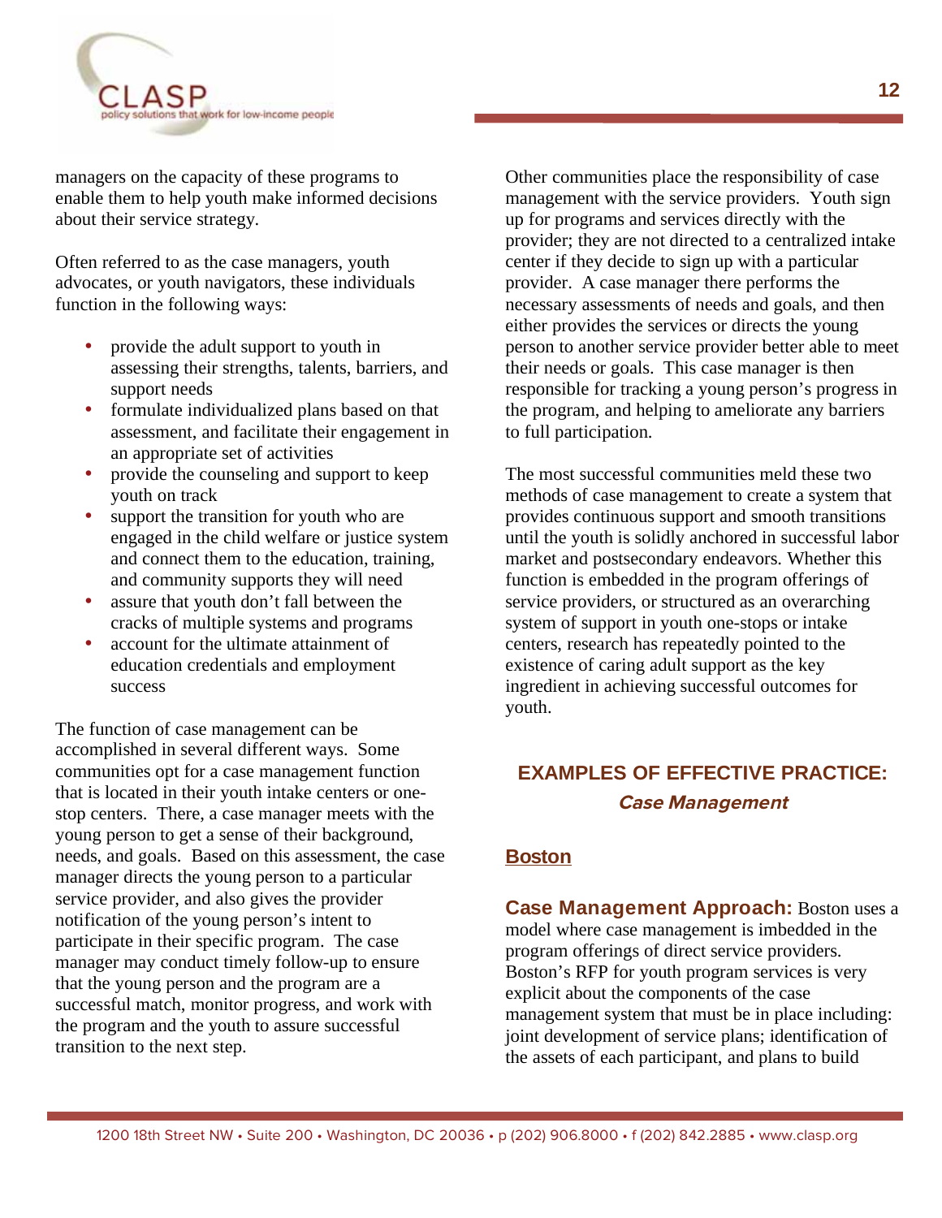managers on the capacity of these programs to enable them to help youth make informed decisions about their service strategy.

Often referred to as the case managers, youth advocates, or youth navigators, these individuals function in the following ways:

- provide the adult support to youth in assessing their strengths, talents, barriers, and support needs
- formulate individualized plans based on that assessment, and facilitate their engagement in an appropriate set of activities
- provide the counseling and support to keep youth on track
- support the transition for youth who are engaged in the child welfare or justice system and connect them to the education, training, and community supports they will need
- assure that youth don't fall between the cracks of multiple systems and programs
- account for the ultimate attainment of education credentials and employment success

The function of case management can be accomplished in several different ways. Some communities opt for a case management function that is located in their youth intake centers or one-stop centers. There, a case manager meets with the young person to get a sense of their background, needs, and goals. Based on this assessment, the case manager directs the young person to a particular service provider, and also gives the provider notification of the young person's intent to participate in their specific program. The case manager may conduct timely follow-up to ensure that the young person and the program are a successful match, monitor progress, and work with the program and the youth to assure successful transition to the next step.

Other communities place the responsibility of case management with the service providers. Youth sign up for programs and services directly with the provider; they are not directed to a centralized intake center if they decide to sign up with a particular provider. A case manager there performs the necessary assessments of needs and goals, and then either provides the services or directs the young person to another service provider better able to meet their needs or goals. This case manager is then responsible for tracking a young person's progress in the program, and helping to ameliorate any barriers to full participation.

The most successful communities meld these two methods of case management to create a system that provides continuous support and smooth transitions until the youth is solidly anchored in successful labor market and postsecondary endeavors. Whether this function is embedded in the program offerings of service providers, or structured as an overarching system of support in youth one-stops or intake centers, research has repeatedly pointed to the existence of caring adult support as the key ingredient in achieving successful outcomes for youth.

## EXAMPLES OF EFFECTIVE PRACTICE: *Case Management*

### Boston

**Case Management Approach:** Boston uses a model where case management is imbedded in the program offerings of direct service providers. Boston's RFP for youth program services is very explicit about the components of the case management system that must be in place including: joint development of service plans; identification of the assets of each participant, and plans to build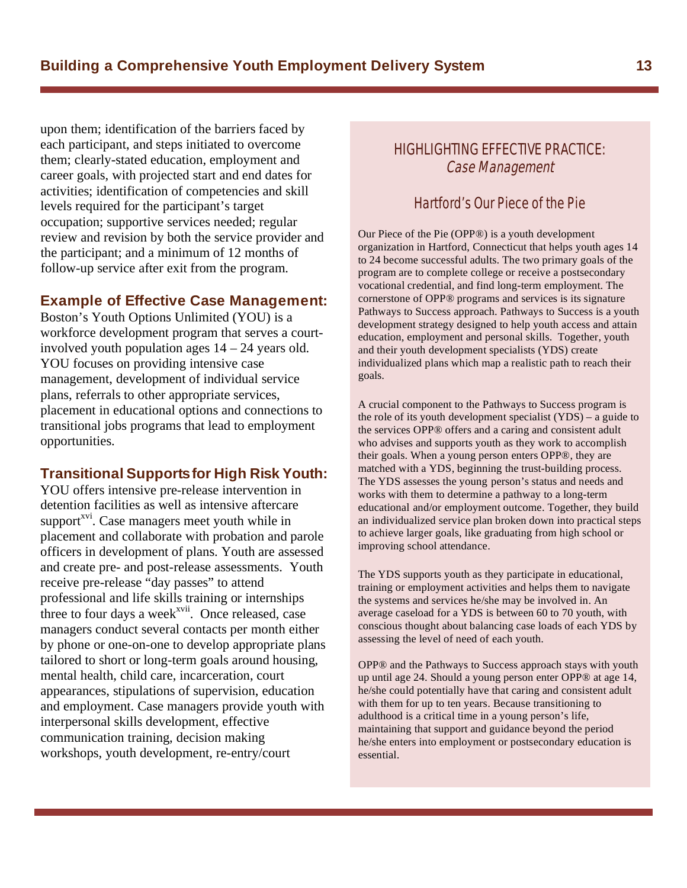upon them; identification of the barriers faced by each participant, and steps initiated to overcome them; clearly-stated education, employment and career goals, with projected start and end dates for activities; identification of competencies and skill levels required for the participant's target occupation; supportive services needed; regular review and revision by both the service provider and the participant; and a minimum of 12 months of follow-up service after exit from the program.

### Example of Effective Case Management:

Boston's Youth Options Unlimited (YOU) is a workforce development program that serves a court-involved youth population ages 14 – 24 years old. YOU focuses on providing intensive case management, development of individual service plans, referrals to other appropriate services, placement in educational options and connections to transitional jobs programs that lead to employment opportunities.

### Transitional Supports for High Risk Youth:

YOU offers intensive pre-release intervention in detention facilities as well as intensive aftercare support[xvi]. Case managers meet youth while in placement and collaborate with probation and parole officers in development of plans. Youth are assessed and create pre- and post-release assessments. Youth receive pre-release "day passes" to attend professional and life skills training or internships three to four days a week[xvii]. Once released, case managers conduct several contacts per month either by phone or one-on-one to develop appropriate plans tailored to short or long-term goals around housing, mental health, child care, incarceration, court appearances, stipulations of supervision, education and employment. Case managers provide youth with interpersonal skills development, effective communication training, decision making workshops, youth development, re-entry/court

## HIGHLIGHTING EFFECTIVE PRACTICE: *Case Management*

### Hartford's Our Piece of the Pie

Our Piece of the Pie (OPP®) is a youth development organization in Hartford, Connecticut that helps youth ages 14 to 24 become successful adults. The two primary goals of the program are to complete college or receive a postsecondary vocational credential, and find long-term employment. The cornerstone of OPP® programs and services is its signature Pathways to Success approach. Pathways to Success is a youth development strategy designed to help youth access and attain education, employment and personal skills. Together, youth and their youth development specialists (YDS) create individualized plans which map a realistic path to reach their goals.

A crucial component to the Pathways to Success program is the role of its youth development specialist (YDS) – a guide to the services OPP® offers and a caring and consistent adult who advises and supports youth as they work to accomplish their goals. When a young person enters OPP®, they are matched with a YDS, beginning the trust-building process. The YDS assesses the young person's status and needs and works with them to determine a pathway to a long-term educational and/or employment outcome. Together, they build an individualized service plan broken down into practical steps to achieve larger goals, like graduating from high school or improving school attendance.

The YDS supports youth as they participate in educational, training or employment activities and helps them to navigate the systems and services he/she may be involved in. An average caseload for a YDS is between 60 to 70 youth, with conscious thought about balancing case loads of each YDS by assessing the level of need of each youth.

OPP® and the Pathways to Success approach stays with youth up until age 24. Should a young person enter OPP® at age 14, he/she could potentially have that caring and consistent adult with them for up to ten years. Because transitioning to adulthood is a critical time in a young person's life, maintaining that support and guidance beyond the period he/she enters into employment or postsecondary education is essential.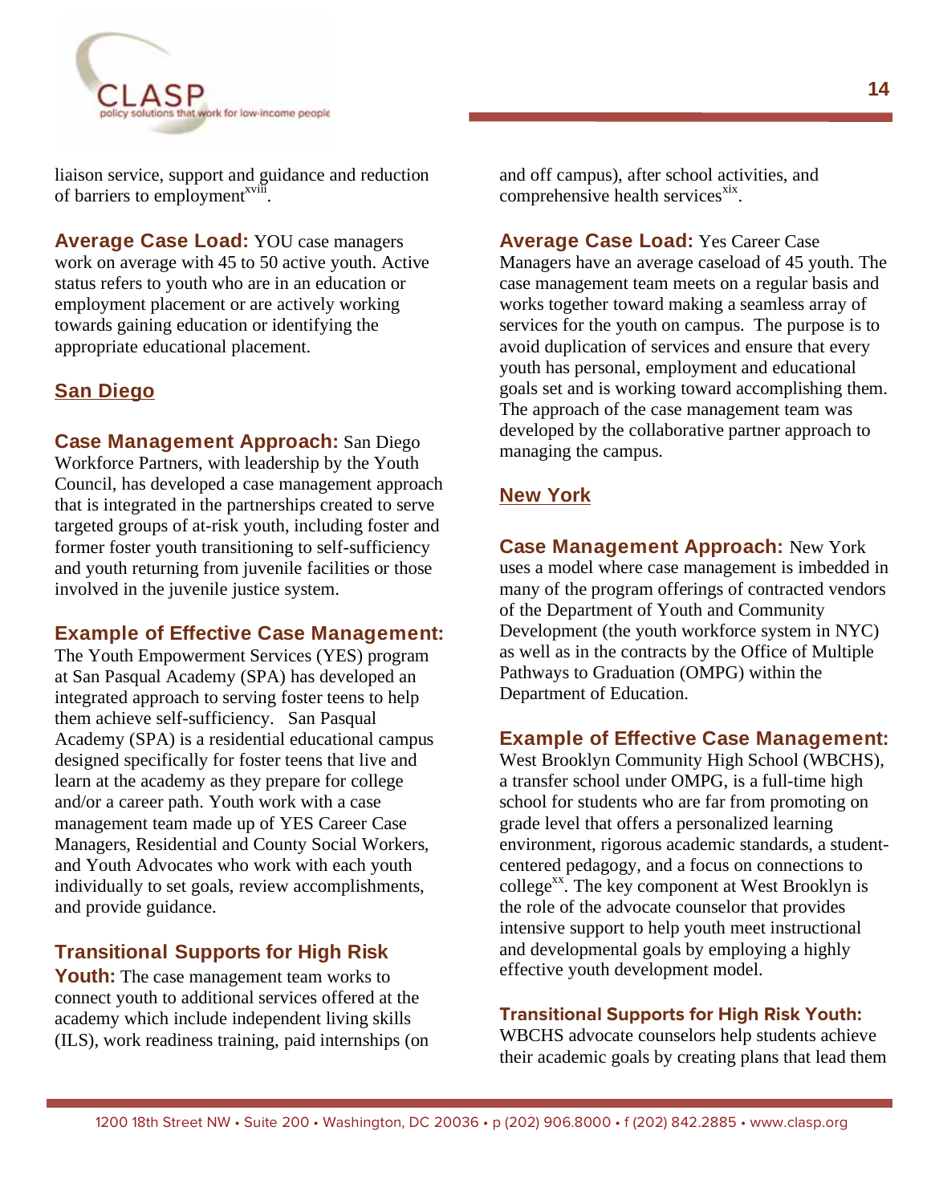liaison service, support and guidance and reduction of barriers to employment[xviii].

**Average Case Load:** YOU case managers work on average with 45 to 50 active youth. Active status refers to youth who are in an education or employment placement or are actively working towards gaining education or identifying the appropriate educational placement.

## San Diego

**Case Management Approach:** San Diego Workforce Partners, with leadership by the Youth Council, has developed a case management approach that is integrated in the partnerships created to serve targeted groups of at-risk youth, including foster and former foster youth transitioning to self-sufficiency and youth returning from juvenile facilities or those involved in the juvenile justice system.

**Example of Effective Case Management:** The Youth Empowerment Services (YES) program at San Pasqual Academy (SPA) has developed an integrated approach to serving foster teens to help them achieve self-sufficiency. San Pasqual Academy (SPA) is a residential educational campus designed specifically for foster teens that live and learn at the academy as they prepare for college and/or a career path. Youth work with a case management team made up of YES Career Case Managers, Residential and County Social Workers, and Youth Advocates who work with each youth individually to set goals, review accomplishments, and provide guidance.

**Transitional Supports for High Risk Youth:** The case management team works to connect youth to additional services offered at the academy which include independent living skills (ILS), work readiness training, paid internships (on and off campus), after school activities, and comprehensive health services[xix].

**Average Case Load:** Yes Career Case Managers have an average caseload of 45 youth. The case management team meets on a regular basis and works together toward making a seamless array of services for the youth on campus. The purpose is to avoid duplication of services and ensure that every youth has personal, employment and educational goals set and is working toward accomplishing them. The approach of the case management team was developed by the collaborative partner approach to managing the campus.

## New York

**Case Management Approach:** New York uses a model where case management is imbedded in many of the program offerings of contracted vendors of the Department of Youth and Community Development (the youth workforce system in NYC) as well as in the contracts by the Office of Multiple Pathways to Graduation (OMPG) within the Department of Education.

**Example of Effective Case Management:** West Brooklyn Community High School (WBCHS), a transfer school under OMPG, is a full-time high school for students who are far from promoting on grade level that offers a personalized learning environment, rigorous academic standards, a student-centered pedagogy, and a focus on connections to college[xx]. The key component at West Brooklyn is the role of the advocate counselor that provides intensive support to help youth meet instructional and developmental goals by employing a highly effective youth development model.

**Transitional Supports for High Risk Youth:** WBCHS advocate counselors help students achieve their academic goals by creating plans that lead them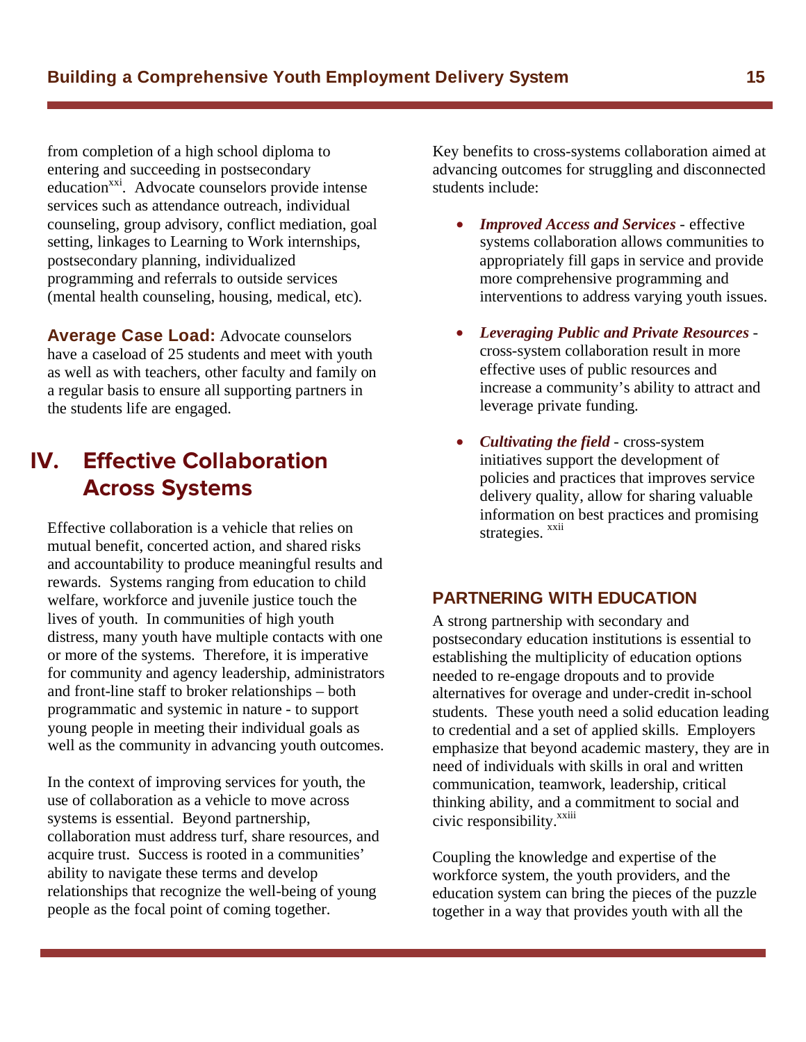from completion of a high school diploma to entering and succeeding in postsecondary education[xxi]. Advocate counselors provide intense services such as attendance outreach, individual counseling, group advisory, conflict mediation, goal setting, linkages to Learning to Work internships, postsecondary planning, individualized programming and referrals to outside services (mental health counseling, housing, medical, etc).

**Average Case Load:** Advocate counselors have a caseload of 25 students and meet with youth as well as with teachers, other faculty and family on a regular basis to ensure all supporting partners in the students life are engaged.

# IV. Effective Collaboration Across Systems

Effective collaboration is a vehicle that relies on mutual benefit, concerted action, and shared risks and accountability to produce meaningful results and rewards. Systems ranging from education to child welfare, workforce and juvenile justice touch the lives of youth. In communities of high youth distress, many youth have multiple contacts with one or more of the systems. Therefore, it is imperative for community and agency leadership, administrators and front-line staff to broker relationships – both programmatic and systemic in nature - to support young people in meeting their individual goals as well as the community in advancing youth outcomes.

In the context of improving services for youth, the use of collaboration as a vehicle to move across systems is essential. Beyond partnership, collaboration must address turf, share resources, and acquire trust. Success is rooted in a communities' ability to navigate these terms and develop relationships that recognize the well-being of young people as the focal point of coming together.

Key benefits to cross-systems collaboration aimed at advancing outcomes for struggling and disconnected students include:

- ***Improved Access and Services*** - effective systems collaboration allows communities to appropriately fill gaps in service and provide more comprehensive programming and interventions to address varying youth issues.
- ***Leveraging Public and Private Resources*** - cross-system collaboration result in more effective uses of public resources and increase a community's ability to attract and leverage private funding.
- ***Cultivating the field*** - cross-system initiatives support the development of policies and practices that improves service delivery quality, allow for sharing valuable information on best practices and promising strategies. [xxii]

## PARTNERING WITH EDUCATION

A strong partnership with secondary and postsecondary education institutions is essential to establishing the multiplicity of education options needed to re-engage dropouts and to provide alternatives for overage and under-credit in-school students. These youth need a solid education leading to credential and a set of applied skills. Employers emphasize that beyond academic mastery, they are in need of individuals with skills in oral and written communication, teamwork, leadership, critical thinking ability, and a commitment to social and civic responsibility.[xxiii]

Coupling the knowledge and expertise of the workforce system, the youth providers, and the education system can bring the pieces of the puzzle together in a way that provides youth with all the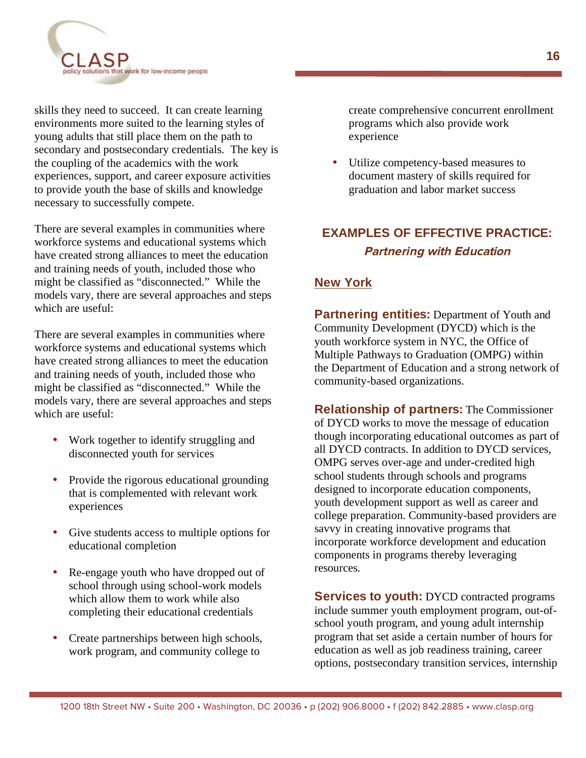skills they need to succeed. It can create learning environments more suited to the learning styles of young adults that still place them on the path to secondary and postsecondary credentials. The key is the coupling of the academics with the work experiences, support, and career exposure activities to provide youth the base of skills and knowledge necessary to successfully compete.

There are several examples in communities where workforce systems and educational systems which have created strong alliances to meet the education and training needs of youth, included those who might be classified as "disconnected." While the models vary, there are several approaches and steps which are useful:

There are several examples in communities where workforce systems and educational systems which have created strong alliances to meet the education and training needs of youth, included those who might be classified as "disconnected." While the models vary, there are several approaches and steps which are useful:

- Work together to identify struggling and disconnected youth for services
- Provide the rigorous educational grounding that is complemented with relevant work experiences
- Give students access to multiple options for educational completion
- Re-engage youth who have dropped out of school through using school-work models which allow them to work while also completing their educational credentials
- Create partnerships between high schools, work program, and community college to create comprehensive concurrent enrollment programs which also provide work experience
- Utilize competency-based measures to document mastery of skills required for graduation and labor market success

## EXAMPLES OF EFFECTIVE PRACTICE:
### *Partnering with Education*

### New York

**Partnering entities:** Department of Youth and Community Development (DYCD) which is the youth workforce system in NYC, the Office of Multiple Pathways to Graduation (OMPG) within the Department of Education and a strong network of community-based organizations.

**Relationship of partners:** The Commissioner of DYCD works to move the message of education though incorporating educational outcomes as part of all DYCD contracts. In addition to DYCD services, OMPG serves over-age and under-credited high school students through schools and programs designed to incorporate education components, youth development support as well as career and college preparation. Community-based providers are savvy in creating innovative programs that incorporate workforce development and education components in programs thereby leveraging resources.

**Services to youth:** DYCD contracted programs include summer youth employment program, out-of-school youth program, and young adult internship program that set aside a certain number of hours for education as well as job readiness training, career options, postsecondary transition services, internship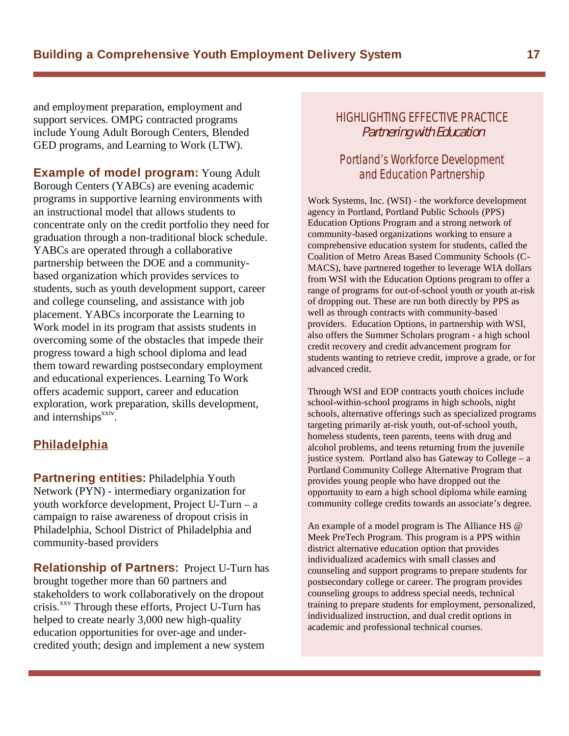and employment preparation, employment and support services. OMPG contracted programs include Young Adult Borough Centers, Blended GED programs, and Learning to Work (LTW).

**Example of model program:** Young Adult Borough Centers (YABCs) are evening academic programs in supportive learning environments with an instructional model that allows students to concentrate only on the credit portfolio they need for graduation through a non-traditional block schedule. YABCs are operated through a collaborative partnership between the DOE and a community-based organization which provides services to students, such as youth development support, career and college counseling, and assistance with job placement. YABCs incorporate the Learning to Work model in its program that assists students in overcoming some of the obstacles that impede their progress toward a high school diploma and lead them toward rewarding postsecondary employment and educational experiences. Learning To Work offers academic support, career and education exploration, work preparation, skills development, and internships[xxiv].

## Philadelphia

**Partnering entities:** Philadelphia Youth Network (PYN) - intermediary organization for youth workforce development, Project U-Turn – a campaign to raise awareness of dropout crisis in Philadelphia, School District of Philadelphia and community-based providers

**Relationship of Partners:** Project U-Turn has brought together more than 60 partners and stakeholders to work collaboratively on the dropout crisis.[xxv] Through these efforts, Project U-Turn has helped to create nearly 3,000 new high-quality education opportunities for over-age and under-credited youth; design and implement a new system

### HIGHLIGHTING EFFECTIVE PRACTICE
*Partnering with Education*

### Portland's Workforce Development and Education Partnership

Work Systems, Inc. (WSI) - the workforce development agency in Portland, Portland Public Schools (PPS) Education Options Program and a strong network of community-based organizations working to ensure a comprehensive education system for students, called the Coalition of Metro Areas Based Community Schools (C-MACS), have partnered together to leverage WIA dollars from WSI with the Education Options program to offer a range of programs for out-of-school youth or youth at-risk of dropping out. These are run both directly by PPS as well as through contracts with community-based providers. Education Options, in partnership with WSI, also offers the Summer Scholars program - a high school credit recovery and credit advancement program for students wanting to retrieve credit, improve a grade, or for advanced credit.

Through WSI and EOP contracts youth choices include school-within-school programs in high schools, night schools, alternative offerings such as specialized programs targeting primarily at-risk youth, out-of-school youth, homeless students, teen parents, teens with drug and alcohol problems, and teens returning from the juvenile justice system. Portland also has Gateway to College – a Portland Community College Alternative Program that provides young people who have dropped out the opportunity to earn a high school diploma while earning community college credits towards an associate's degree.

An example of a model program is The Alliance HS @ Meek PreTech Program. This program is a PPS within district alternative education option that provides individualized academics with small classes and counseling and support programs to prepare students for postsecondary college or career. The program provides counseling groups to address special needs, technical training to prepare students for employment, personalized, individualized instruction, and dual credit options in academic and professional technical courses.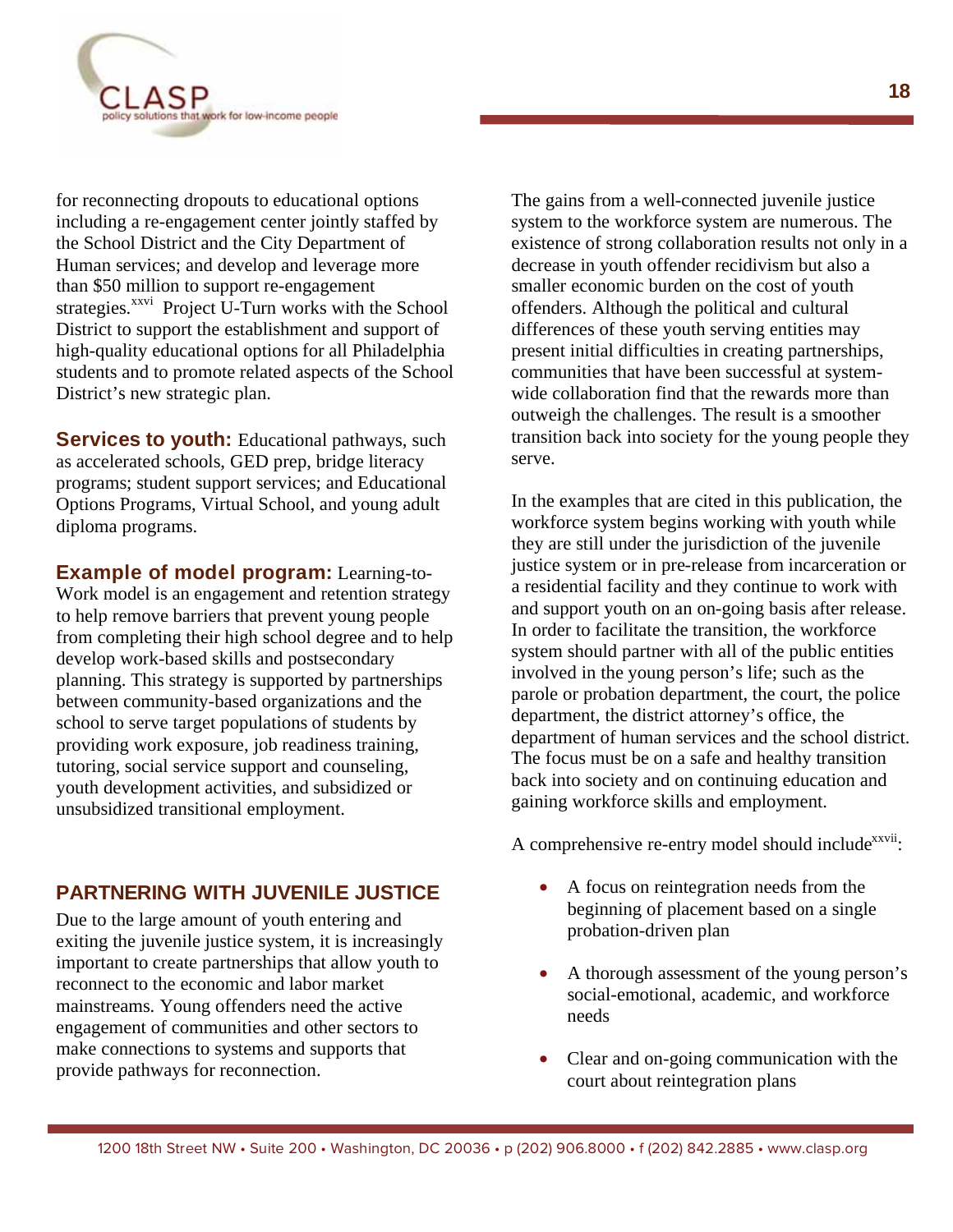for reconnecting dropouts to educational options including a re-engagement center jointly staffed by the School District and the City Department of Human services; and develop and leverage more than $50 million to support re-engagement strategies.[xxvi] Project U-Turn works with the School District to support the establishment and support of high-quality educational options for all Philadelphia students and to promote related aspects of the School District's new strategic plan.

**Services to youth:** Educational pathways, such as accelerated schools, GED prep, bridge literacy programs; student support services; and Educational Options Programs, Virtual School, and young adult diploma programs.

**Example of model program:** Learning-to-Work model is an engagement and retention strategy to help remove barriers that prevent young people from completing their high school degree and to help develop work-based skills and postsecondary planning. This strategy is supported by partnerships between community-based organizations and the school to serve target populations of students by providing work exposure, job readiness training, tutoring, social service support and counseling, youth development activities, and subsidized or unsubsidized transitional employment.

## PARTNERING WITH JUVENILE JUSTICE

Due to the large amount of youth entering and exiting the juvenile justice system, it is increasingly important to create partnerships that allow youth to reconnect to the economic and labor market mainstreams. Young offenders need the active engagement of communities and other sectors to make connections to systems and supports that provide pathways for reconnection.

The gains from a well-connected juvenile justice system to the workforce system are numerous. The existence of strong collaboration results not only in a decrease in youth offender recidivism but also a smaller economic burden on the cost of youth offenders. Although the political and cultural differences of these youth serving entities may present initial difficulties in creating partnerships, communities that have been successful at system-wide collaboration find that the rewards more than outweigh the challenges. The result is a smoother transition back into society for the young people they serve.

In the examples that are cited in this publication, the workforce system begins working with youth while they are still under the jurisdiction of the juvenile justice system or in pre-release from incarceration or a residential facility and they continue to work with and support youth on an on-going basis after release. In order to facilitate the transition, the workforce system should partner with all of the public entities involved in the young person's life; such as the parole or probation department, the court, the police department, the district attorney's office, the department of human services and the school district. The focus must be on a safe and healthy transition back into society and on continuing education and gaining workforce skills and employment.

A comprehensive re-entry model should include[xxvii]:

- A focus on reintegration needs from the beginning of placement based on a single probation-driven plan
- A thorough assessment of the young person's social-emotional, academic, and workforce needs
- Clear and on-going communication with the court about reintegration plans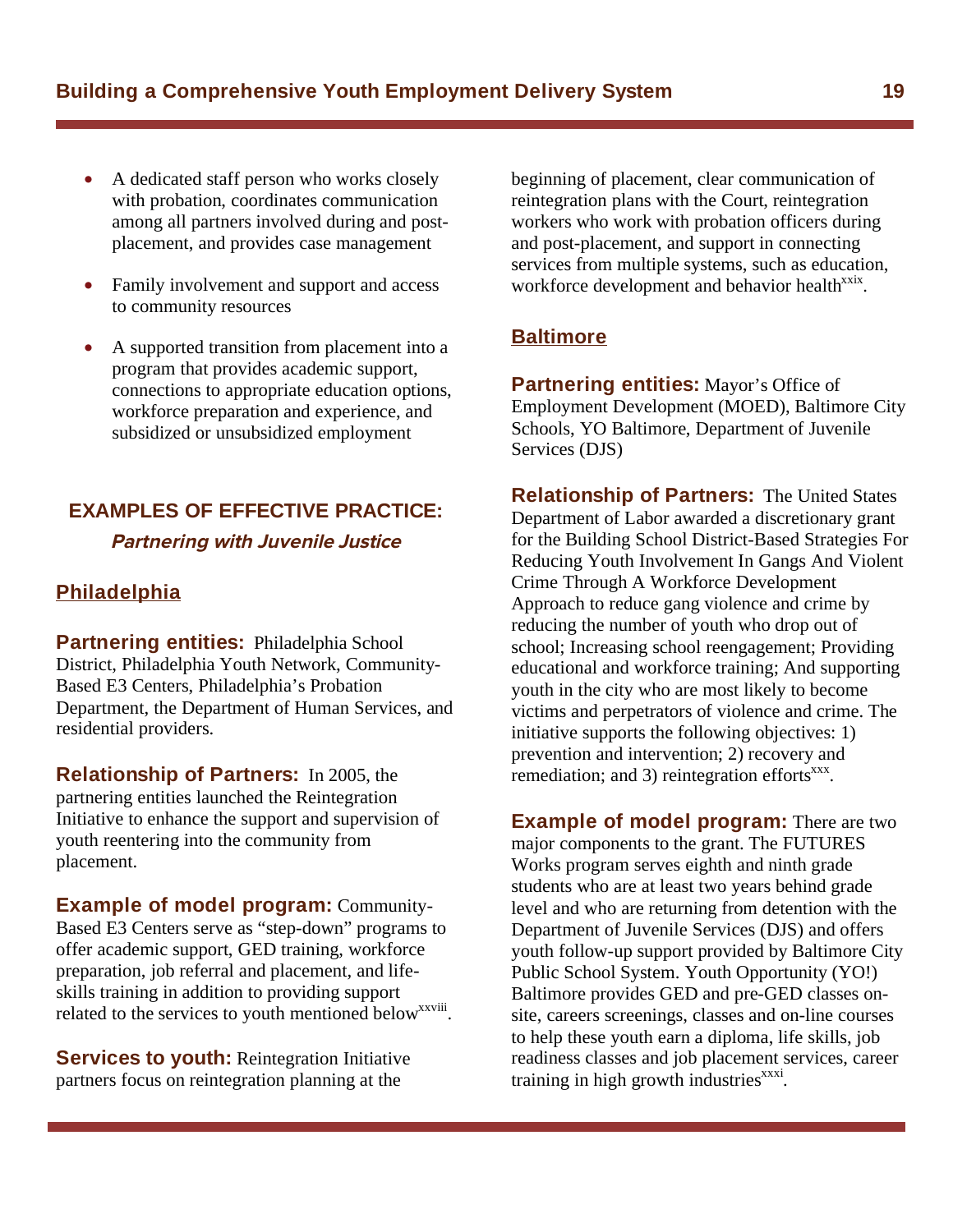- A dedicated staff person who works closely with probation, coordinates communication among all partners involved during and post-placement, and provides case management

- Family involvement and support and access to community resources

- A supported transition from placement into a program that provides academic support, connections to appropriate education options, workforce preparation and experience, and subsidized or unsubsidized employment

## EXAMPLES OF EFFECTIVE PRACTICE:

### *Partnering with Juvenile Justice*

### Philadelphia

**Partnering entities:** Philadelphia School District, Philadelphia Youth Network, Community-Based E3 Centers, Philadelphia's Probation Department, the Department of Human Services, and residential providers.

**Relationship of Partners:** In 2005, the partnering entities launched the Reintegration Initiative to enhance the support and supervision of youth reentering into the community from placement.

**Example of model program:** Community-Based E3 Centers serve as "step-down" programs to offer academic support, GED training, workforce preparation, job referral and placement, and life-skills training in addition to providing support related to the services to youth mentioned below[xxviii].

**Services to youth:** Reintegration Initiative partners focus on reintegration planning at the beginning of placement, clear communication of reintegration plans with the Court, reintegration workers who work with probation officers during and post-placement, and support in connecting services from multiple systems, such as education, workforce development and behavior health[xxix].

### Baltimore

**Partnering entities:** Mayor's Office of Employment Development (MOED), Baltimore City Schools, YO Baltimore, Department of Juvenile Services (DJS)

**Relationship of Partners:** The United States Department of Labor awarded a discretionary grant for the Building School District-Based Strategies For Reducing Youth Involvement In Gangs And Violent Crime Through A Workforce Development Approach to reduce gang violence and crime by reducing the number of youth who drop out of school; Increasing school reengagement; Providing educational and workforce training; And supporting youth in the city who are most likely to become victims and perpetrators of violence and crime. The initiative supports the following objectives: 1) prevention and intervention; 2) recovery and remediation; and 3) reintegration efforts[xxx].

**Example of model program:** There are two major components to the grant. The FUTURES Works program serves eighth and ninth grade students who are at least two years behind grade level and who are returning from detention with the Department of Juvenile Services (DJS) and offers youth follow-up support provided by Baltimore City Public School System. Youth Opportunity (YO!) Baltimore provides GED and pre-GED classes on-site, careers screenings, classes and on-line courses to help these youth earn a diploma, life skills, job readiness classes and job placement services, career training in high growth industries[xxxi].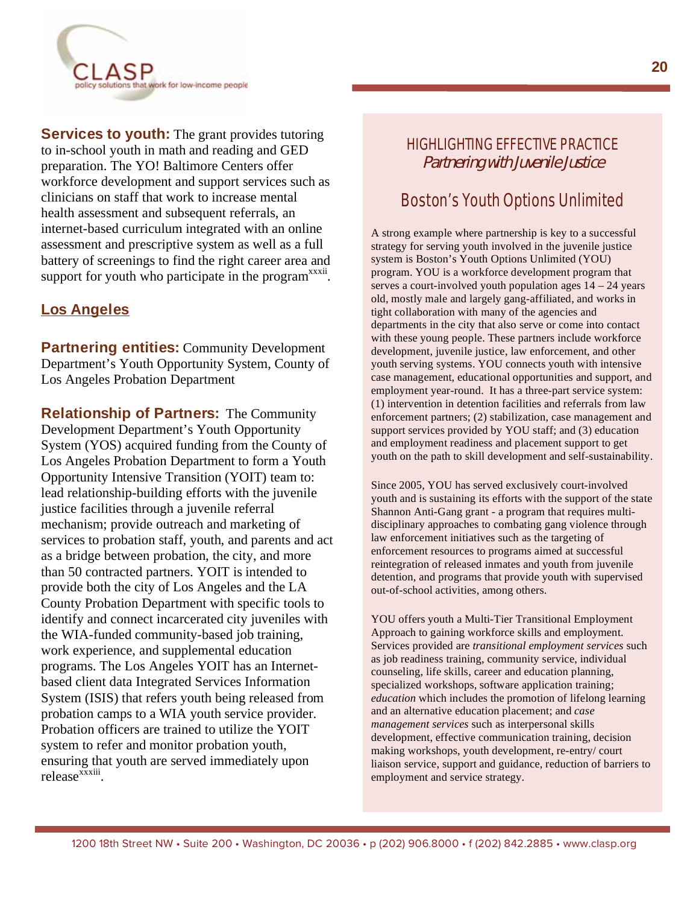**Services to youth:** The grant provides tutoring to in-school youth in math and reading and GED preparation. The YO! Baltimore Centers offer workforce development and support services such as clinicians on staff that work to increase mental health assessment and subsequent referrals, an internet-based curriculum integrated with an online assessment and prescriptive system as well as a full battery of screenings to find the right career area and support for youth who participate in the program[xxxii].

## Los Angeles

**Partnering entities:** Community Development Department's Youth Opportunity System, County of Los Angeles Probation Department

**Relationship of Partners:** The Community Development Department's Youth Opportunity System (YOS) acquired funding from the County of Los Angeles Probation Department to form a Youth Opportunity Intensive Transition (YOIT) team to: lead relationship-building efforts with the juvenile justice facilities through a juvenile referral mechanism; provide outreach and marketing of services to probation staff, youth, and parents and act as a bridge between probation, the city, and more than 50 contracted partners. YOIT is intended to provide both the city of Los Angeles and the LA County Probation Department with specific tools to identify and connect incarcerated city juveniles with the WIA-funded community-based job training, work experience, and supplemental education programs. The Los Angeles YOIT has an Internet-based client data Integrated Services Information System (ISIS) that refers youth being released from probation camps to a WIA youth service provider. Probation officers are trained to utilize the YOIT system to refer and monitor probation youth, ensuring that youth are served immediately upon release[xxxiii].

### HIGHLIGHTING EFFECTIVE PRACTICE
*Partnering with Juvenile Justice*

### Boston's Youth Options Unlimited

A strong example where partnership is key to a successful strategy for serving youth involved in the juvenile justice system is Boston's Youth Options Unlimited (YOU) program. YOU is a workforce development program that serves a court-involved youth population ages 14 – 24 years old, mostly male and largely gang-affiliated, and works in tight collaboration with many of the agencies and departments in the city that also serve or come into contact with these young people. These partners include workforce development, juvenile justice, law enforcement, and other youth serving systems. YOU connects youth with intensive case management, educational opportunities and support, and employment year-round. It has a three-part service system: (1) intervention in detention facilities and referrals from law enforcement partners; (2) stabilization, case management and support services provided by YOU staff; and (3) education and employment readiness and placement support to get youth on the path to skill development and self-sustainability.

Since 2005, YOU has served exclusively court-involved youth and is sustaining its efforts with the support of the state Shannon Anti-Gang grant - a program that requires multi-disciplinary approaches to combating gang violence through law enforcement initiatives such as the targeting of enforcement resources to programs aimed at successful reintegration of released inmates and youth from juvenile detention, and programs that provide youth with supervised out-of-school activities, among others.

YOU offers youth a Multi-Tier Transitional Employment Approach to gaining workforce skills and employment. Services provided are *transitional employment services* such as job readiness training, community service, individual counseling, life skills, career and education planning, specialized workshops, software application training; *education* which includes the promotion of lifelong learning and an alternative education placement; and *case management services* such as interpersonal skills development, effective communication training, decision making workshops, youth development, re-entry/ court liaison service, support and guidance, reduction of barriers to employment and service strategy.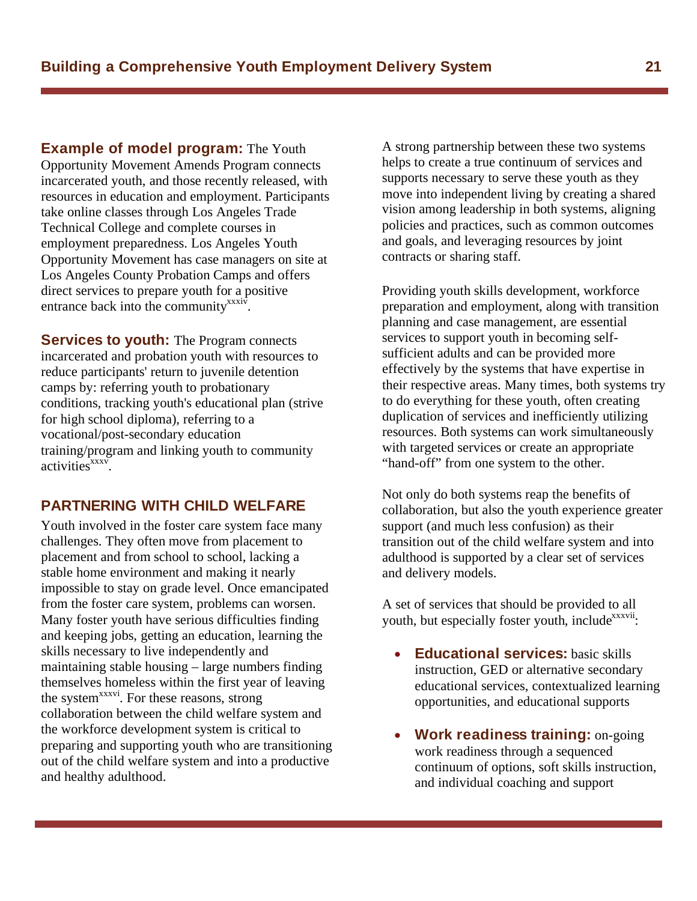**Example of model program:** The Youth Opportunity Movement Amends Program connects incarcerated youth, and those recently released, with resources in education and employment. Participants take online classes through Los Angeles Trade Technical College and complete courses in employment preparedness. Los Angeles Youth Opportunity Movement has case managers on site at Los Angeles County Probation Camps and offers direct services to prepare youth for a positive entrance back into the community[xxxiv].

**Services to youth:** The Program connects incarcerated and probation youth with resources to reduce participants' return to juvenile detention camps by: referring youth to probationary conditions, tracking youth's educational plan (strive for high school diploma), referring to a vocational/post-secondary education training/program and linking youth to community activities[xxxv].

## PARTNERING WITH CHILD WELFARE

Youth involved in the foster care system face many challenges. They often move from placement to placement and from school to school, lacking a stable home environment and making it nearly impossible to stay on grade level. Once emancipated from the foster care system, problems can worsen. Many foster youth have serious difficulties finding and keeping jobs, getting an education, learning the skills necessary to live independently and maintaining stable housing – large numbers finding themselves homeless within the first year of leaving the system[xxxvi]. For these reasons, strong collaboration between the child welfare system and the workforce development system is critical to preparing and supporting youth who are transitioning out of the child welfare system and into a productive and healthy adulthood.

A strong partnership between these two systems helps to create a true continuum of services and supports necessary to serve these youth as they move into independent living by creating a shared vision among leadership in both systems, aligning policies and practices, such as common outcomes and goals, and leveraging resources by joint contracts or sharing staff.

Providing youth skills development, workforce preparation and employment, along with transition planning and case management, are essential services to support youth in becoming self-sufficient adults and can be provided more effectively by the systems that have expertise in their respective areas. Many times, both systems try to do everything for these youth, often creating duplication of services and inefficiently utilizing resources. Both systems can work simultaneously with targeted services or create an appropriate "hand-off" from one system to the other.

Not only do both systems reap the benefits of collaboration, but also the youth experience greater support (and much less confusion) as their transition out of the child welfare system and into adulthood is supported by a clear set of services and delivery models.

A set of services that should be provided to all youth, but especially foster youth, include[xxxvii]:

- **Educational services:** basic skills instruction, GED or alternative secondary educational services, contextualized learning opportunities, and educational supports
- **Work readiness training:** on-going work readiness through a sequenced continuum of options, soft skills instruction, and individual coaching and support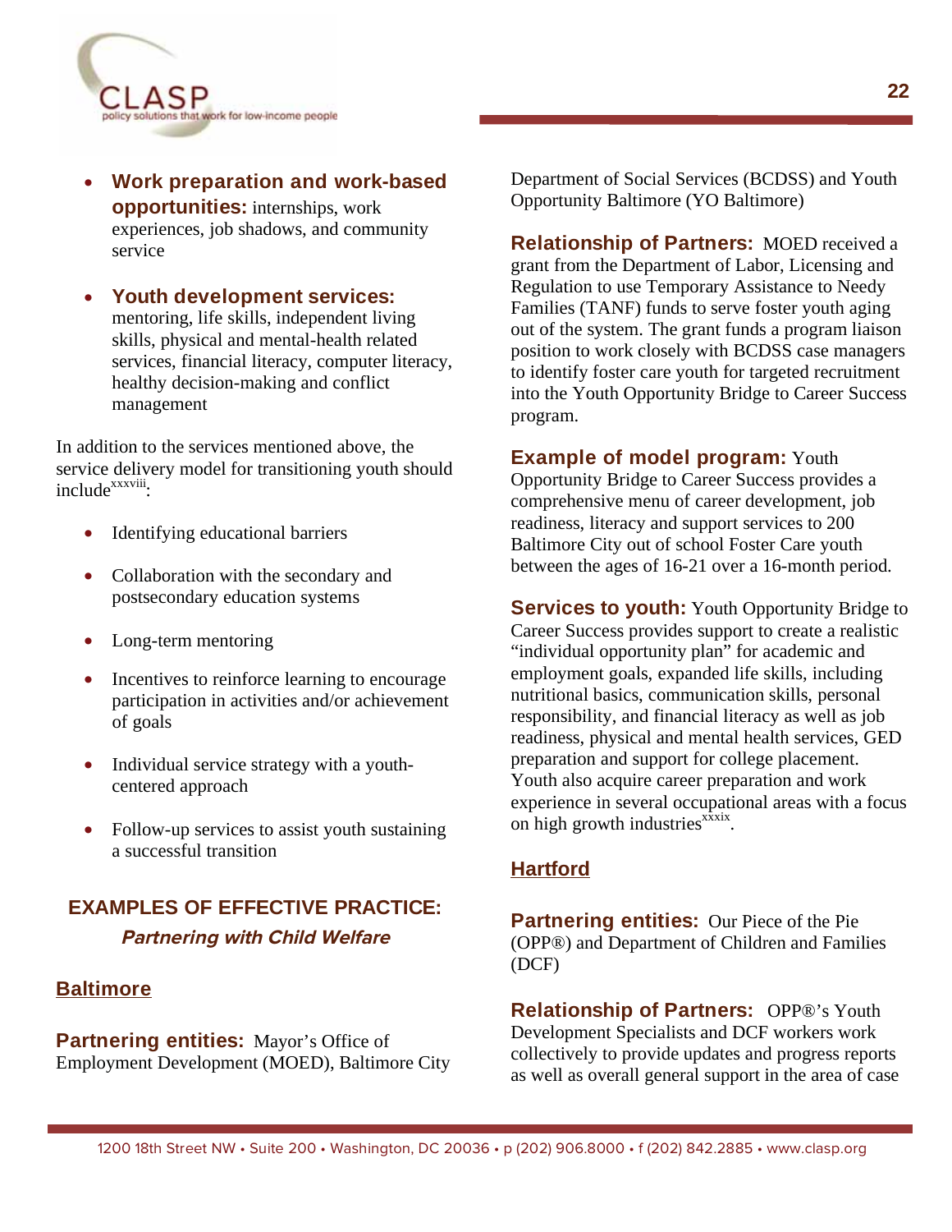- **Work preparation and work-based opportunities:** internships, work experiences, job shadows, and community service

- **Youth development services:** mentoring, life skills, independent living skills, physical and mental-health related services, financial literacy, computer literacy, healthy decision-making and conflict management

In addition to the services mentioned above, the service delivery model for transitioning youth should include[xxxviii]:

- Identifying educational barriers
- Collaboration with the secondary and postsecondary education systems
- Long-term mentoring
- Incentives to reinforce learning to encourage participation in activities and/or achievement of goals
- Individual service strategy with a youth-centered approach
- Follow-up services to assist youth sustaining a successful transition

## EXAMPLES OF EFFECTIVE PRACTICE:

### *Partnering with Child Welfare*

### Baltimore

**Partnering entities:** Mayor's Office of Employment Development (MOED), Baltimore City Department of Social Services (BCDSS) and Youth Opportunity Baltimore (YO Baltimore)

**Relationship of Partners:** MOED received a grant from the Department of Labor, Licensing and Regulation to use Temporary Assistance to Needy Families (TANF) funds to serve foster youth aging out of the system. The grant funds a program liaison position to work closely with BCDSS case managers to identify foster care youth for targeted recruitment into the Youth Opportunity Bridge to Career Success program.

**Example of model program:** Youth Opportunity Bridge to Career Success provides a comprehensive menu of career development, job readiness, literacy and support services to 200 Baltimore City out of school Foster Care youth between the ages of 16-21 over a 16-month period.

**Services to youth:** Youth Opportunity Bridge to Career Success provides support to create a realistic "individual opportunity plan" for academic and employment goals, expanded life skills, including nutritional basics, communication skills, personal responsibility, and financial literacy as well as job readiness, physical and mental health services, GED preparation and support for college placement. Youth also acquire career preparation and work experience in several occupational areas with a focus on high growth industries[xxxix].

### Hartford

**Partnering entities:** Our Piece of the Pie (OPP®) and Department of Children and Families (DCF)

**Relationship of Partners:** OPP®'s Youth Development Specialists and DCF workers work collectively to provide updates and progress reports as well as overall general support in the area of case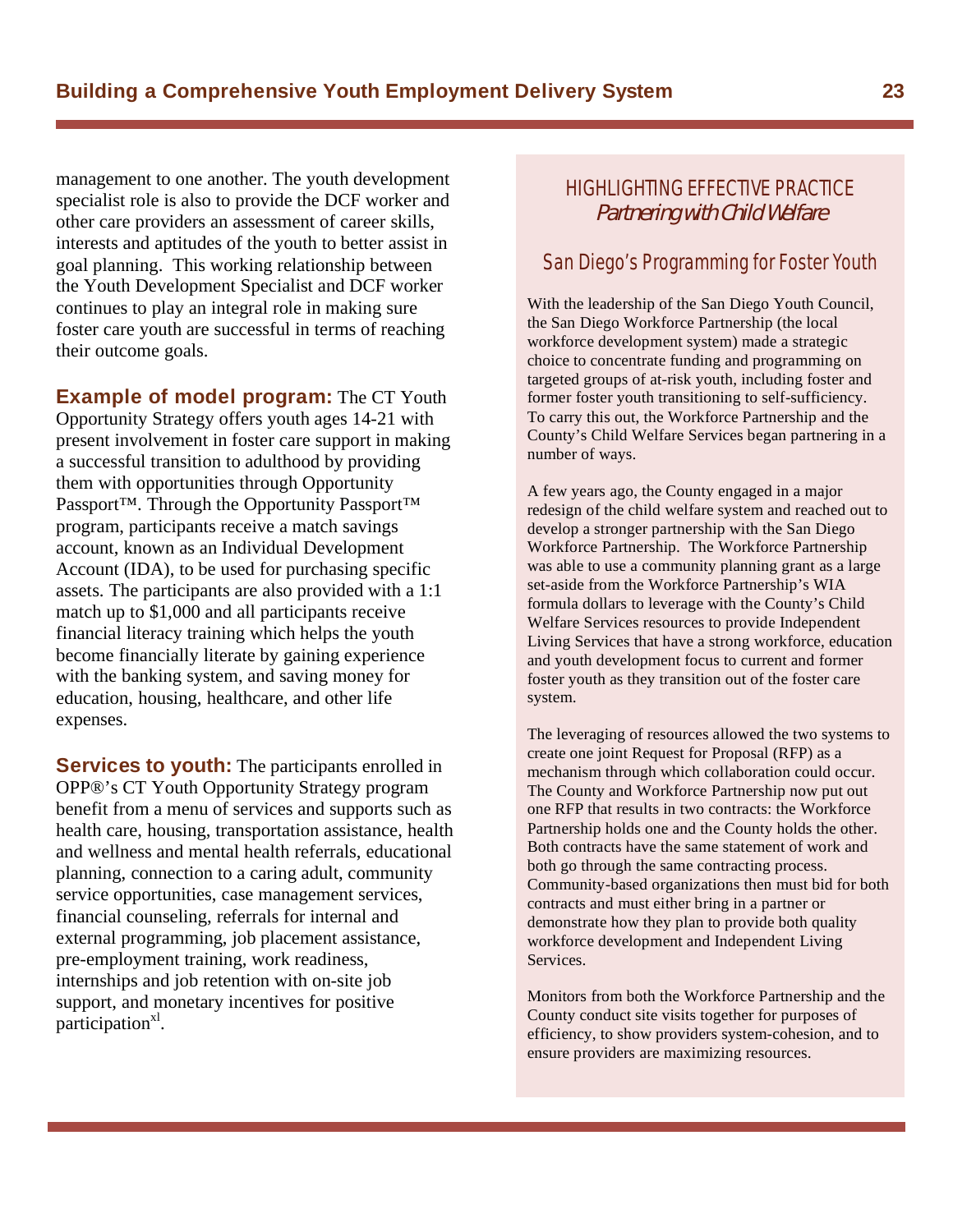management to one another. The youth development specialist role is also to provide the DCF worker and other care providers an assessment of career skills, interests and aptitudes of the youth to better assist in goal planning. This working relationship between the Youth Development Specialist and DCF worker continues to play an integral role in making sure foster care youth are successful in terms of reaching their outcome goals.

**Example of model program:** The CT Youth Opportunity Strategy offers youth ages 14-21 with present involvement in foster care support in making a successful transition to adulthood by providing them with opportunities through Opportunity Passport™. Through the Opportunity Passport™ program, participants receive a match savings account, known as an Individual Development Account (IDA), to be used for purchasing specific assets. The participants are also provided with a 1:1 match up to $1,000 and all participants receive financial literacy training which helps the youth become financially literate by gaining experience with the banking system, and saving money for education, housing, healthcare, and other life expenses.

**Services to youth:** The participants enrolled in OPP®'s CT Youth Opportunity Strategy program benefit from a menu of services and supports such as health care, housing, transportation assistance, health and wellness and mental health referrals, educational planning, connection to a caring adult, community service opportunities, case management services, financial counseling, referrals for internal and external programming, job placement assistance, pre-employment training, work readiness, internships and job retention with on-site job support, and monetary incentives for positive participation[xl].

## HIGHLIGHTING EFFECTIVE PRACTICE
*Partnering with Child Welfare*

### San Diego's Programming for Foster Youth

With the leadership of the San Diego Youth Council, the San Diego Workforce Partnership (the local workforce development system) made a strategic choice to concentrate funding and programming on targeted groups of at-risk youth, including foster and former foster youth transitioning to self-sufficiency. To carry this out, the Workforce Partnership and the County's Child Welfare Services began partnering in a number of ways.

A few years ago, the County engaged in a major redesign of the child welfare system and reached out to develop a stronger partnership with the San Diego Workforce Partnership. The Workforce Partnership was able to use a community planning grant as a large set-aside from the Workforce Partnership's WIA formula dollars to leverage with the County's Child Welfare Services resources to provide Independent Living Services that have a strong workforce, education and youth development focus to current and former foster youth as they transition out of the foster care system.

The leveraging of resources allowed the two systems to create one joint Request for Proposal (RFP) as a mechanism through which collaboration could occur. The County and Workforce Partnership now put out one RFP that results in two contracts: the Workforce Partnership holds one and the County holds the other. Both contracts have the same statement of work and both go through the same contracting process. Community-based organizations then must bid for both contracts and must either bring in a partner or demonstrate how they plan to provide both quality workforce development and Independent Living Services.

Monitors from both the Workforce Partnership and the County conduct site visits together for purposes of efficiency, to show providers system-cohesion, and to ensure providers are maximizing resources.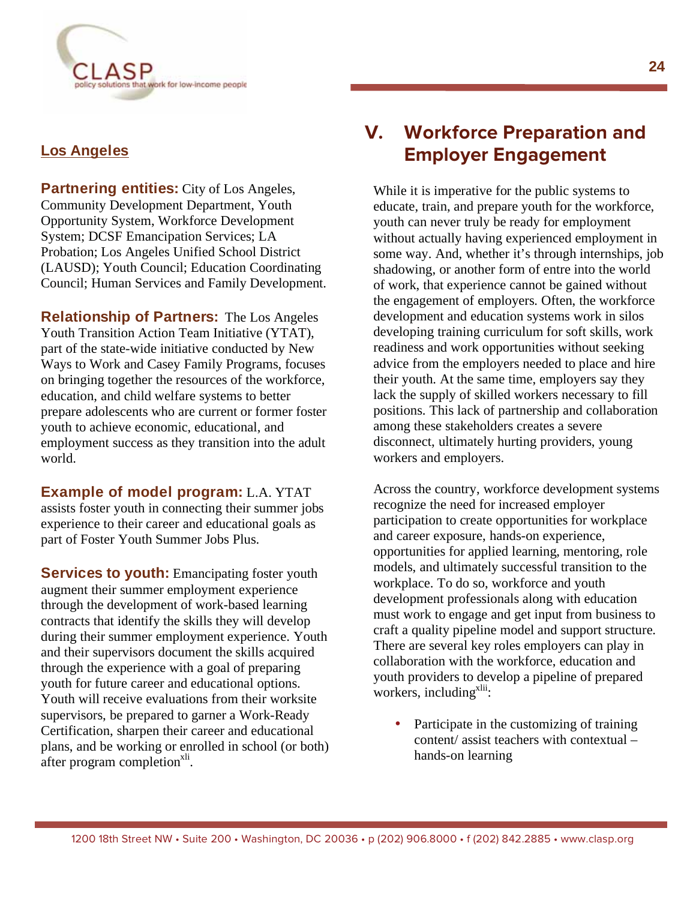## Los Angeles

**Partnering entities:** City of Los Angeles, Community Development Department, Youth Opportunity System, Workforce Development System; DCSF Emancipation Services; LA Probation; Los Angeles Unified School District (LAUSD); Youth Council; Education Coordinating Council; Human Services and Family Development.

**Relationship of Partners:** The Los Angeles Youth Transition Action Team Initiative (YTAT), part of the state-wide initiative conducted by New Ways to Work and Casey Family Programs, focuses on bringing together the resources of the workforce, education, and child welfare systems to better prepare adolescents who are current or former foster youth to achieve economic, educational, and employment success as they transition into the adult world.

**Example of model program:** L.A. YTAT assists foster youth in connecting their summer jobs experience to their career and educational goals as part of Foster Youth Summer Jobs Plus.

**Services to youth:** Emancipating foster youth augment their summer employment experience through the development of work-based learning contracts that identify the skills they will develop during their summer employment experience. Youth and their supervisors document the skills acquired through the experience with a goal of preparing youth for future career and educational options. Youth will receive evaluations from their worksite supervisors, be prepared to garner a Work-Ready Certification, sharpen their career and educational plans, and be working or enrolled in school (or both) after program completion[xli].

# V. Workforce Preparation and Employer Engagement

While it is imperative for the public systems to educate, train, and prepare youth for the workforce, youth can never truly be ready for employment without actually having experienced employment in some way. And, whether it's through internships, job shadowing, or another form of entre into the world of work, that experience cannot be gained without the engagement of employers. Often, the workforce development and education systems work in silos developing training curriculum for soft skills, work readiness and work opportunities without seeking advice from the employers needed to place and hire their youth. At the same time, employers say they lack the supply of skilled workers necessary to fill positions. This lack of partnership and collaboration among these stakeholders creates a severe disconnect, ultimately hurting providers, young workers and employers.

Across the country, workforce development systems recognize the need for increased employer participation to create opportunities for workplace and career exposure, hands-on experience, opportunities for applied learning, mentoring, role models, and ultimately successful transition to the workplace. To do so, workforce and youth development professionals along with education must work to engage and get input from business to craft a quality pipeline model and support structure. There are several key roles employers can play in collaboration with the workforce, education and youth providers to develop a pipeline of prepared workers, including[xlii]:

- Participate in the customizing of training content/ assist teachers with contextual – hands-on learning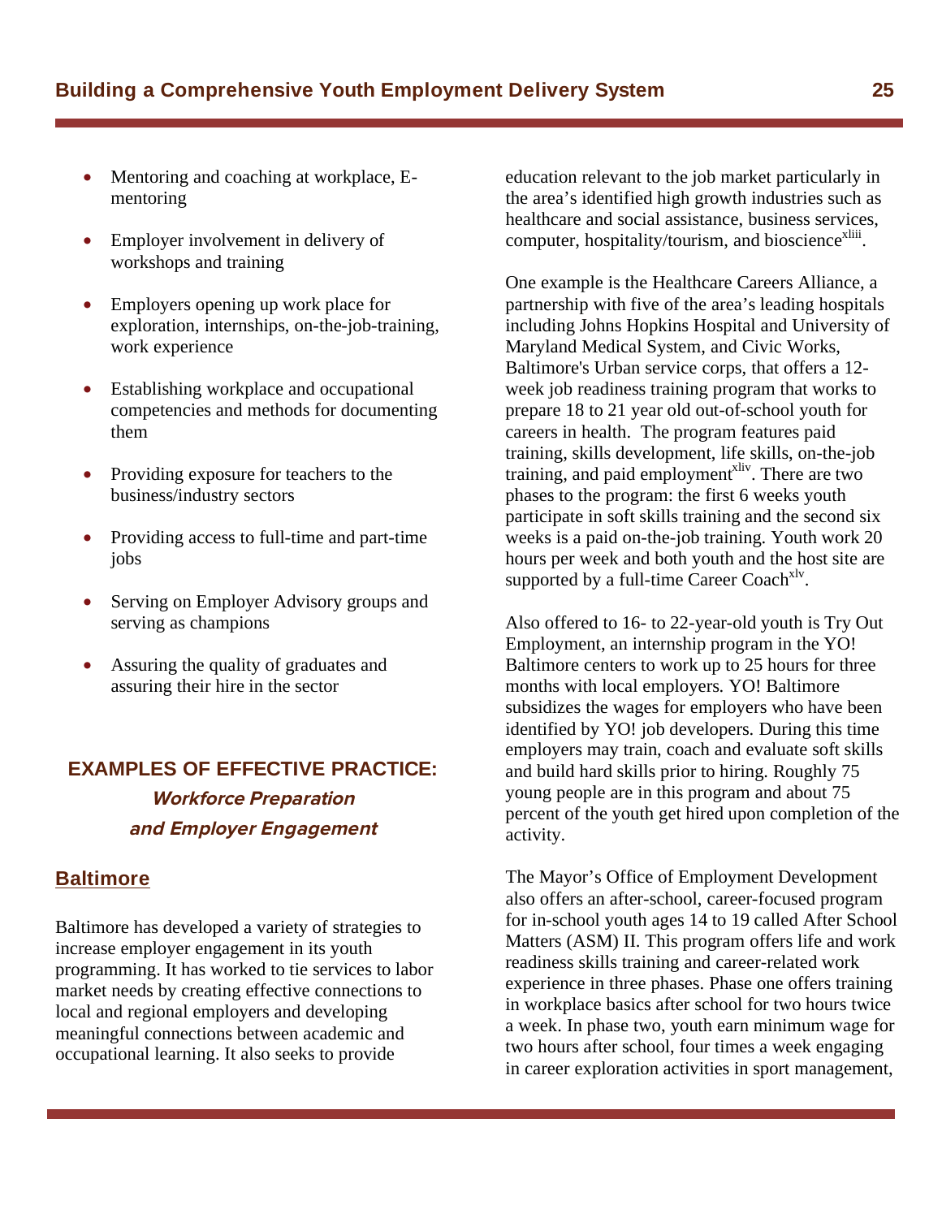- Mentoring and coaching at workplace, E-mentoring
- Employer involvement in delivery of workshops and training
- Employers opening up work place for exploration, internships, on-the-job-training, work experience
- Establishing workplace and occupational competencies and methods for documenting them
- Providing exposure for teachers to the business/industry sectors
- Providing access to full-time and part-time jobs
- Serving on Employer Advisory groups and serving as champions
- Assuring the quality of graduates and assuring their hire in the sector

## EXAMPLES OF EFFECTIVE PRACTICE:

### *Workforce Preparation and Employer Engagement*

### Baltimore

Baltimore has developed a variety of strategies to increase employer engagement in its youth programming. It has worked to tie services to labor market needs by creating effective connections to local and regional employers and developing meaningful connections between academic and occupational learning. It also seeks to provide education relevant to the job market particularly in the area's identified high growth industries such as healthcare and social assistance, business services, computer, hospitality/tourism, and bioscience[xliii].

One example is the Healthcare Careers Alliance, a partnership with five of the area's leading hospitals including Johns Hopkins Hospital and University of Maryland Medical System, and Civic Works, Baltimore's Urban service corps, that offers a 12-week job readiness training program that works to prepare 18 to 21 year old out-of-school youth for careers in health. The program features paid training, skills development, life skills, on-the-job training, and paid employment[xliv]. There are two phases to the program: the first 6 weeks youth participate in soft skills training and the second six weeks is a paid on-the-job training. Youth work 20 hours per week and both youth and the host site are supported by a full-time Career Coach[xlv].

Also offered to 16- to 22-year-old youth is Try Out Employment, an internship program in the YO! Baltimore centers to work up to 25 hours for three months with local employers. YO! Baltimore subsidizes the wages for employers who have been identified by YO! job developers. During this time employers may train, coach and evaluate soft skills and build hard skills prior to hiring. Roughly 75 young people are in this program and about 75 percent of the youth get hired upon completion of the activity.

The Mayor's Office of Employment Development also offers an after-school, career-focused program for in-school youth ages 14 to 19 called After School Matters (ASM) II. This program offers life and work readiness skills training and career-related work experience in three phases. Phase one offers training in workplace basics after school for two hours twice a week. In phase two, youth earn minimum wage for two hours after school, four times a week engaging in career exploration activities in sport management,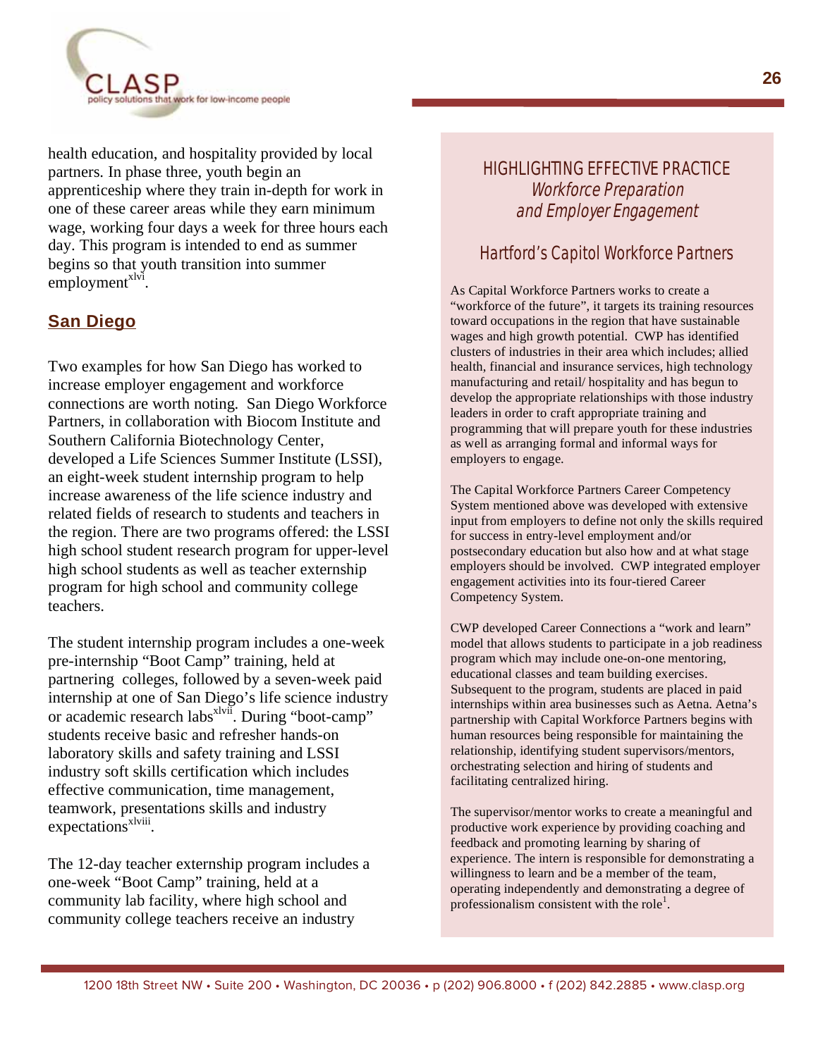health education, and hospitality provided by local partners. In phase three, youth begin an apprenticeship where they train in-depth for work in one of these career areas while they earn minimum wage, working four days a week for three hours each day. This program is intended to end as summer begins so that youth transition into summer employment[xlvi].

## San Diego

Two examples for how San Diego has worked to increase employer engagement and workforce connections are worth noting. San Diego Workforce Partners, in collaboration with Biocom Institute and Southern California Biotechnology Center, developed a Life Sciences Summer Institute (LSSI), an eight-week student internship program to help increase awareness of the life science industry and related fields of research to students and teachers in the region. There are two programs offered: the LSSI high school student research program for upper-level high school students as well as teacher externship program for high school and community college teachers.

The student internship program includes a one-week pre-internship "Boot Camp" training, held at partnering colleges, followed by a seven-week paid internship at one of San Diego's life science industry or academic research labs[xlvii]. During "boot-camp" students receive basic and refresher hands-on laboratory skills and safety training and LSSI industry soft skills certification which includes effective communication, time management, teamwork, presentations skills and industry expectations[xlviii].

The 12-day teacher externship program includes a one-week "Boot Camp" training, held at a community lab facility, where high school and community college teachers receive an industry

### HIGHLIGHTING EFFECTIVE PRACTICE
### *Workforce Preparation and Employer Engagement*

### Hartford's Capitol Workforce Partners

As Capital Workforce Partners works to create a "workforce of the future", it targets its training resources toward occupations in the region that have sustainable wages and high growth potential. CWP has identified clusters of industries in their area which includes; allied health, financial and insurance services, high technology manufacturing and retail/ hospitality and has begun to develop the appropriate relationships with those industry leaders in order to craft appropriate training and programming that will prepare youth for these industries as well as arranging formal and informal ways for employers to engage.

The Capital Workforce Partners Career Competency System mentioned above was developed with extensive input from employers to define not only the skills required for success in entry-level employment and/or postsecondary education but also how and at what stage employers should be involved. CWP integrated employer engagement activities into its four-tiered Career Competency System.

CWP developed Career Connections a "work and learn" model that allows students to participate in a job readiness program which may include one-on-one mentoring, educational classes and team building exercises. Subsequent to the program, students are placed in paid internships within area businesses such as Aetna. Aetna's partnership with Capital Workforce Partners begins with human resources being responsible for maintaining the relationship, identifying student supervisors/mentors, orchestrating selection and hiring of students and facilitating centralized hiring.

The supervisor/mentor works to create a meaningful and productive work experience by providing coaching and feedback and promoting learning by sharing of experience. The intern is responsible for demonstrating a willingness to learn and be a member of the team, operating independently and demonstrating a degree of professionalism consistent with the role[1].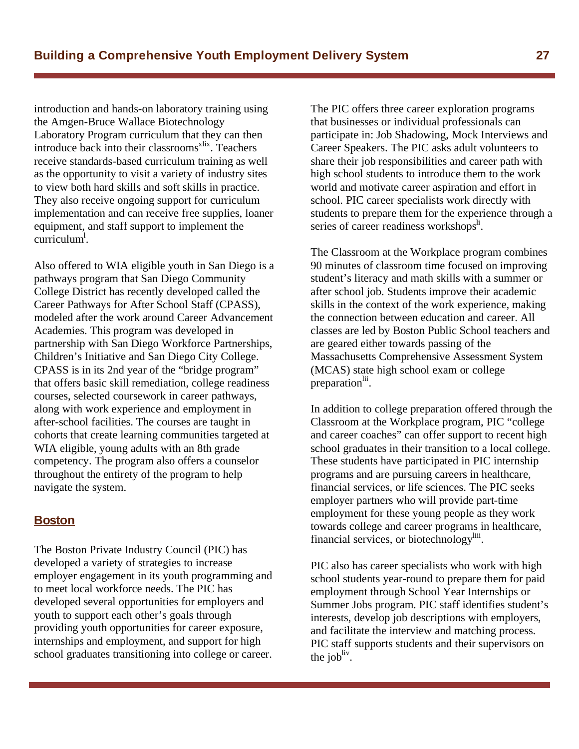introduction and hands-on laboratory training using the Amgen-Bruce Wallace Biotechnology Laboratory Program curriculum that they can then introduce back into their classrooms[xlix]. Teachers receive standards-based curriculum training as well as the opportunity to visit a variety of industry sites to view both hard skills and soft skills in practice. They also receive ongoing support for curriculum implementation and can receive free supplies, loaner equipment, and staff support to implement the curriculum[l].

Also offered to WIA eligible youth in San Diego is a pathways program that San Diego Community College District has recently developed called the Career Pathways for After School Staff (CPASS), modeled after the work around Career Advancement Academies. This program was developed in partnership with San Diego Workforce Partnerships, Children's Initiative and San Diego City College. CPASS is in its 2nd year of the "bridge program" that offers basic skill remediation, college readiness courses, selected coursework in career pathways, along with work experience and employment in after-school facilities. The courses are taught in cohorts that create learning communities targeted at WIA eligible, young adults with an 8th grade competency. The program also offers a counselor throughout the entirety of the program to help navigate the system.

## Boston

The Boston Private Industry Council (PIC) has developed a variety of strategies to increase employer engagement in its youth programming and to meet local workforce needs. The PIC has developed several opportunities for employers and youth to support each other's goals through providing youth opportunities for career exposure, internships and employment, and support for high school graduates transitioning into college or career.

The PIC offers three career exploration programs that businesses or individual professionals can participate in: Job Shadowing, Mock Interviews and Career Speakers. The PIC asks adult volunteers to share their job responsibilities and career path with high school students to introduce them to the work world and motivate career aspiration and effort in school. PIC career specialists work directly with students to prepare them for the experience through a series of career readiness workshops[li].

The Classroom at the Workplace program combines 90 minutes of classroom time focused on improving student's literacy and math skills with a summer or after school job. Students improve their academic skills in the context of the work experience, making the connection between education and career. All classes are led by Boston Public School teachers and are geared either towards passing of the Massachusetts Comprehensive Assessment System (MCAS) state high school exam or college preparation[lii].

In addition to college preparation offered through the Classroom at the Workplace program, PIC "college and career coaches" can offer support to recent high school graduates in their transition to a local college. These students have participated in PIC internship programs and are pursuing careers in healthcare, financial services, or life sciences. The PIC seeks employer partners who will provide part-time employment for these young people as they work towards college and career programs in healthcare, financial services, or biotechnology[liii].

PIC also has career specialists who work with high school students year-round to prepare them for paid employment through School Year Internships or Summer Jobs program. PIC staff identifies student's interests, develop job descriptions with employers, and facilitate the interview and matching process. PIC staff supports students and their supervisors on the job[liv].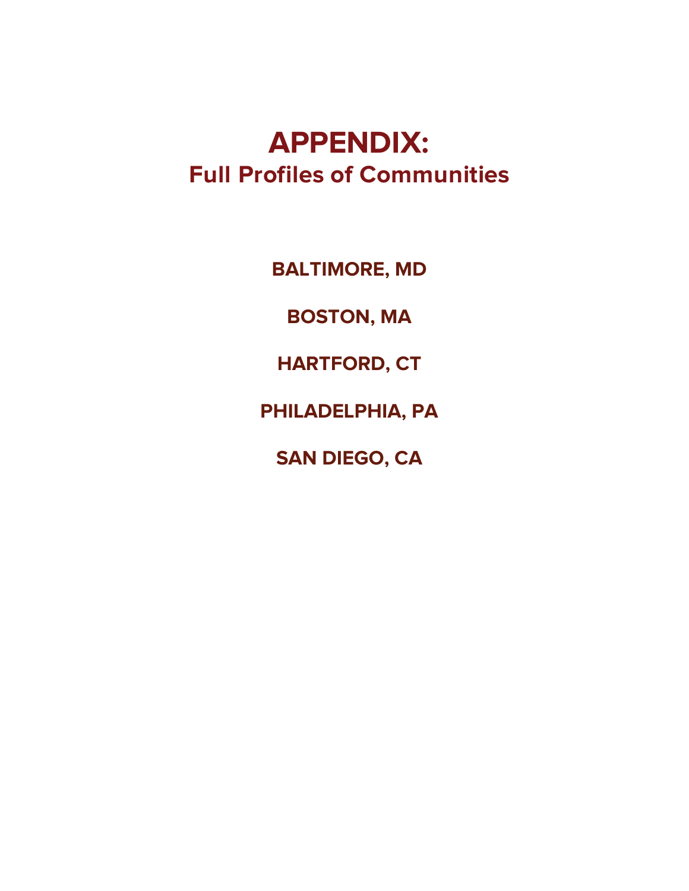# APPENDIX:
## Full Profiles of Communities

**BALTIMORE, MD**

**BOSTON, MA**

**HARTFORD, CT**

**PHILADELPHIA, PA**

**SAN DIEGO, CA**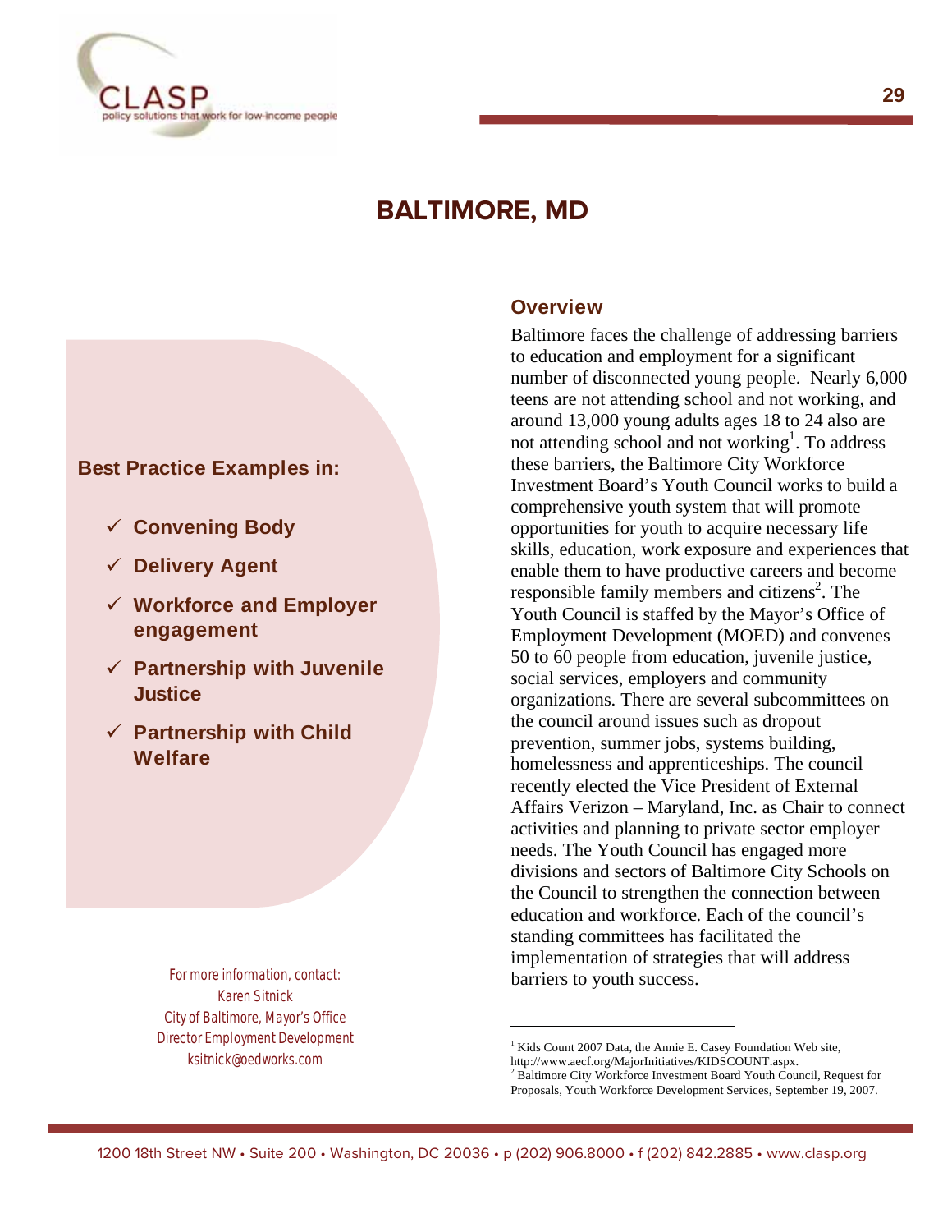# BALTIMORE, MD

**Best Practice Examples in:**

- ✓ **Convening Body**
- ✓ **Delivery Agent**
- ✓ **Workforce and Employer engagement**
- ✓ **Partnership with Juvenile Justice**
- ✓ **Partnership with Child Welfare**

For more information, contact:
Karen Sitnick
City of Baltimore, Mayor's Office
Director Employment Development
ksitnick@oedworks.com

## Overview

Baltimore faces the challenge of addressing barriers to education and employment for a significant number of disconnected young people. Nearly 6,000 teens are not attending school and not working, and around 13,000 young adults ages 18 to 24 also are not attending school and not working[1]. To address these barriers, the Baltimore City Workforce Investment Board's Youth Council works to build a comprehensive youth system that will promote opportunities for youth to acquire necessary life skills, education, work exposure and experiences that enable them to have productive careers and become responsible family members and citizens[2]. The Youth Council is staffed by the Mayor's Office of Employment Development (MOED) and convenes 50 to 60 people from education, juvenile justice, social services, employers and community organizations. There are several subcommittees on the council around issues such as dropout prevention, summer jobs, systems building, homelessness and apprenticeships. The council recently elected the Vice President of External Affairs Verizon – Maryland, Inc. as Chair to connect activities and planning to private sector employer needs. The Youth Council has engaged more divisions and sectors of Baltimore City Schools on the Council to strengthen the connection between education and workforce. Each of the council's standing committees has facilitated the implementation of strategies that will address barriers to youth success.

---

[1] Kids Count 2007 Data, the Annie E. Casey Foundation Web site, http://www.aecf.org/MajorInitiatives/KIDSCOUNT.aspx.
[2] Baltimore City Workforce Investment Board Youth Council, Request for Proposals, Youth Workforce Development Services, September 19, 2007.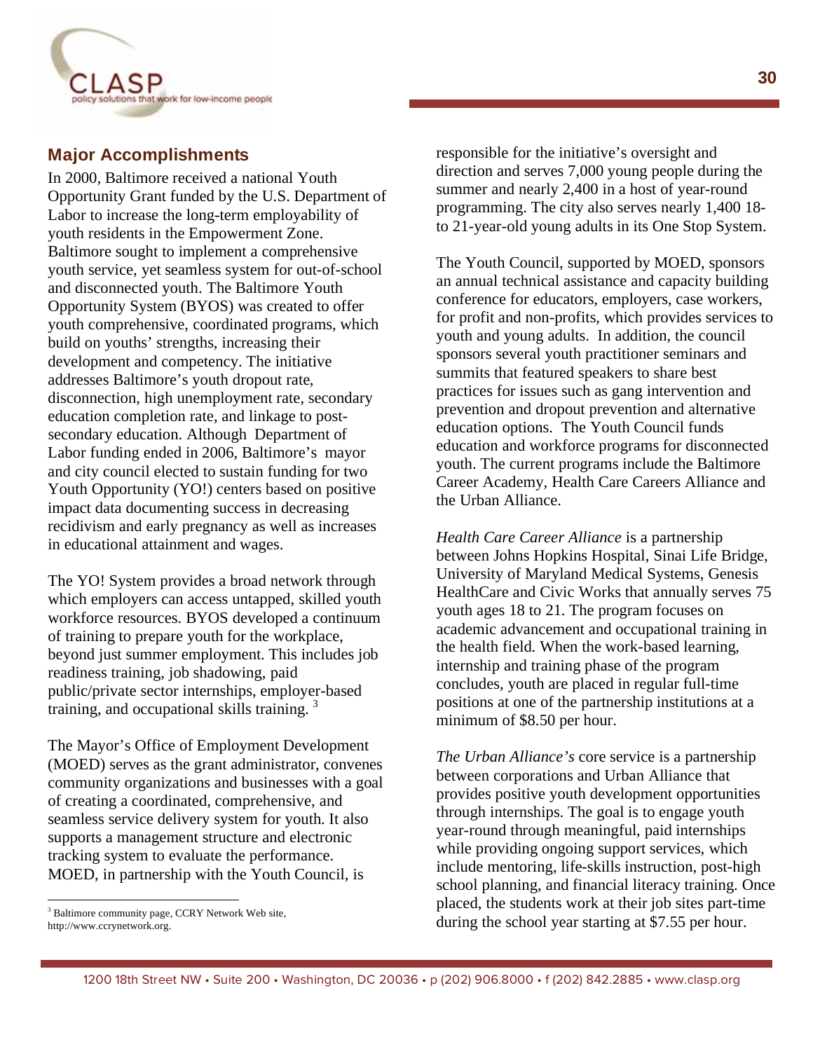## Major Accomplishments

In 2000, Baltimore received a national Youth Opportunity Grant funded by the U.S. Department of Labor to increase the long-term employability of youth residents in the Empowerment Zone. Baltimore sought to implement a comprehensive youth service, yet seamless system for out-of-school and disconnected youth. The Baltimore Youth Opportunity System (BYOS) was created to offer youth comprehensive, coordinated programs, which build on youths' strengths, increasing their development and competency. The initiative addresses Baltimore's youth dropout rate, disconnection, high unemployment rate, secondary education completion rate, and linkage to post-secondary education. Although Department of Labor funding ended in 2006, Baltimore's mayor and city council elected to sustain funding for two Youth Opportunity (YO!) centers based on positive impact data documenting success in decreasing recidivism and early pregnancy as well as increases in educational attainment and wages.

The YO! System provides a broad network through which employers can access untapped, skilled youth workforce resources. BYOS developed a continuum of training to prepare youth for the workplace, beyond just summer employment. This includes job readiness training, job shadowing, paid public/private sector internships, employer-based training, and occupational skills training. [3]

The Mayor's Office of Employment Development (MOED) serves as the grant administrator, convenes community organizations and businesses with a goal of creating a coordinated, comprehensive, and seamless service delivery system for youth. It also supports a management structure and electronic tracking system to evaluate the performance. MOED, in partnership with the Youth Council, is responsible for the initiative's oversight and direction and serves 7,000 young people during the summer and nearly 2,400 in a host of year-round programming. The city also serves nearly 1,400 18- to 21-year-old young adults in its One Stop System.

The Youth Council, supported by MOED, sponsors an annual technical assistance and capacity building conference for educators, employers, case workers, for profit and non-profits, which provides services to youth and young adults. In addition, the council sponsors several youth practitioner seminars and summits that featured speakers to share best practices for issues such as gang intervention and prevention and dropout prevention and alternative education options. The Youth Council funds education and workforce programs for disconnected youth. The current programs include the Baltimore Career Academy, Health Care Careers Alliance and the Urban Alliance.

*Health Care Career Alliance* is a partnership between Johns Hopkins Hospital, Sinai Life Bridge, University of Maryland Medical Systems, Genesis HealthCare and Civic Works that annually serves 75 youth ages 18 to 21. The program focuses on academic advancement and occupational training in the health field. When the work-based learning, internship and training phase of the program concludes, youth are placed in regular full-time positions at one of the partnership institutions at a minimum of $8.50 per hour.

*The Urban Alliance's* core service is a partnership between corporations and Urban Alliance that provides positive youth development opportunities through internships. The goal is to engage youth year-round through meaningful, paid internships while providing ongoing support services, which include mentoring, life-skills instruction, post-high school planning, and financial literacy training. Once placed, the students work at their job sites part-time during the school year starting at $7.55 per hour.

---

[3] Baltimore community page, CCRY Network Web site, http://www.ccrynetwork.org.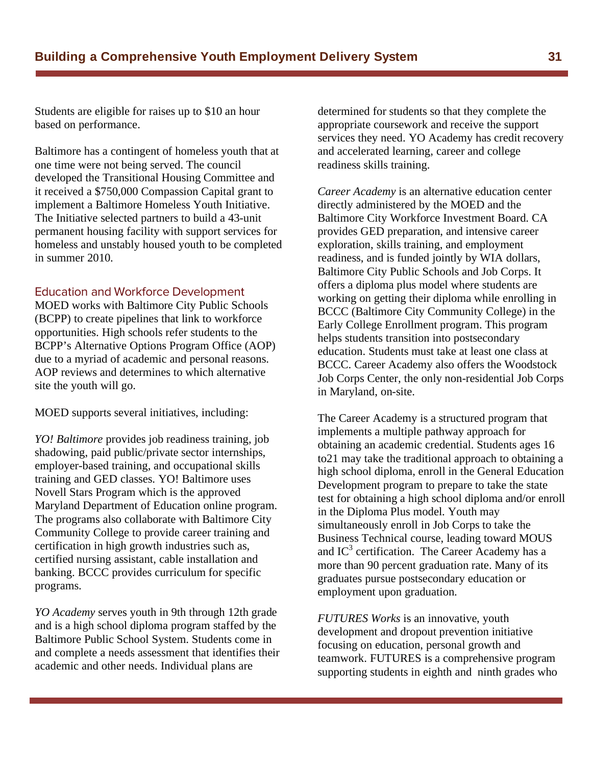Students are eligible for raises up to $10 an hour based on performance.

Baltimore has a contingent of homeless youth that at one time were not being served. The council developed the Transitional Housing Committee and it received a $750,000 Compassion Capital grant to implement a Baltimore Homeless Youth Initiative. The Initiative selected partners to build a 43-unit permanent housing facility with support services for homeless and unstably housed youth to be completed in summer 2010.

### Education and Workforce Development

MOED works with Baltimore City Public Schools (BCPP) to create pipelines that link to workforce opportunities. High schools refer students to the BCPP's Alternative Options Program Office (AOP) due to a myriad of academic and personal reasons. AOP reviews and determines to which alternative site the youth will go.

MOED supports several initiatives, including:

*YO! Baltimore* provides job readiness training, job shadowing, paid public/private sector internships, employer-based training, and occupational skills training and GED classes. YO! Baltimore uses Novell Stars Program which is the approved Maryland Department of Education online program. The programs also collaborate with Baltimore City Community College to provide career training and certification in high growth industries such as, certified nursing assistant, cable installation and banking. BCCC provides curriculum for specific programs.

*YO Academy* serves youth in 9th through 12th grade and is a high school diploma program staffed by the Baltimore Public School System. Students come in and complete a needs assessment that identifies their academic and other needs. Individual plans are determined for students so that they complete the appropriate coursework and receive the support services they need. YO Academy has credit recovery and accelerated learning, career and college readiness skills training.

*Career Academy* is an alternative education center directly administered by the MOED and the Baltimore City Workforce Investment Board. CA provides GED preparation, and intensive career exploration, skills training, and employment readiness, and is funded jointly by WIA dollars, Baltimore City Public Schools and Job Corps. It offers a diploma plus model where students are working on getting their diploma while enrolling in BCCC (Baltimore City Community College) in the Early College Enrollment program. This program helps students transition into postsecondary education. Students must take at least one class at BCCC. Career Academy also offers the Woodstock Job Corps Center, the only non-residential Job Corps in Maryland, on-site.

The Career Academy is a structured program that implements a multiple pathway approach for obtaining an academic credential. Students ages 16 to21 may take the traditional approach to obtaining a high school diploma, enroll in the General Education Development program to prepare to take the state test for obtaining a high school diploma and/or enroll in the Diploma Plus model. Youth may simultaneously enroll in Job Corps to take the Business Technical course, leading toward MOUS and $IC^3$ certification. The Career Academy has a more than 90 percent graduation rate. Many of its graduates pursue postsecondary education or employment upon graduation.

*FUTURES Works* is an innovative, youth development and dropout prevention initiative focusing on education, personal growth and teamwork. FUTURES is a comprehensive program supporting students in eighth and ninth grades who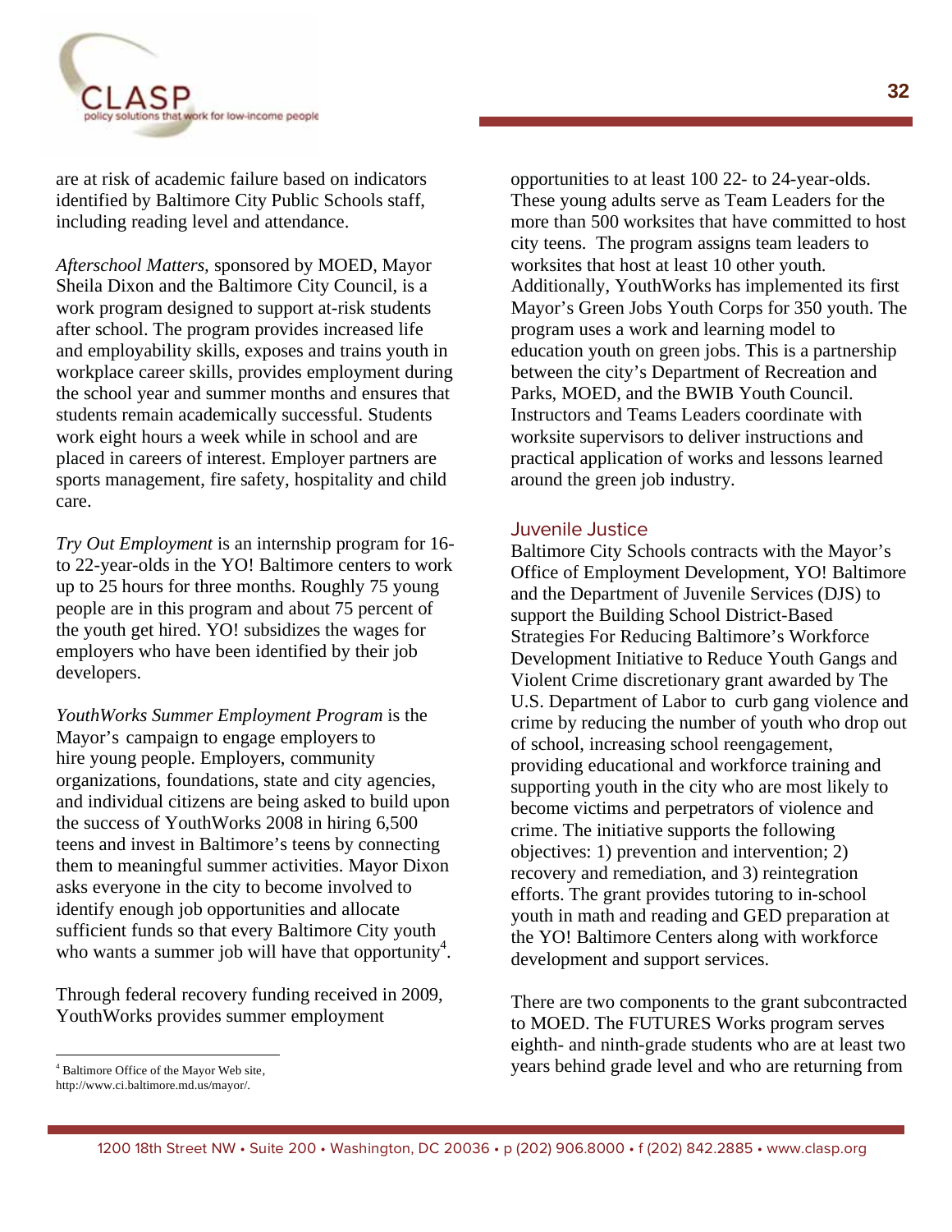are at risk of academic failure based on indicators identified by Baltimore City Public Schools staff, including reading level and attendance.

*Afterschool Matters,* sponsored by MOED, Mayor Sheila Dixon and the Baltimore City Council, is a work program designed to support at-risk students after school. The program provides increased life and employability skills, exposes and trains youth in workplace career skills, provides employment during the school year and summer months and ensures that students remain academically successful. Students work eight hours a week while in school and are placed in careers of interest. Employer partners are sports management, fire safety, hospitality and child care.

*Try Out Employment* is an internship program for 16- to 22-year-olds in the YO! Baltimore centers to work up to 25 hours for three months. Roughly 75 young people are in this program and about 75 percent of the youth get hired. YO! subsidizes the wages for employers who have been identified by their job developers.

*YouthWorks Summer Employment Program* is the Mayor's campaign to engage employers to hire young people. Employers, community organizations, foundations, state and city agencies, and individual citizens are being asked to build upon the success of YouthWorks 2008 in hiring 6,500 teens and invest in Baltimore's teens by connecting them to meaningful summer activities. Mayor Dixon asks everyone in the city to become involved to identify enough job opportunities and allocate sufficient funds so that every Baltimore City youth who wants a summer job will have that opportunity[4].

Through federal recovery funding received in 2009, YouthWorks provides summer employment opportunities to at least 100 22- to 24-year-olds. These young adults serve as Team Leaders for the more than 500 worksites that have committed to host city teens. The program assigns team leaders to worksites that host at least 10 other youth. Additionally, YouthWorks has implemented its first Mayor's Green Jobs Youth Corps for 350 youth. The program uses a work and learning model to education youth on green jobs. This is a partnership between the city's Department of Recreation and Parks, MOED, and the BWIB Youth Council. Instructors and Teams Leaders coordinate with worksite supervisors to deliver instructions and practical application of works and lessons learned around the green job industry.

## Juvenile Justice

Baltimore City Schools contracts with the Mayor's Office of Employment Development, YO! Baltimore and the Department of Juvenile Services (DJS) to support the Building School District-Based Strategies For Reducing Baltimore's Workforce Development Initiative to Reduce Youth Gangs and Violent Crime discretionary grant awarded by The U.S. Department of Labor to curb gang violence and crime by reducing the number of youth who drop out of school, increasing school reengagement, providing educational and workforce training and supporting youth in the city who are most likely to become victims and perpetrators of violence and crime. The initiative supports the following objectives: 1) prevention and intervention; 2) recovery and remediation, and 3) reintegration efforts. The grant provides tutoring to in-school youth in math and reading and GED preparation at the YO! Baltimore Centers along with workforce development and support services.

There are two components to the grant subcontracted to MOED. The FUTURES Works program serves eighth- and ninth-grade students who are at least two years behind grade level and who are returning from

---

[4] Baltimore Office of the Mayor Web site, http://www.ci.baltimore.md.us/mayor/.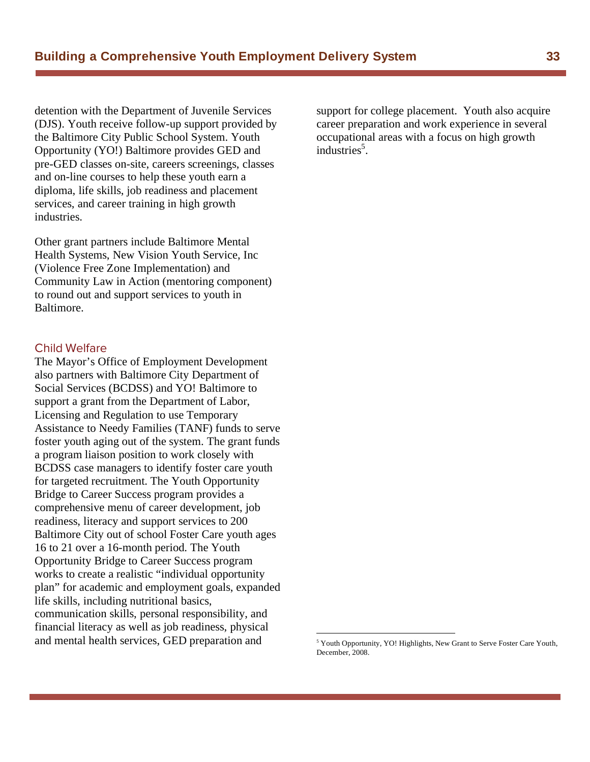detention with the Department of Juvenile Services (DJS). Youth receive follow-up support provided by the Baltimore City Public School System. Youth Opportunity (YO!) Baltimore provides GED and pre-GED classes on-site, careers screenings, classes and on-line courses to help these youth earn a diploma, life skills, job readiness and placement services, and career training in high growth industries.

Other grant partners include Baltimore Mental Health Systems, New Vision Youth Service, Inc (Violence Free Zone Implementation) and Community Law in Action (mentoring component) to round out and support services to youth in Baltimore.

### Child Welfare

The Mayor's Office of Employment Development also partners with Baltimore City Department of Social Services (BCDSS) and YO! Baltimore to support a grant from the Department of Labor, Licensing and Regulation to use Temporary Assistance to Needy Families (TANF) funds to serve foster youth aging out of the system. The grant funds a program liaison position to work closely with BCDSS case managers to identify foster care youth for targeted recruitment. The Youth Opportunity Bridge to Career Success program provides a comprehensive menu of career development, job readiness, literacy and support services to 200 Baltimore City out of school Foster Care youth ages 16 to 21 over a 16-month period. The Youth Opportunity Bridge to Career Success program works to create a realistic "individual opportunity plan" for academic and employment goals, expanded life skills, including nutritional basics, communication skills, personal responsibility, and financial literacy as well as job readiness, physical and mental health services, GED preparation and support for college placement. Youth also acquire career preparation and work experience in several occupational areas with a focus on high growth industries[5].

[5] Youth Opportunity, YO! Highlights, New Grant to Serve Foster Care Youth, December, 2008.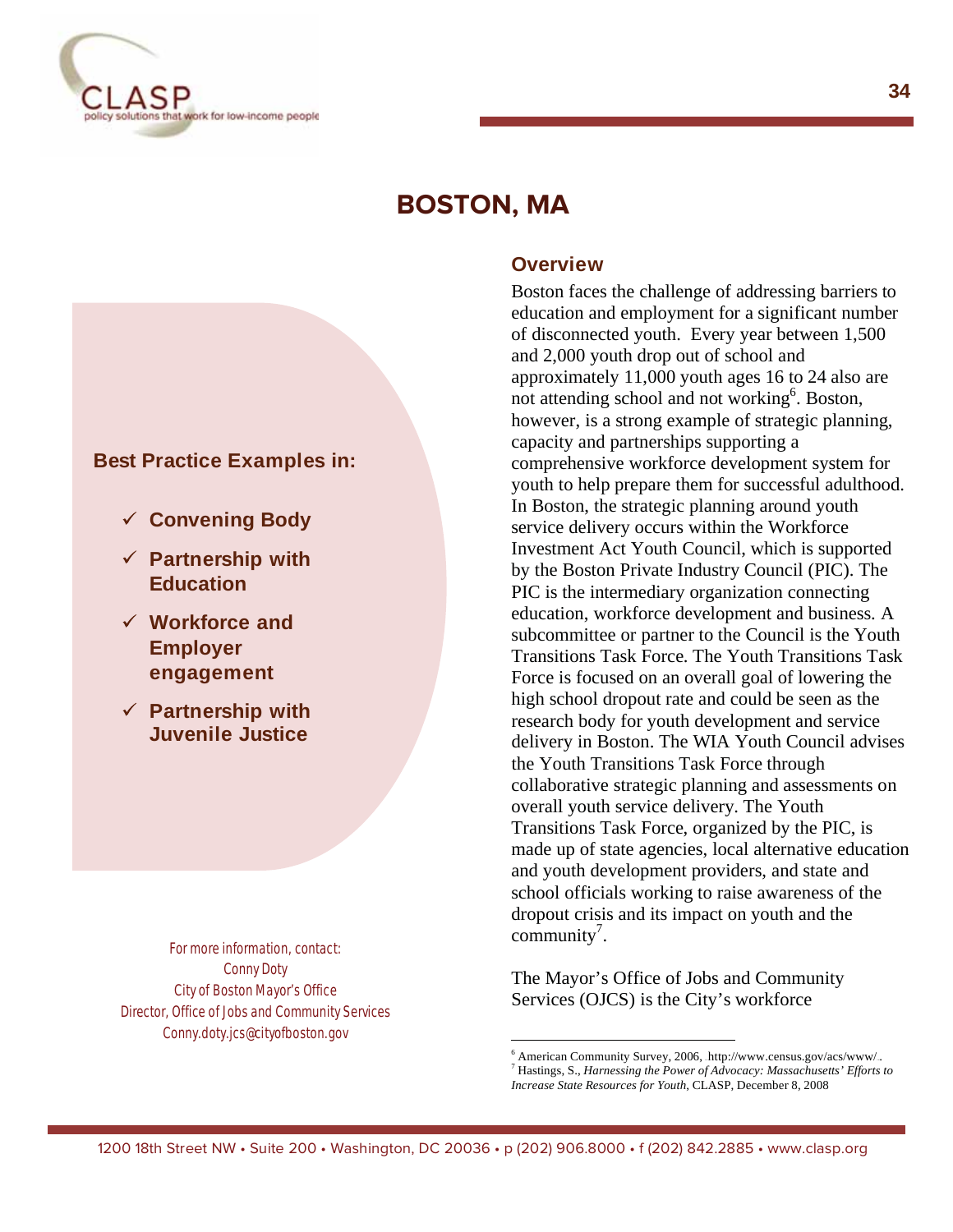# BOSTON, MA

**Best Practice Examples in:**

- ✓ **Convening Body**
- ✓ **Partnership with Education**
- ✓ **Workforce and Employer engagement**
- ✓ **Partnership with Juvenile Justice**

For more information, contact:
Conny Doty
City of Boston Mayor's Office
Director, Office of Jobs and Community Services
Conny.doty.jcs@cityofboston.gov

## Overview

Boston faces the challenge of addressing barriers to education and employment for a significant number of disconnected youth. Every year between 1,500 and 2,000 youth drop out of school and approximately 11,000 youth ages 16 to 24 also are not attending school and not working[6]. Boston, however, is a strong example of strategic planning, capacity and partnerships supporting a comprehensive workforce development system for youth to help prepare them for successful adulthood. In Boston, the strategic planning around youth service delivery occurs within the Workforce Investment Act Youth Council, which is supported by the Boston Private Industry Council (PIC). The PIC is the intermediary organization connecting education, workforce development and business. A subcommittee or partner to the Council is the Youth Transitions Task Force. The Youth Transitions Task Force is focused on an overall goal of lowering the high school dropout rate and could be seen as the research body for youth development and service delivery in Boston. The WIA Youth Council advises the Youth Transitions Task Force through collaborative strategic planning and assessments on overall youth service delivery. The Youth Transitions Task Force, organized by the PIC, is made up of state agencies, local alternative education and youth development providers, and state and school officials working to raise awareness of the dropout crisis and its impact on youth and the community[7].

The Mayor's Office of Jobs and Community Services (OJCS) is the City's workforce

---

[6] American Community Survey, 2006, http://www.census.gov/acs/www/.
[7] Hastings, S., *Harnessing the Power of Advocacy: Massachusetts' Efforts to Increase State Resources for Youth*, CLASP, December 8, 2008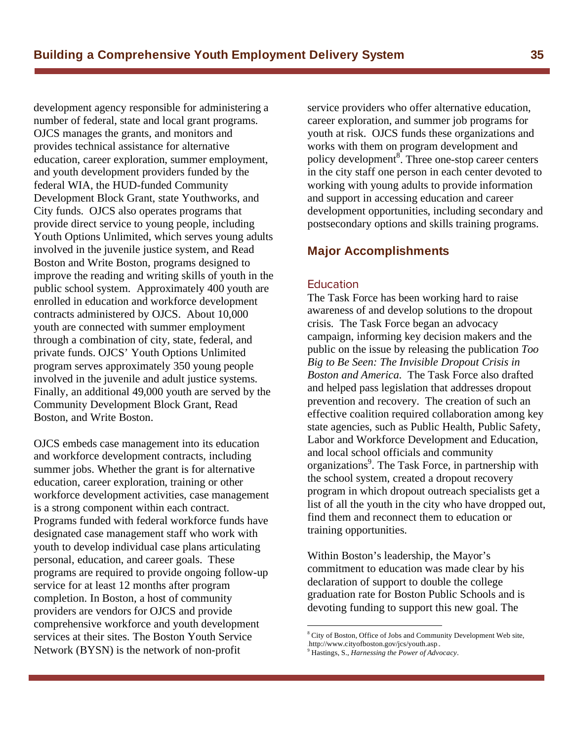development agency responsible for administering a number of federal, state and local grant programs. OJCS manages the grants, and monitors and provides technical assistance for alternative education, career exploration, summer employment, and youth development providers funded by the federal WIA, the HUD-funded Community Development Block Grant, state Youthworks, and City funds. OJCS also operates programs that provide direct service to young people, including Youth Options Unlimited, which serves young adults involved in the juvenile justice system, and Read Boston and Write Boston, programs designed to improve the reading and writing skills of youth in the public school system. Approximately 400 youth are enrolled in education and workforce development contracts administered by OJCS. About 10,000 youth are connected with summer employment through a combination of city, state, federal, and private funds. OJCS' Youth Options Unlimited program serves approximately 350 young people involved in the juvenile and adult justice systems. Finally, an additional 49,000 youth are served by the Community Development Block Grant, Read Boston, and Write Boston.

OJCS embeds case management into its education and workforce development contracts, including summer jobs. Whether the grant is for alternative education, career exploration, training or other workforce development activities, case management is a strong component within each contract. Programs funded with federal workforce funds have designated case management staff who work with youth to develop individual case plans articulating personal, education, and career goals. These programs are required to provide ongoing follow-up service for at least 12 months after program completion. In Boston, a host of community providers are vendors for OJCS and provide comprehensive workforce and youth development services at their sites. The Boston Youth Service Network (BYSN) is the network of non-profit service providers who offer alternative education, career exploration, and summer job programs for youth at risk. OJCS funds these organizations and works with them on program development and policy development[8]. Three one-stop career centers in the city staff one person in each center devoted to working with young adults to provide information and support in accessing education and career development opportunities, including secondary and postsecondary options and skills training programs.

## Major Accomplishments

### Education

The Task Force has been working hard to raise awareness of and develop solutions to the dropout crisis. The Task Force began an advocacy campaign, informing key decision makers and the public on the issue by releasing the publication *Too Big to Be Seen: The Invisible Dropout Crisis in Boston and America*. The Task Force also drafted and helped pass legislation that addresses dropout prevention and recovery. The creation of such an effective coalition required collaboration among key state agencies, such as Public Health, Public Safety, Labor and Workforce Development and Education, and local school officials and community organizations[9]. The Task Force, in partnership with the school system, created a dropout recovery program in which dropout outreach specialists get a list of all the youth in the city who have dropped out, find them and reconnect them to education or training opportunities.

Within Boston's leadership, the Mayor's commitment to education was made clear by his declaration of support to double the college graduation rate for Boston Public Schools and is devoting funding to support this new goal. The

---

[8] City of Boston, Office of Jobs and Community Development Web site, http://www.cityofboston.gov/jcs/youth.asp.

[9] Hastings, S., *Harnessing the Power of Advocacy*.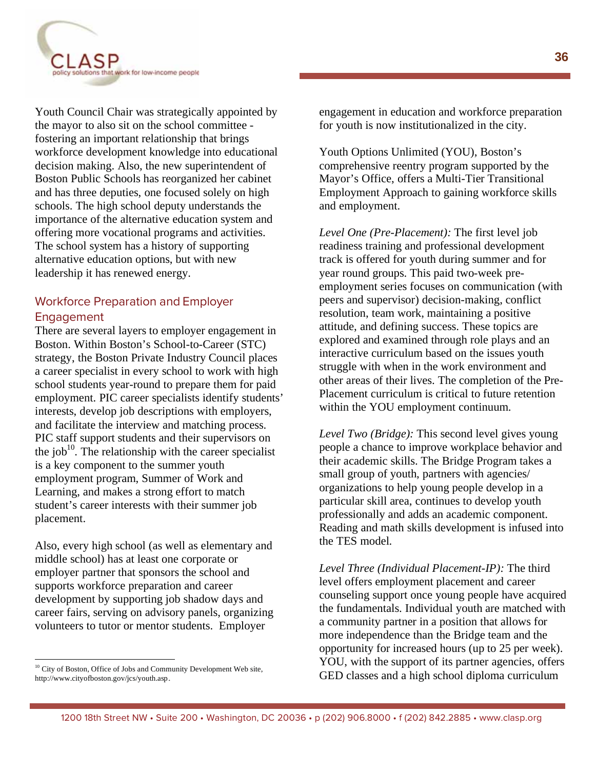Youth Council Chair was strategically appointed by the mayor to also sit on the school committee - fostering an important relationship that brings workforce development knowledge into educational decision making. Also, the new superintendent of Boston Public Schools has reorganized her cabinet and has three deputies, one focused solely on high schools. The high school deputy understands the importance of the alternative education system and offering more vocational programs and activities. The school system has a history of supporting alternative education options, but with new leadership it has renewed energy.

### Workforce Preparation and Employer Engagement

There are several layers to employer engagement in Boston. Within Boston's School-to-Career (STC) strategy, the Boston Private Industry Council places a career specialist in every school to work with high school students year-round to prepare them for paid employment. PIC career specialists identify students' interests, develop job descriptions with employers, and facilitate the interview and matching process. PIC staff support students and their supervisors on the job[10]. The relationship with the career specialist is a key component to the summer youth employment program, Summer of Work and Learning, and makes a strong effort to match student's career interests with their summer job placement.

Also, every high school (as well as elementary and middle school) has at least one corporate or employer partner that sponsors the school and supports workforce preparation and career development by supporting job shadow days and career fairs, serving on advisory panels, organizing volunteers to tutor or mentor students. Employer engagement in education and workforce preparation for youth is now institutionalized in the city.

Youth Options Unlimited (YOU), Boston's comprehensive reentry program supported by the Mayor's Office, offers a Multi-Tier Transitional Employment Approach to gaining workforce skills and employment.

*Level One (Pre-Placement):* The first level job readiness training and professional development track is offered for youth during summer and for year round groups. This paid two-week pre-employment series focuses on communication (with peers and supervisor) decision-making, conflict resolution, team work, maintaining a positive attitude, and defining success. These topics are explored and examined through role plays and an interactive curriculum based on the issues youth struggle with when in the work environment and other areas of their lives. The completion of the Pre-Placement curriculum is critical to future retention within the YOU employment continuum.

*Level Two (Bridge):* This second level gives young people a chance to improve workplace behavior and their academic skills. The Bridge Program takes a small group of youth, partners with agencies/ organizations to help young people develop in a particular skill area, continues to develop youth professionally and adds an academic component. Reading and math skills development is infused into the TES model.

*Level Three (Individual Placement-IP):* The third level offers employment placement and career counseling support once young people have acquired the fundamentals. Individual youth are matched with a community partner in a position that allows for more independence than the Bridge team and the opportunity for increased hours (up to 25 per week). YOU, with the support of its partner agencies, offers GED classes and a high school diploma curriculum

[10] City of Boston, Office of Jobs and Community Development Web site, http://www.cityofboston.gov/jcs/youth.asp.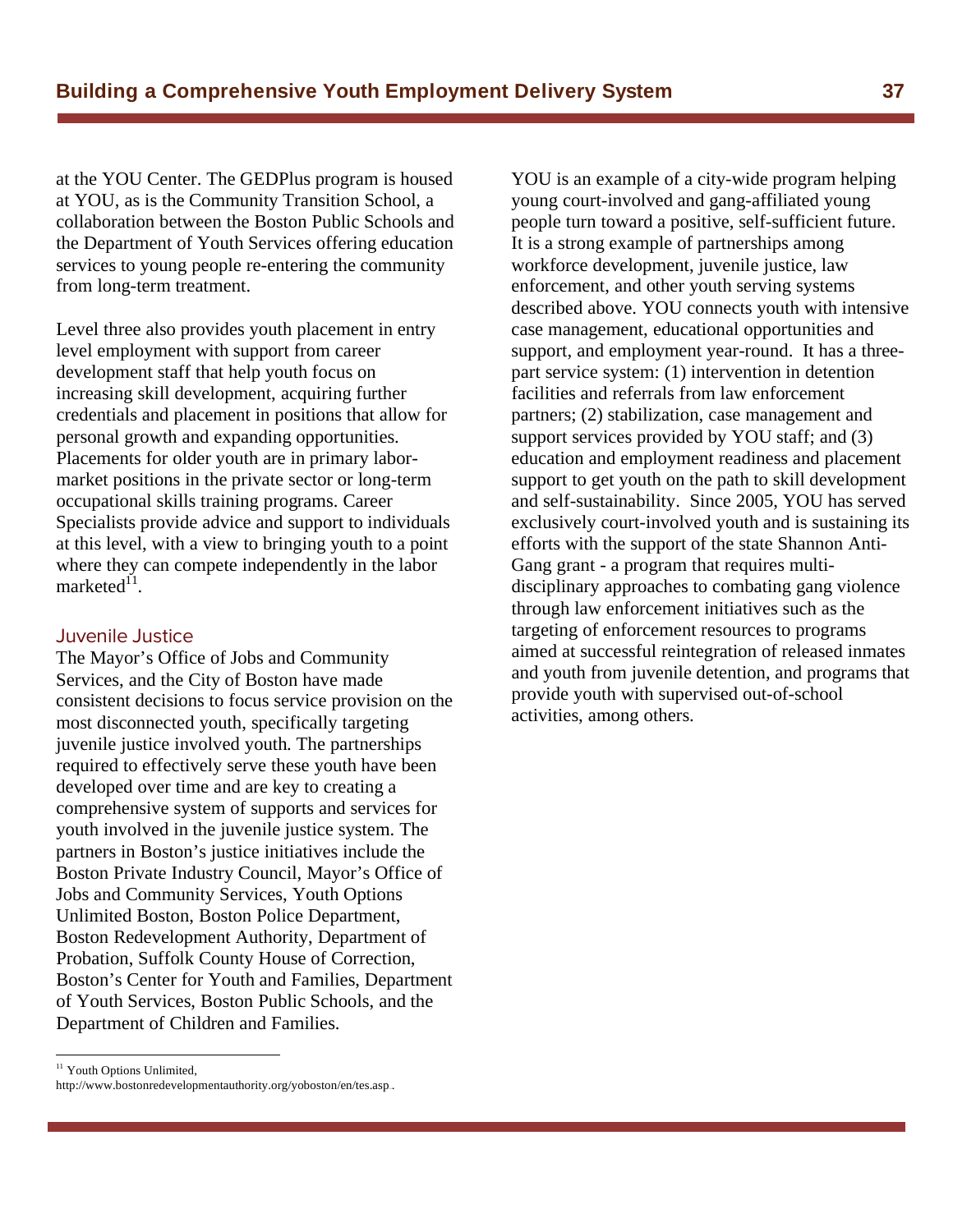at the YOU Center. The GEDPlus program is housed at YOU, as is the Community Transition School, a collaboration between the Boston Public Schools and the Department of Youth Services offering education services to young people re-entering the community from long-term treatment.

Level three also provides youth placement in entry level employment with support from career development staff that help youth focus on increasing skill development, acquiring further credentials and placement in positions that allow for personal growth and expanding opportunities. Placements for older youth are in primary labor-market positions in the private sector or long-term occupational skills training programs. Career Specialists provide advice and support to individuals at this level, with a view to bringing youth to a point where they can compete independently in the labor marketed[11].

### Juvenile Justice

The Mayor's Office of Jobs and Community Services, and the City of Boston have made consistent decisions to focus service provision on the most disconnected youth, specifically targeting juvenile justice involved youth. The partnerships required to effectively serve these youth have been developed over time and are key to creating a comprehensive system of supports and services for youth involved in the juvenile justice system. The partners in Boston's justice initiatives include the Boston Private Industry Council, Mayor's Office of Jobs and Community Services, Youth Options Unlimited Boston, Boston Police Department, Boston Redevelopment Authority, Department of Probation, Suffolk County House of Correction, Boston's Center for Youth and Families, Department of Youth Services, Boston Public Schools, and the Department of Children and Families.

YOU is an example of a city-wide program helping young court-involved and gang-affiliated young people turn toward a positive, self-sufficient future. It is a strong example of partnerships among workforce development, juvenile justice, law enforcement, and other youth serving systems described above. YOU connects youth with intensive case management, educational opportunities and support, and employment year-round. It has a three-part service system: (1) intervention in detention facilities and referrals from law enforcement partners; (2) stabilization, case management and support services provided by YOU staff; and (3) education and employment readiness and placement support to get youth on the path to skill development and self-sustainability. Since 2005, YOU has served exclusively court-involved youth and is sustaining its efforts with the support of the state Shannon Anti-Gang grant - a program that requires multi-disciplinary approaches to combating gang violence through law enforcement initiatives such as the targeting of enforcement resources to programs aimed at successful reintegration of released inmates and youth from juvenile detention, and programs that provide youth with supervised out-of-school activities, among others.

---

[11] Youth Options Unlimited, http://www.bostonredevelopmentauthority.org/yoboston/en/tes.asp .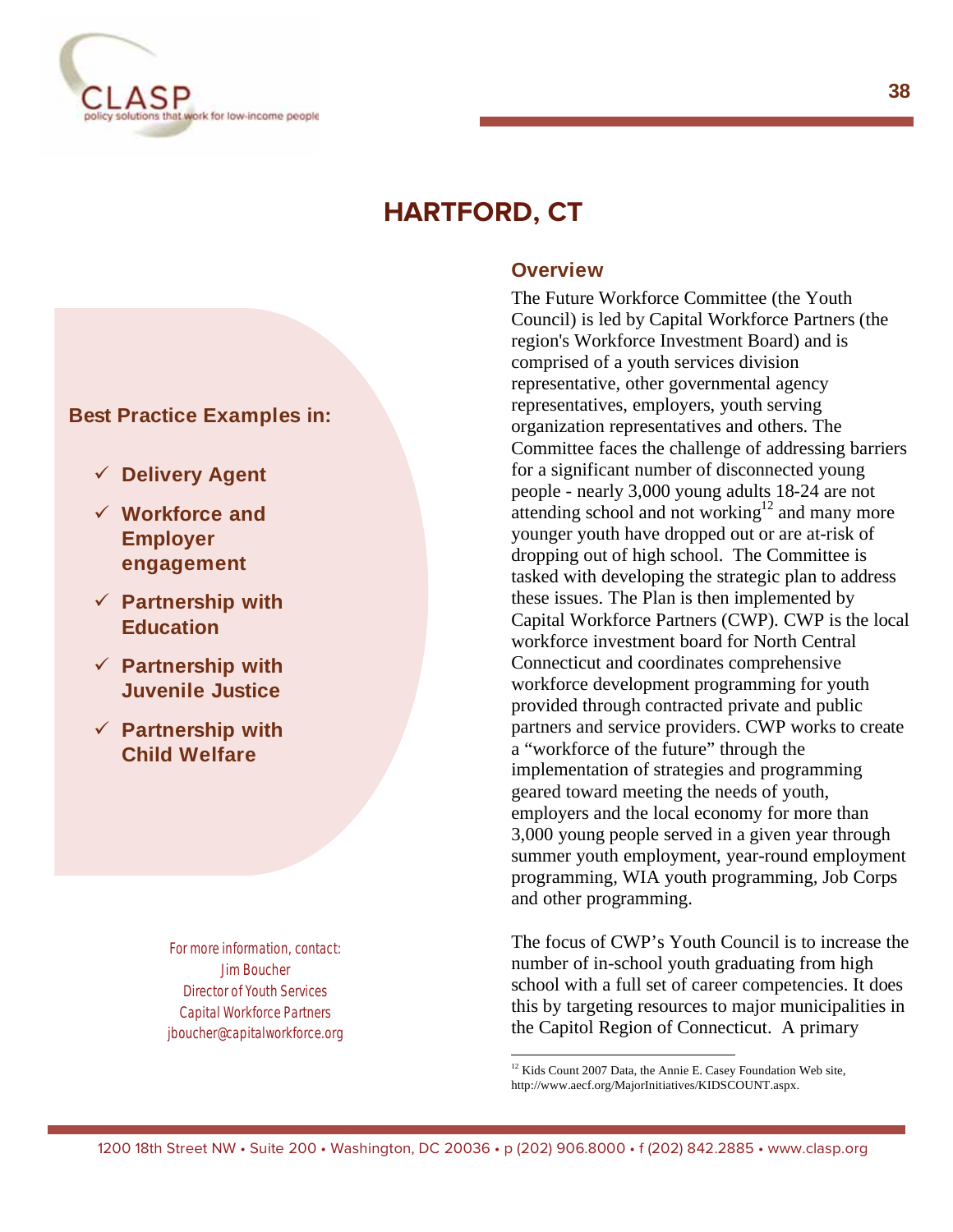# HARTFORD, CT

**Best Practice Examples in:**

- ✓ **Delivery Agent**
- ✓ **Workforce and Employer engagement**
- ✓ **Partnership with Education**
- ✓ **Partnership with Juvenile Justice**
- ✓ **Partnership with Child Welfare**

For more information, contact:
Jim Boucher
Director of Youth Services
Capital Workforce Partners
jboucher@capitalworkforce.org

## Overview

The Future Workforce Committee (the Youth Council) is led by Capital Workforce Partners (the region's Workforce Investment Board) and is comprised of a youth services division representative, other governmental agency representatives, employers, youth serving organization representatives and others. The Committee faces the challenge of addressing barriers for a significant number of disconnected young people - nearly 3,000 young adults 18-24 are not attending school and not working[12] and many more younger youth have dropped out or are at-risk of dropping out of high school. The Committee is tasked with developing the strategic plan to address these issues. The Plan is then implemented by Capital Workforce Partners (CWP). CWP is the local workforce investment board for North Central Connecticut and coordinates comprehensive workforce development programming for youth provided through contracted private and public partners and service providers. CWP works to create a "workforce of the future" through the implementation of strategies and programming geared toward meeting the needs of youth, employers and the local economy for more than 3,000 young people served in a given year through summer youth employment, year-round employment programming, WIA youth programming, Job Corps and other programming.

The focus of CWP's Youth Council is to increase the number of in-school youth graduating from high school with a full set of career competencies. It does this by targeting resources to major municipalities in the Capitol Region of Connecticut. A primary

---

[12] Kids Count 2007 Data, the Annie E. Casey Foundation Web site, http://www.aecf.org/MajorInitiatives/KIDSCOUNT.aspx.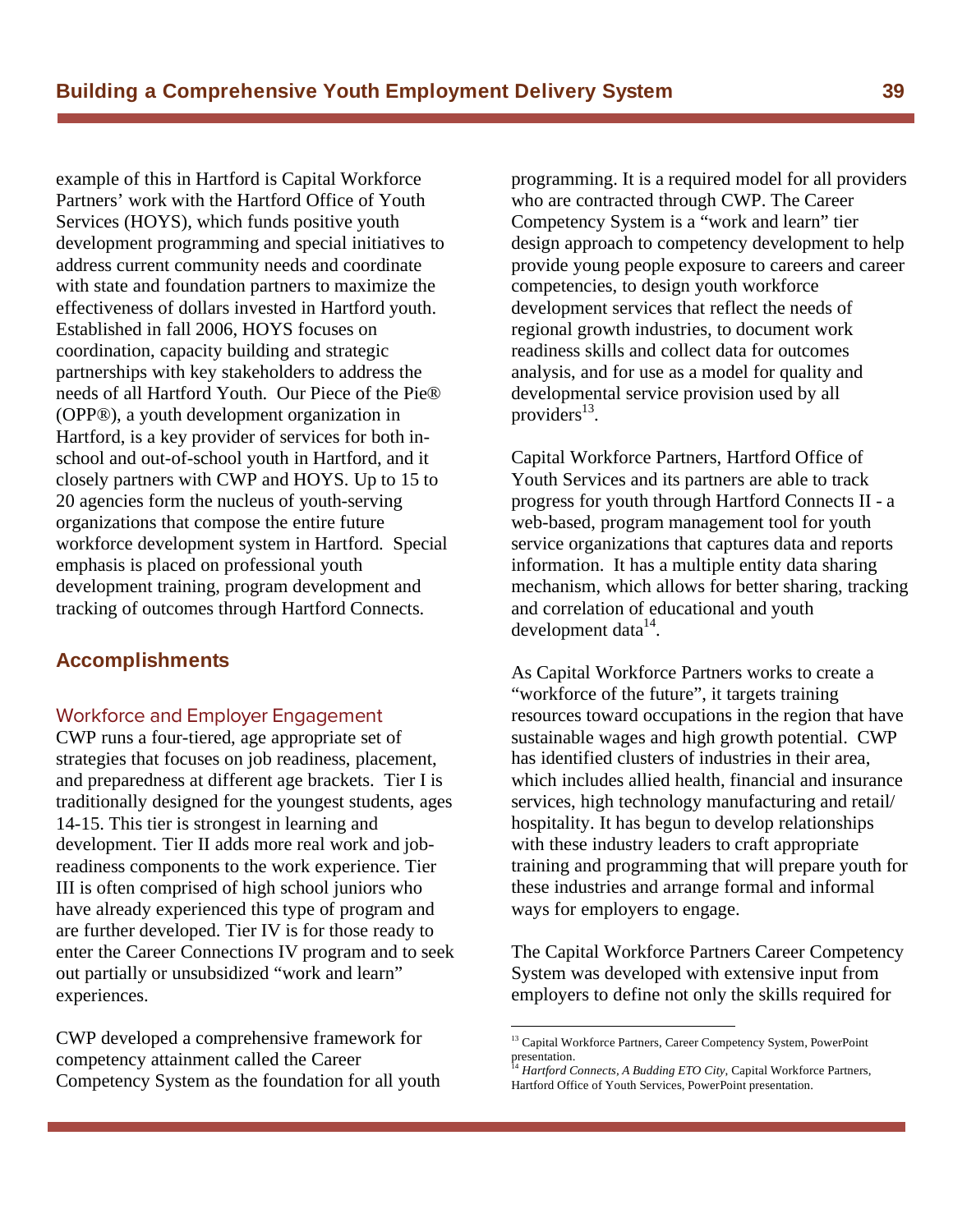example of this in Hartford is Capital Workforce Partners' work with the Hartford Office of Youth Services (HOYS), which funds positive youth development programming and special initiatives to address current community needs and coordinate with state and foundation partners to maximize the effectiveness of dollars invested in Hartford youth. Established in fall 2006, HOYS focuses on coordination, capacity building and strategic partnerships with key stakeholders to address the needs of all Hartford Youth. Our Piece of the Pie® (OPP®), a youth development organization in Hartford, is a key provider of services for both in-school and out-of-school youth in Hartford, and it closely partners with CWP and HOYS. Up to 15 to 20 agencies form the nucleus of youth-serving organizations that compose the entire future workforce development system in Hartford. Special emphasis is placed on professional youth development training, program development and tracking of outcomes through Hartford Connects.

## Accomplishments

### Workforce and Employer Engagement

CWP runs a four-tiered, age appropriate set of strategies that focuses on job readiness, placement, and preparedness at different age brackets. Tier I is traditionally designed for the youngest students, ages 14-15. This tier is strongest in learning and development. Tier II adds more real work and job-readiness components to the work experience. Tier III is often comprised of high school juniors who have already experienced this type of program and are further developed. Tier IV is for those ready to enter the Career Connections IV program and to seek out partially or unsubsidized "work and learn" experiences.

CWP developed a comprehensive framework for competency attainment called the Career Competency System as the foundation for all youth programming. It is a required model for all providers who are contracted through CWP. The Career Competency System is a "work and learn" tier design approach to competency development to help provide young people exposure to careers and career competencies, to design youth workforce development services that reflect the needs of regional growth industries, to document work readiness skills and collect data for outcomes analysis, and for use as a model for quality and developmental service provision used by all providers[13].

Capital Workforce Partners, Hartford Office of Youth Services and its partners are able to track progress for youth through Hartford Connects II - a web-based, program management tool for youth service organizations that captures data and reports information. It has a multiple entity data sharing mechanism, which allows for better sharing, tracking and correlation of educational and youth development data[14].

As Capital Workforce Partners works to create a "workforce of the future", it targets training resources toward occupations in the region that have sustainable wages and high growth potential. CWP has identified clusters of industries in their area, which includes allied health, financial and insurance services, high technology manufacturing and retail/ hospitality. It has begun to develop relationships with these industry leaders to craft appropriate training and programming that will prepare youth for these industries and arrange formal and informal ways for employers to engage.

The Capital Workforce Partners Career Competency System was developed with extensive input from employers to define not only the skills required for

---

[13] Capital Workforce Partners, Career Competency System, PowerPoint presentation.

[14] *Hartford Connects, A Budding ETO City*, Capital Workforce Partners, Hartford Office of Youth Services, PowerPoint presentation.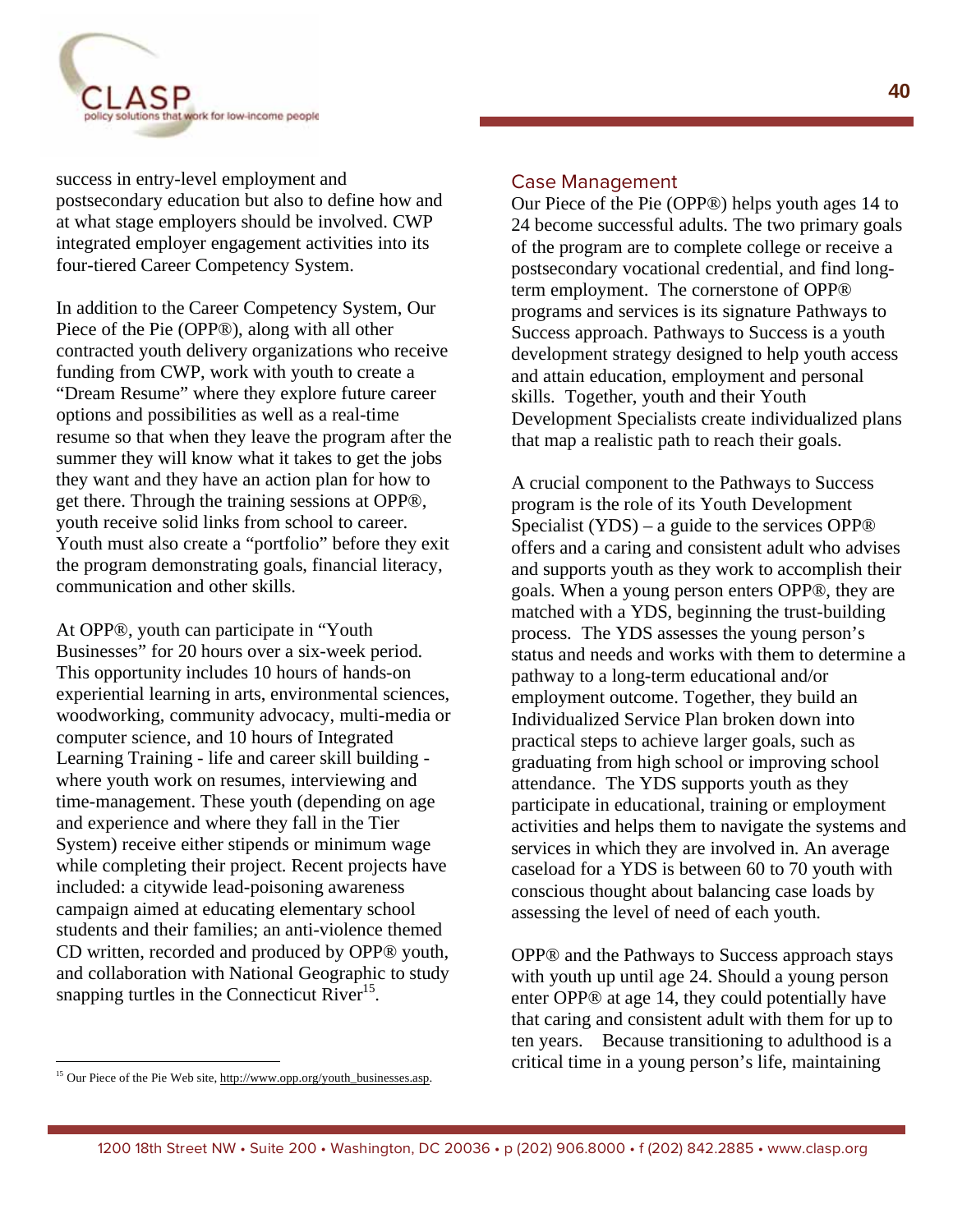success in entry-level employment and postsecondary education but also to define how and at what stage employers should be involved. CWP integrated employer engagement activities into its four-tiered Career Competency System.

In addition to the Career Competency System, Our Piece of the Pie (OPP®), along with all other contracted youth delivery organizations who receive funding from CWP, work with youth to create a "Dream Resume" where they explore future career options and possibilities as well as a real-time resume so that when they leave the program after the summer they will know what it takes to get the jobs they want and they have an action plan for how to get there. Through the training sessions at OPP®, youth receive solid links from school to career. Youth must also create a "portfolio" before they exit the program demonstrating goals, financial literacy, communication and other skills.

At OPP®, youth can participate in "Youth Businesses" for 20 hours over a six-week period. This opportunity includes 10 hours of hands-on experiential learning in arts, environmental sciences, woodworking, community advocacy, multi-media or computer science, and 10 hours of Integrated Learning Training - life and career skill building - where youth work on resumes, interviewing and time-management. These youth (depending on age and experience and where they fall in the Tier System) receive either stipends or minimum wage while completing their project. Recent projects have included: a citywide lead-poisoning awareness campaign aimed at educating elementary school students and their families; an anti-violence themed CD written, recorded and produced by OPP® youth, and collaboration with National Geographic to study snapping turtles in the Connecticut River[15].

## Case Management

Our Piece of the Pie (OPP®) helps youth ages 14 to 24 become successful adults. The two primary goals of the program are to complete college or receive a postsecondary vocational credential, and find long-term employment. The cornerstone of OPP® programs and services is its signature Pathways to Success approach. Pathways to Success is a youth development strategy designed to help youth access and attain education, employment and personal skills. Together, youth and their Youth Development Specialists create individualized plans that map a realistic path to reach their goals.

A crucial component to the Pathways to Success program is the role of its Youth Development Specialist (YDS) – a guide to the services OPP® offers and a caring and consistent adult who advises and supports youth as they work to accomplish their goals. When a young person enters OPP®, they are matched with a YDS, beginning the trust-building process. The YDS assesses the young person's status and needs and works with them to determine a pathway to a long-term educational and/or employment outcome. Together, they build an Individualized Service Plan broken down into practical steps to achieve larger goals, such as graduating from high school or improving school attendance. The YDS supports youth as they participate in educational, training or employment activities and helps them to navigate the systems and services in which they are involved in. An average caseload for a YDS is between 60 to 70 youth with conscious thought about balancing case loads by assessing the level of need of each youth.

OPP® and the Pathways to Success approach stays with youth up until age 24. Should a young person enter OPP® at age 14, they could potentially have that caring and consistent adult with them for up to ten years. Because transitioning to adulthood is a critical time in a young person's life, maintaining

---

[15] Our Piece of the Pie Web site, http://www.opp.org/youth_businesses.asp.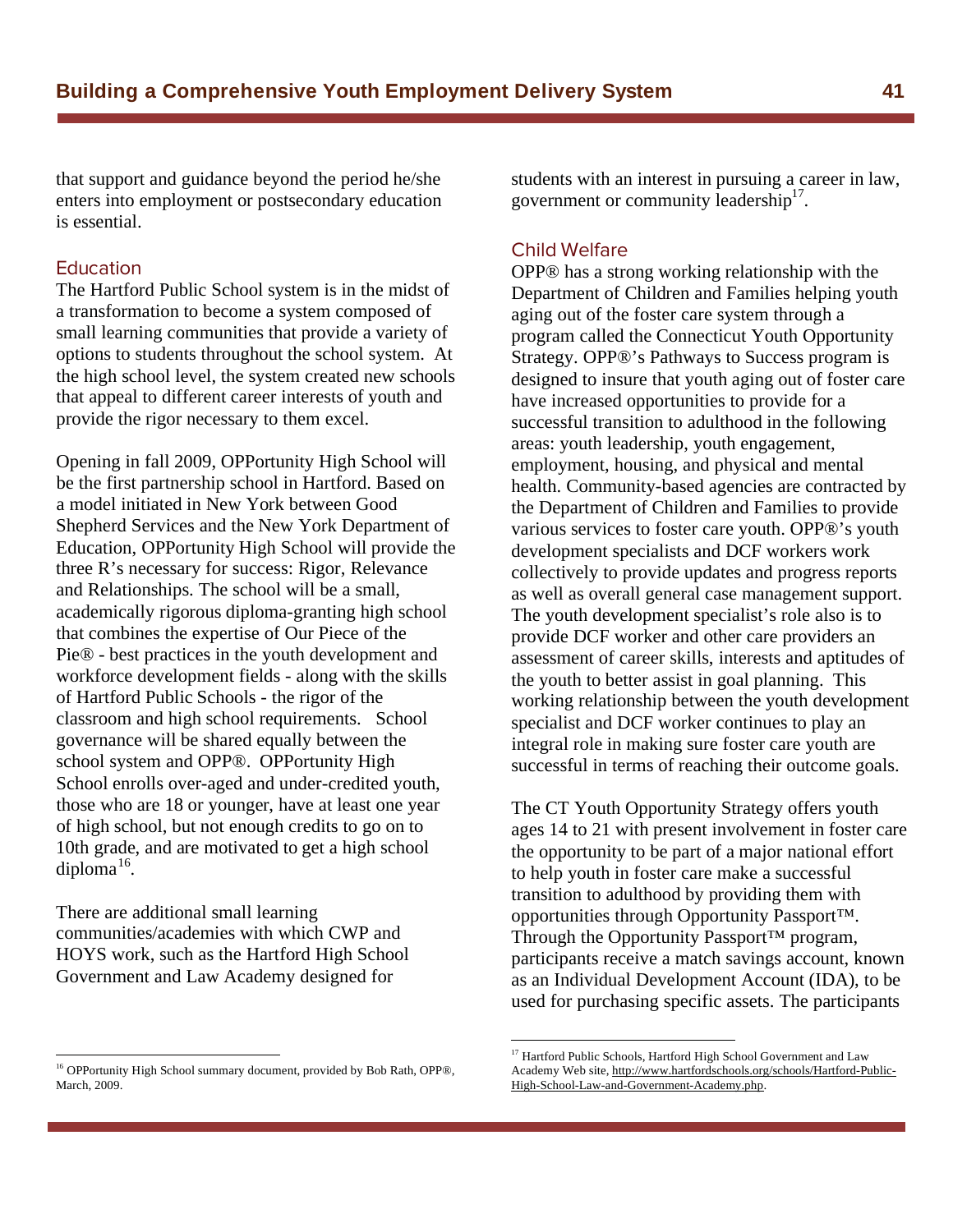that support and guidance beyond the period he/she enters into employment or postsecondary education is essential.

### Education

The Hartford Public School system is in the midst of a transformation to become a system composed of small learning communities that provide a variety of options to students throughout the school system. At the high school level, the system created new schools that appeal to different career interests of youth and provide the rigor necessary to them excel.

Opening in fall 2009, OPPortunity High School will be the first partnership school in Hartford. Based on a model initiated in New York between Good Shepherd Services and the New York Department of Education, OPPortunity High School will provide the three R's necessary for success: Rigor, Relevance and Relationships. The school will be a small, academically rigorous diploma-granting high school that combines the expertise of Our Piece of the Pie® - best practices in the youth development and workforce development fields - along with the skills of Hartford Public Schools - the rigor of the classroom and high school requirements. School governance will be shared equally between the school system and OPP®. OPPortunity High School enrolls over-aged and under-credited youth, those who are 18 or younger, have at least one year of high school, but not enough credits to go on to 10th grade, and are motivated to get a high school diploma[16].

There are additional small learning communities/academies with which CWP and HOYS work, such as the Hartford High School Government and Law Academy designed for students with an interest in pursuing a career in law, government or community leadership[17].

### Child Welfare

OPP® has a strong working relationship with the Department of Children and Families helping youth aging out of the foster care system through a program called the Connecticut Youth Opportunity Strategy. OPP®'s Pathways to Success program is designed to insure that youth aging out of foster care have increased opportunities to provide for a successful transition to adulthood in the following areas: youth leadership, youth engagement, employment, housing, and physical and mental health. Community-based agencies are contracted by the Department of Children and Families to provide various services to foster care youth. OPP®'s youth development specialists and DCF workers work collectively to provide updates and progress reports as well as overall general case management support. The youth development specialist's role also is to provide DCF worker and other care providers an assessment of career skills, interests and aptitudes of the youth to better assist in goal planning. This working relationship between the youth development specialist and DCF worker continues to play an integral role in making sure foster care youth are successful in terms of reaching their outcome goals.

The CT Youth Opportunity Strategy offers youth ages 14 to 21 with present involvement in foster care the opportunity to be part of a major national effort to help youth in foster care make a successful transition to adulthood by providing them with opportunities through Opportunity Passport™. Through the Opportunity Passport™ program, participants receive a match savings account, known as an Individual Development Account (IDA), to be used for purchasing specific assets. The participants

---

[16] OPPortunity High School summary document, provided by Bob Rath, OPP®, March, 2009.

[17] Hartford Public Schools, Hartford High School Government and Law Academy Web site, http://www.hartfordschools.org/schools/Hartford-Public-High-School-Law-and-Government-Academy.php.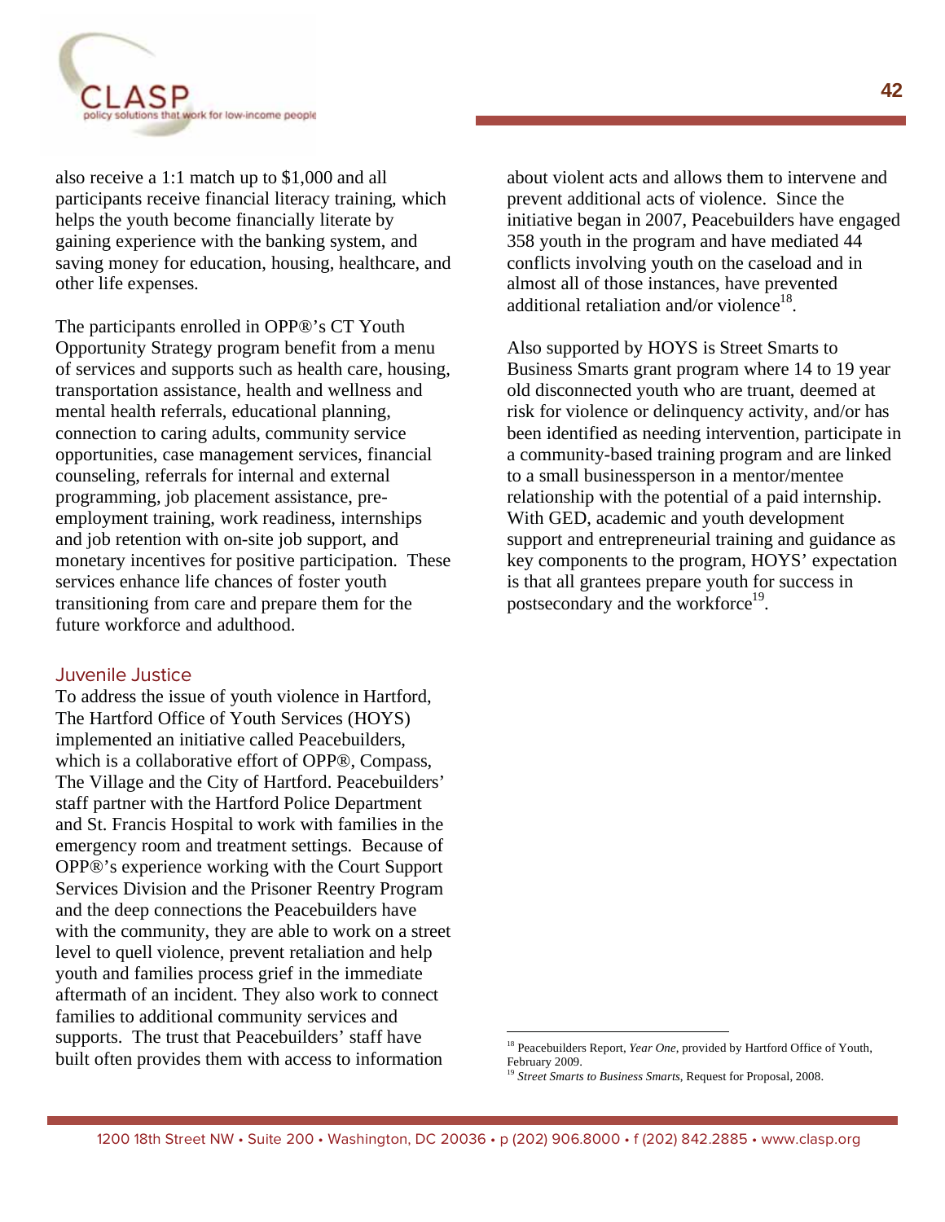also receive a 1:1 match up to $1,000 and all participants receive financial literacy training, which helps the youth become financially literate by gaining experience with the banking system, and saving money for education, housing, healthcare, and other life expenses.

The participants enrolled in OPP®'s CT Youth Opportunity Strategy program benefit from a menu of services and supports such as health care, housing, transportation assistance, health and wellness and mental health referrals, educational planning, connection to caring adults, community service opportunities, case management services, financial counseling, referrals for internal and external programming, job placement assistance, pre-employment training, work readiness, internships and job retention with on-site job support, and monetary incentives for positive participation. These services enhance life chances of foster youth transitioning from care and prepare them for the future workforce and adulthood.

## Juvenile Justice

To address the issue of youth violence in Hartford, The Hartford Office of Youth Services (HOYS) implemented an initiative called Peacebuilders, which is a collaborative effort of OPP®, Compass, The Village and the City of Hartford. Peacebuilders' staff partner with the Hartford Police Department and St. Francis Hospital to work with families in the emergency room and treatment settings. Because of OPP®'s experience working with the Court Support Services Division and the Prisoner Reentry Program and the deep connections the Peacebuilders have with the community, they are able to work on a street level to quell violence, prevent retaliation and help youth and families process grief in the immediate aftermath of an incident. They also work to connect families to additional community services and supports. The trust that Peacebuilders' staff have built often provides them with access to information about violent acts and allows them to intervene and prevent additional acts of violence. Since the initiative began in 2007, Peacebuilders have engaged 358 youth in the program and have mediated 44 conflicts involving youth on the caseload and in almost all of those instances, have prevented additional retaliation and/or violence[18].

Also supported by HOYS is Street Smarts to Business Smarts grant program where 14 to 19 year old disconnected youth who are truant, deemed at risk for violence or delinquency activity, and/or has been identified as needing intervention, participate in a community-based training program and are linked to a small businessperson in a mentor/mentee relationship with the potential of a paid internship. With GED, academic and youth development support and entrepreneurial training and guidance as key components to the program, HOYS' expectation is that all grantees prepare youth for success in postsecondary and the workforce[19].

---

[18] Peacebuilders Report, *Year One*, provided by Hartford Office of Youth, February 2009.

[19] *Street Smarts to Business Smarts*, Request for Proposal, 2008.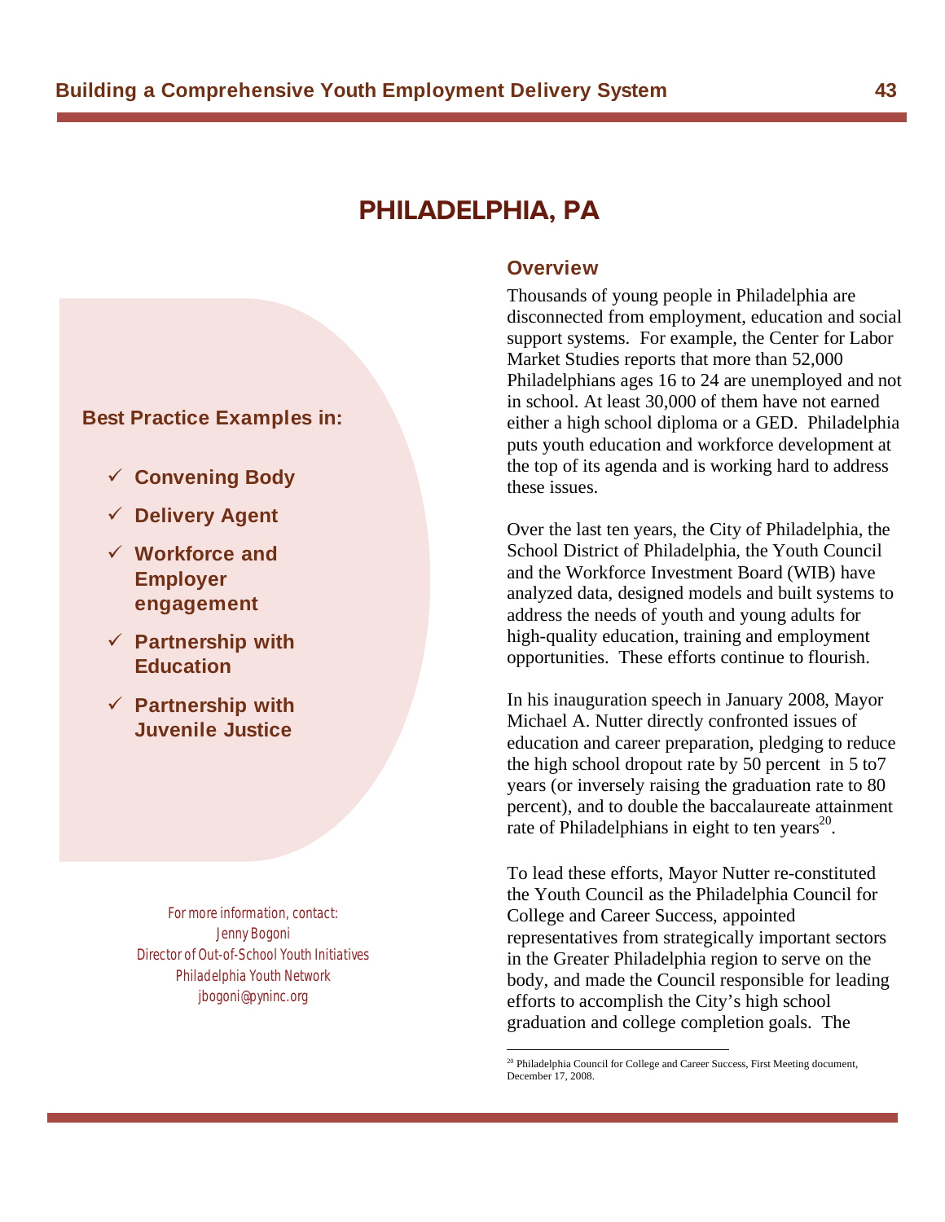# PHILADELPHIA, PA

**Best Practice Examples in:**

- ✓ **Convening Body**
- ✓ **Delivery Agent**
- ✓ **Workforce and Employer engagement**
- ✓ **Partnership with Education**
- ✓ **Partnership with Juvenile Justice**

*For more information, contact:*
*Jenny Bogoni*
*Director of Out-of-School Youth Initiatives*
*Philadelphia Youth Network*
*jbogoni@pyninc.org*

## Overview

Thousands of young people in Philadelphia are disconnected from employment, education and social support systems. For example, the Center for Labor Market Studies reports that more than 52,000 Philadelphians ages 16 to 24 are unemployed and not in school. At least 30,000 of them have not earned either a high school diploma or a GED. Philadelphia puts youth education and workforce development at the top of its agenda and is working hard to address these issues.

Over the last ten years, the City of Philadelphia, the School District of Philadelphia, the Youth Council and the Workforce Investment Board (WIB) have analyzed data, designed models and built systems to address the needs of youth and young adults for high-quality education, training and employment opportunities. These efforts continue to flourish.

In his inauguration speech in January 2008, Mayor Michael A. Nutter directly confronted issues of education and career preparation, pledging to reduce the high school dropout rate by 50 percent in 5 to7 years (or inversely raising the graduation rate to 80 percent), and to double the baccalaureate attainment rate of Philadelphians in eight to ten years[20].

To lead these efforts, Mayor Nutter re-constituted the Youth Council as the Philadelphia Council for College and Career Success, appointed representatives from strategically important sectors in the Greater Philadelphia region to serve on the body, and made the Council responsible for leading efforts to accomplish the City's high school graduation and college completion goals. The

[20] Philadelphia Council for College and Career Success, First Meeting document, December 17, 2008.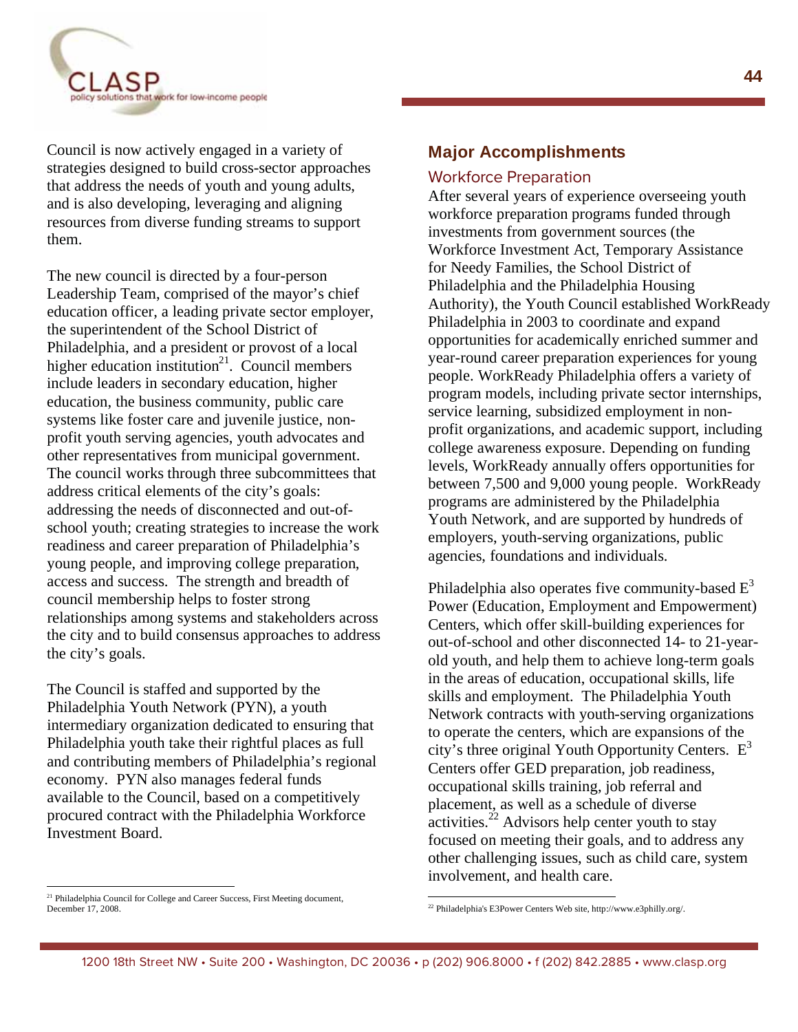Council is now actively engaged in a variety of strategies designed to build cross-sector approaches that address the needs of youth and young adults, and is also developing, leveraging and aligning resources from diverse funding streams to support them.

The new council is directed by a four-person Leadership Team, comprised of the mayor's chief education officer, a leading private sector employer, the superintendent of the School District of Philadelphia, and a president or provost of a local higher education institution[21]. Council members include leaders in secondary education, higher education, the business community, public care systems like foster care and juvenile justice, non-profit youth serving agencies, youth advocates and other representatives from municipal government. The council works through three subcommittees that address critical elements of the city's goals: addressing the needs of disconnected and out-of-school youth; creating strategies to increase the work readiness and career preparation of Philadelphia's young people, and improving college preparation, access and success. The strength and breadth of council membership helps to foster strong relationships among systems and stakeholders across the city and to build consensus approaches to address the city's goals.

The Council is staffed and supported by the Philadelphia Youth Network (PYN), a youth intermediary organization dedicated to ensuring that Philadelphia youth take their rightful places as full and contributing members of Philadelphia's regional economy. PYN also manages federal funds available to the Council, based on a competitively procured contract with the Philadelphia Workforce Investment Board.

[21] Philadelphia Council for College and Career Success, First Meeting document, December 17, 2008.

## Major Accomplishments

### Workforce Preparation

After several years of experience overseeing youth workforce preparation programs funded through investments from government sources (the Workforce Investment Act, Temporary Assistance for Needy Families, the School District of Philadelphia and the Philadelphia Housing Authority), the Youth Council established WorkReady Philadelphia in 2003 to coordinate and expand opportunities for academically enriched summer and year-round career preparation experiences for young people. WorkReady Philadelphia offers a variety of program models, including private sector internships, service learning, subsidized employment in non-profit organizations, and academic support, including college awareness exposure. Depending on funding levels, WorkReady annually offers opportunities for between 7,500 and 9,000 young people. WorkReady programs are administered by the Philadelphia Youth Network, and are supported by hundreds of employers, youth-serving organizations, public agencies, foundations and individuals.

Philadelphia also operates five community-based $E^3$ Power (Education, Employment and Empowerment) Centers, which offer skill-building experiences for out-of-school and other disconnected 14- to 21-year-old youth, and help them to achieve long-term goals in the areas of education, occupational skills, life skills and employment. The Philadelphia Youth Network contracts with youth-serving organizations to operate the centers, which are expansions of the city's three original Youth Opportunity Centers. $E^3$ Centers offer GED preparation, job readiness, occupational skills training, job referral and placement, as well as a schedule of diverse activities.[22] Advisors help center youth to stay focused on meeting their goals, and to address any other challenging issues, such as child care, system involvement, and health care.

[22] Philadelphia's E3Power Centers Web site, http://www.e3philly.org/.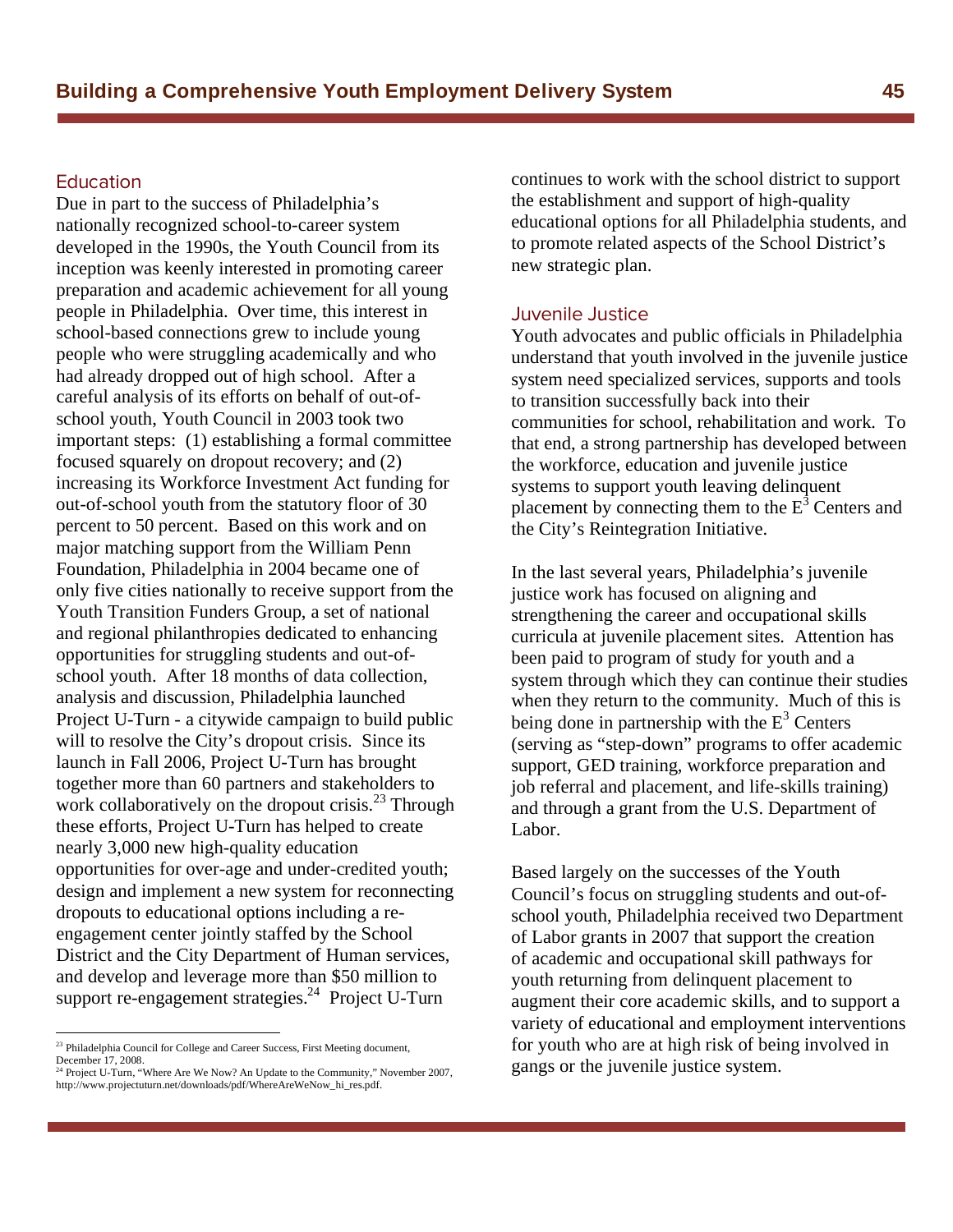## Education

Due in part to the success of Philadelphia's nationally recognized school-to-career system developed in the 1990s, the Youth Council from its inception was keenly interested in promoting career preparation and academic achievement for all young people in Philadelphia. Over time, this interest in school-based connections grew to include young people who were struggling academically and who had already dropped out of high school. After a careful analysis of its efforts on behalf of out-of-school youth, Youth Council in 2003 took two important steps: (1) establishing a formal committee focused squarely on dropout recovery; and (2) increasing its Workforce Investment Act funding for out-of-school youth from the statutory floor of 30 percent to 50 percent. Based on this work and on major matching support from the William Penn Foundation, Philadelphia in 2004 became one of only five cities nationally to receive support from the Youth Transition Funders Group, a set of national and regional philanthropies dedicated to enhancing opportunities for struggling students and out-of-school youth. After 18 months of data collection, analysis and discussion, Philadelphia launched Project U-Turn - a citywide campaign to build public will to resolve the City's dropout crisis. Since its launch in Fall 2006, Project U-Turn has brought together more than 60 partners and stakeholders to work collaboratively on the dropout crisis.[23] Through these efforts, Project U-Turn has helped to create nearly 3,000 new high-quality education opportunities for over-age and under-credited youth; design and implement a new system for reconnecting dropouts to educational options including a re-engagement center jointly staffed by the School District and the City Department of Human services, and develop and leverage more than $50 million to support re-engagement strategies.[24] Project U-Turn continues to work with the school district to support the establishment and support of high-quality educational options for all Philadelphia students, and to promote related aspects of the School District's new strategic plan.

## Juvenile Justice

Youth advocates and public officials in Philadelphia understand that youth involved in the juvenile justice system need specialized services, supports and tools to transition successfully back into their communities for school, rehabilitation and work. To that end, a strong partnership has developed between the workforce, education and juvenile justice systems to support youth leaving delinquent placement by connecting them to the $E^3$ Centers and the City's Reintegration Initiative.

In the last several years, Philadelphia's juvenile justice work has focused on aligning and strengthening the career and occupational skills curricula at juvenile placement sites. Attention has been paid to program of study for youth and a system through which they can continue their studies when they return to the community. Much of this is being done in partnership with the $E^3$ Centers (serving as "step-down" programs to offer academic support, GED training, workforce preparation and job referral and placement, and life-skills training) and through a grant from the U.S. Department of Labor.

Based largely on the successes of the Youth Council's focus on struggling students and out-of-school youth, Philadelphia received two Department of Labor grants in 2007 that support the creation of academic and occupational skill pathways for youth returning from delinquent placement to augment their core academic skills, and to support a variety of educational and employment interventions for youth who are at high risk of being involved in gangs or the juvenile justice system.

---

[23] Philadelphia Council for College and Career Success, First Meeting document, December 17, 2008.

[24] Project U-Turn, "Where Are We Now? An Update to the Community," November 2007, http://www.projectuturn.net/downloads/pdf/WhereAreWeNow_hi_res.pdf.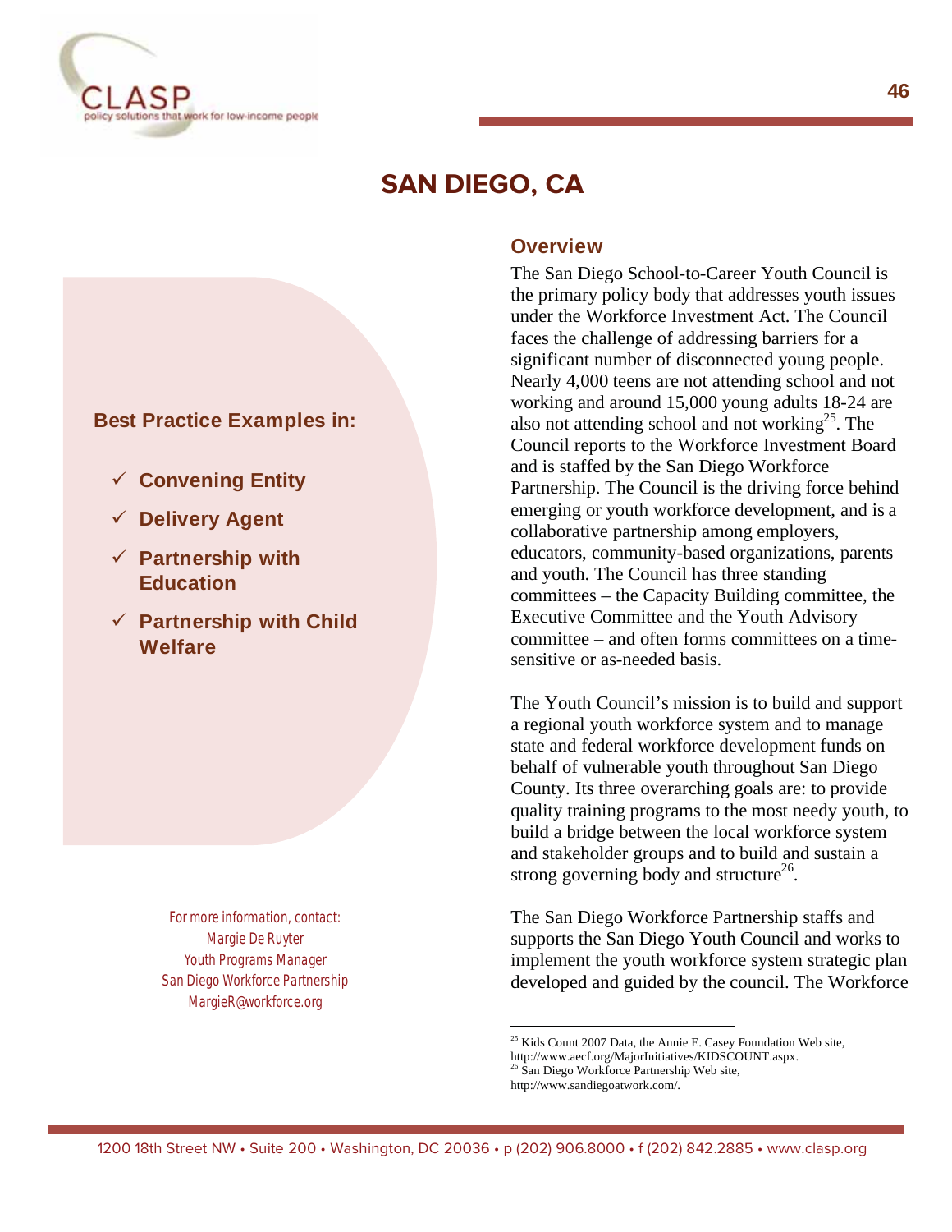# SAN DIEGO, CA

**Best Practice Examples in:**

- ✓ **Convening Entity**
- ✓ **Delivery Agent**
- ✓ **Partnership with Education**
- ✓ **Partnership with Child Welfare**

For more information, contact:
Margie De Ruyter
Youth Programs Manager
San Diego Workforce Partnership
MargieR@workforce.org

## Overview

The San Diego School-to-Career Youth Council is the primary policy body that addresses youth issues under the Workforce Investment Act. The Council faces the challenge of addressing barriers for a significant number of disconnected young people. Nearly 4,000 teens are not attending school and not working and around 15,000 young adults 18-24 are also not attending school and not working[25]. The Council reports to the Workforce Investment Board and is staffed by the San Diego Workforce Partnership. The Council is the driving force behind emerging or youth workforce development, and is a collaborative partnership among employers, educators, community-based organizations, parents and youth. The Council has three standing committees – the Capacity Building committee, the Executive Committee and the Youth Advisory committee – and often forms committees on a time-sensitive or as-needed basis.

The Youth Council's mission is to build and support a regional youth workforce system and to manage state and federal workforce development funds on behalf of vulnerable youth throughout San Diego County. Its three overarching goals are: to provide quality training programs to the most needy youth, to build a bridge between the local workforce system and stakeholder groups and to build and sustain a strong governing body and structure[26].

The San Diego Workforce Partnership staffs and supports the San Diego Youth Council and works to implement the youth workforce system strategic plan developed and guided by the council. The Workforce

---

[25] Kids Count 2007 Data, the Annie E. Casey Foundation Web site, http://www.aecf.org/MajorInitiatives/KIDSCOUNT.aspx.
[26] San Diego Workforce Partnership Web site, http://www.sandiegoatwork.com/.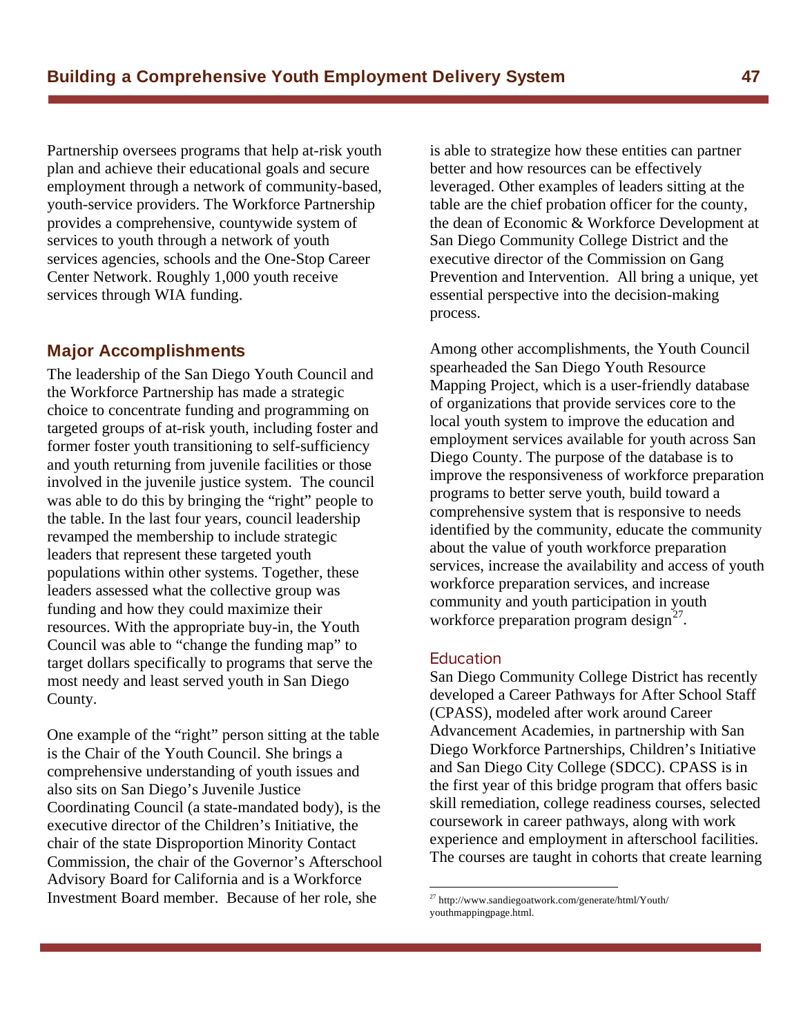Partnership oversees programs that help at-risk youth plan and achieve their educational goals and secure employment through a network of community-based, youth-service providers. The Workforce Partnership provides a comprehensive, countywide system of services to youth through a network of youth services agencies, schools and the One-Stop Career Center Network. Roughly 1,000 youth receive services through WIA funding.

## Major Accomplishments

The leadership of the San Diego Youth Council and the Workforce Partnership has made a strategic choice to concentrate funding and programming on targeted groups of at-risk youth, including foster and former foster youth transitioning to self-sufficiency and youth returning from juvenile facilities or those involved in the juvenile justice system. The council was able to do this by bringing the "right" people to the table. In the last four years, council leadership revamped the membership to include strategic leaders that represent these targeted youth populations within other systems. Together, these leaders assessed what the collective group was funding and how they could maximize their resources. With the appropriate buy-in, the Youth Council was able to "change the funding map" to target dollars specifically to programs that serve the most needy and least served youth in San Diego County.

One example of the "right" person sitting at the table is the Chair of the Youth Council. She brings a comprehensive understanding of youth issues and also sits on San Diego's Juvenile Justice Coordinating Council (a state-mandated body), is the executive director of the Children's Initiative, the chair of the state Disproportion Minority Contact Commission, the chair of the Governor's Afterschool Advisory Board for California and is a Workforce Investment Board member. Because of her role, she is able to strategize how these entities can partner better and how resources can be effectively leveraged. Other examples of leaders sitting at the table are the chief probation officer for the county, the dean of Economic & Workforce Development at San Diego Community College District and the executive director of the Commission on Gang Prevention and Intervention. All bring a unique, yet essential perspective into the decision-making process.

Among other accomplishments, the Youth Council spearheaded the San Diego Youth Resource Mapping Project, which is a user-friendly database of organizations that provide services core to the local youth system to improve the education and employment services available for youth across San Diego County. The purpose of the database is to improve the responsiveness of workforce preparation programs to better serve youth, build toward a comprehensive system that is responsive to needs identified by the community, educate the community about the value of youth workforce preparation services, increase the availability and access of youth workforce preparation services, and increase community and youth participation in youth workforce preparation program design[27].

### Education

San Diego Community College District has recently developed a Career Pathways for After School Staff (CPASS), modeled after work around Career Advancement Academies, in partnership with San Diego Workforce Partnerships, Children's Initiative and San Diego City College (SDCC). CPASS is in the first year of this bridge program that offers basic skill remediation, college readiness courses, selected coursework in career pathways, along with work experience and employment in afterschool facilities. The courses are taught in cohorts that create learning

---

[27] http://www.sandiegoatwork.com/generate/html/Youth/youthmappingpage.html.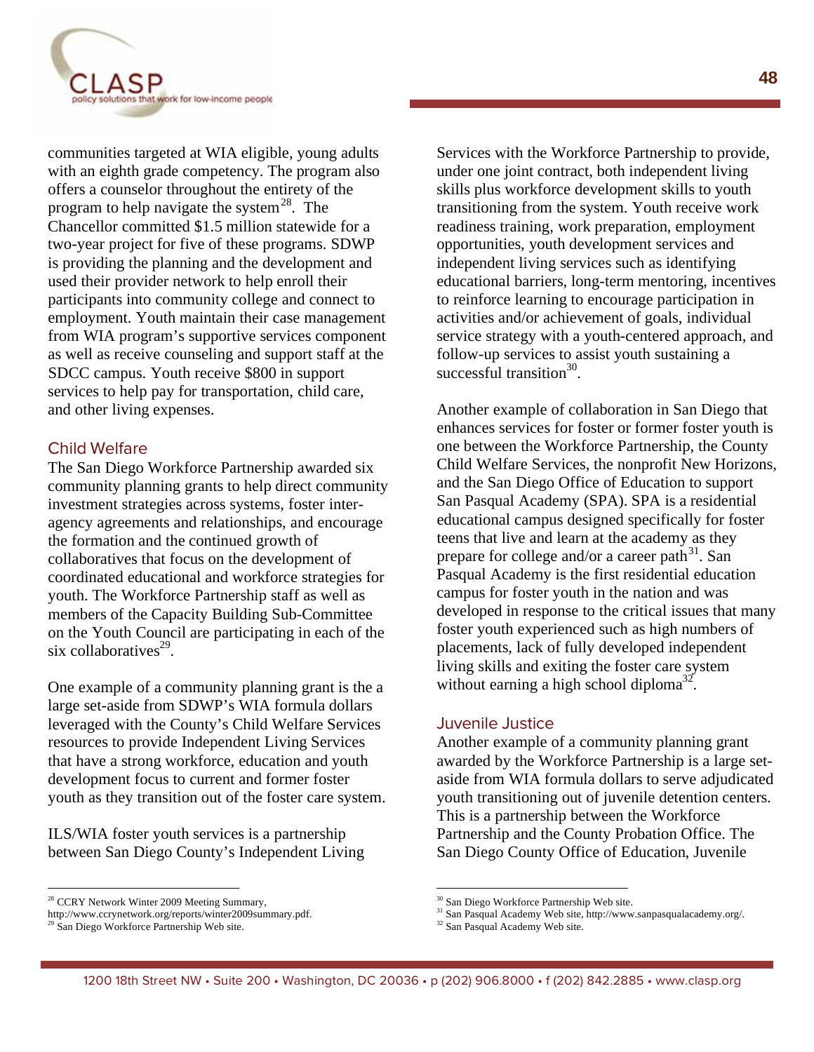communities targeted at WIA eligible, young adults with an eighth grade competency. The program also offers a counselor throughout the entirety of the program to help navigate the system[28]. The Chancellor committed $1.5 million statewide for a two-year project for five of these programs. SDWP is providing the planning and the development and used their provider network to help enroll their participants into community college and connect to employment. Youth maintain their case management from WIA program's supportive services component as well as receive counseling and support staff at the SDCC campus. Youth receive $800 in support services to help pay for transportation, child care, and other living expenses.

## Child Welfare

The San Diego Workforce Partnership awarded six community planning grants to help direct community investment strategies across systems, foster inter-agency agreements and relationships, and encourage the formation and the continued growth of collaboratives that focus on the development of coordinated educational and workforce strategies for youth. The Workforce Partnership staff as well as members of the Capacity Building Sub-Committee on the Youth Council are participating in each of the six collaboratives[29].

One example of a community planning grant is the a large set-aside from SDWP's WIA formula dollars leveraged with the County's Child Welfare Services resources to provide Independent Living Services that have a strong workforce, education and youth development focus to current and former foster youth as they transition out of the foster care system.

ILS/WIA foster youth services is a partnership between San Diego County's Independent Living Services with the Workforce Partnership to provide, under one joint contract, both independent living skills plus workforce development skills to youth transitioning from the system. Youth receive work readiness training, work preparation, employment opportunities, youth development services and independent living services such as identifying educational barriers, long-term mentoring, incentives to reinforce learning to encourage participation in activities and/or achievement of goals, individual service strategy with a youth-centered approach, and follow-up services to assist youth sustaining a successful transition[30].

Another example of collaboration in San Diego that enhances services for foster or former foster youth is one between the Workforce Partnership, the County Child Welfare Services, the nonprofit New Horizons, and the San Diego Office of Education to support San Pasqual Academy (SPA). SPA is a residential educational campus designed specifically for foster teens that live and learn at the academy as they prepare for college and/or a career path[31]. San Pasqual Academy is the first residential education campus for foster youth in the nation and was developed in response to the critical issues that many foster youth experienced such as high numbers of placements, lack of fully developed independent living skills and exiting the foster care system without earning a high school diploma[32].

## Juvenile Justice

Another example of a community planning grant awarded by the Workforce Partnership is a large set-aside from WIA formula dollars to serve adjudicated youth transitioning out of juvenile detention centers. This is a partnership between the Workforce Partnership and the County Probation Office. The San Diego County Office of Education, Juvenile

---

[28] CCRY Network Winter 2009 Meeting Summary, http://www.ccrynetwork.org/reports/winter2009summary.pdf.

[29] San Diego Workforce Partnership Web site.

[30] San Diego Workforce Partnership Web site.

[31] San Pasqual Academy Web site, http://www.sanpasqualacademy.org/.

[32] San Pasqual Academy Web site.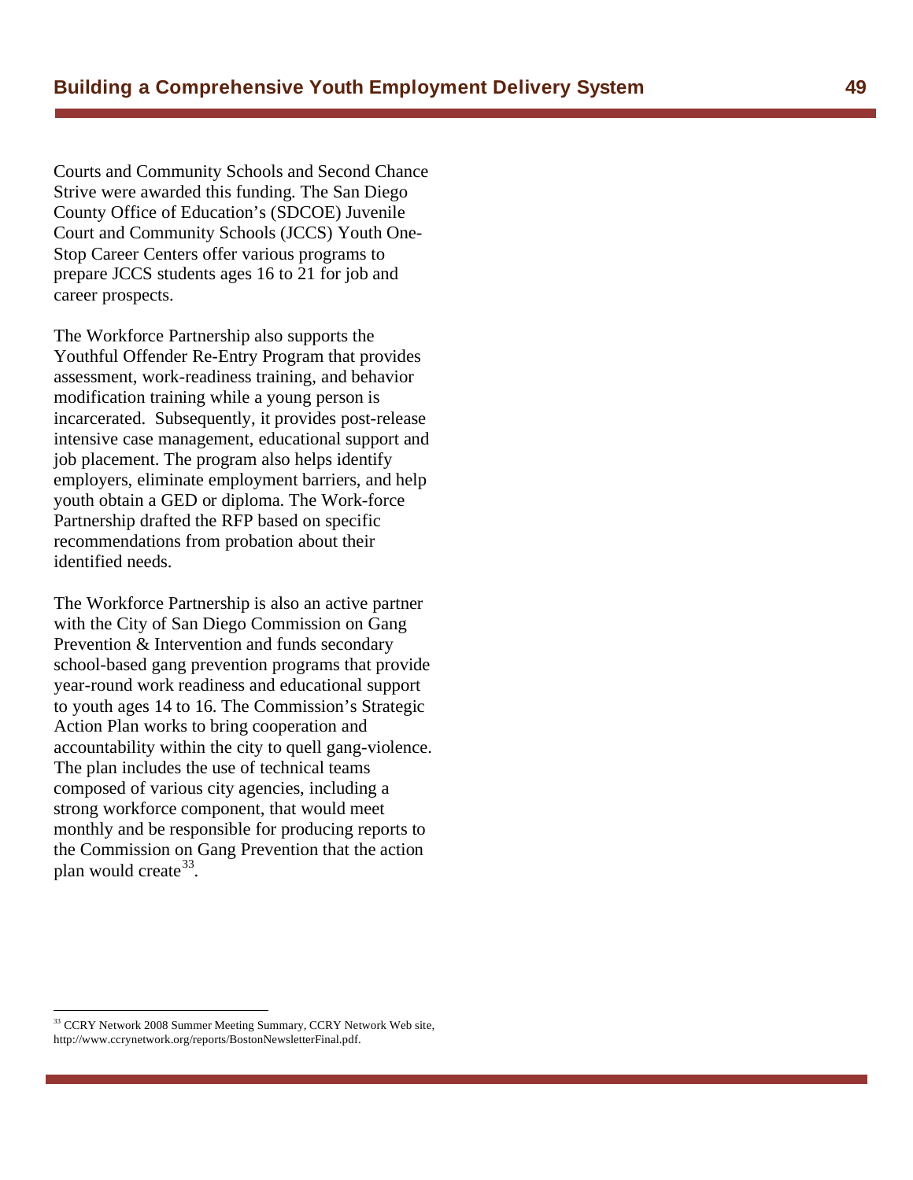Courts and Community Schools and Second Chance Strive were awarded this funding. The San Diego County Office of Education's (SDCOE) Juvenile Court and Community Schools (JCCS) Youth One-Stop Career Centers offer various programs to prepare JCCS students ages 16 to 21 for job and career prospects.

The Workforce Partnership also supports the Youthful Offender Re-Entry Program that provides assessment, work-readiness training, and behavior modification training while a young person is incarcerated. Subsequently, it provides post-release intensive case management, educational support and job placement. The program also helps identify employers, eliminate employment barriers, and help youth obtain a GED or diploma. The Work-force Partnership drafted the RFP based on specific recommendations from probation about their identified needs.

The Workforce Partnership is also an active partner with the City of San Diego Commission on Gang Prevention & Intervention and funds secondary school-based gang prevention programs that provide year-round work readiness and educational support to youth ages 14 to 16. The Commission's Strategic Action Plan works to bring cooperation and accountability within the city to quell gang-violence. The plan includes the use of technical teams composed of various city agencies, including a strong workforce component, that would meet monthly and be responsible for producing reports to the Commission on Gang Prevention that the action plan would create[33].

---

[33] CCRY Network 2008 Summer Meeting Summary, CCRY Network Web site, http://www.ccrynetwork.org/reports/BostonNewsletterFinal.pdf.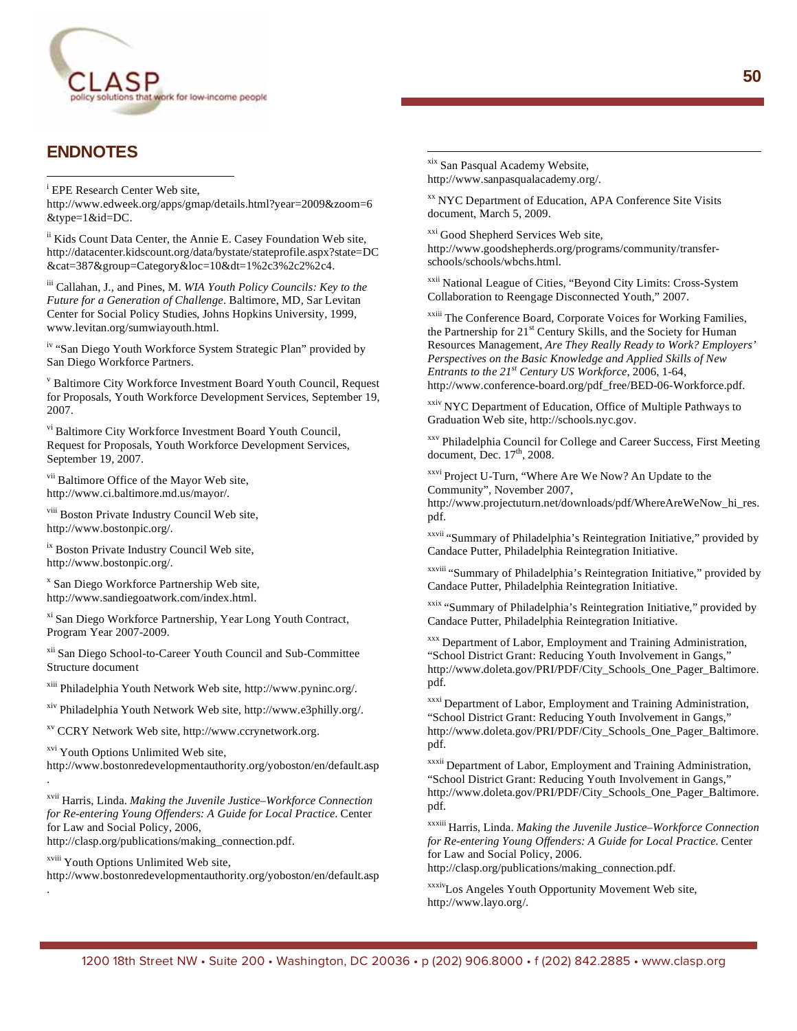## ENDNOTES

[i] EPE Research Center Web site, http://www.edweek.org/apps/gmap/details.html?year=2009&zoom=6&type=1&id=DC.

[ii] Kids Count Data Center, the Annie E. Casey Foundation Web site, http://datacenter.kidscount.org/data/bystate/stateprofile.aspx?state=DC&cat=387&group=Category&loc=10&dt=1%2c3%2c2%2c4.

[iii] Callahan, J., and Pines, M. *WIA Youth Policy Councils: Key to the Future for a Generation of Challenge*. Baltimore, MD, Sar Levitan Center for Social Policy Studies, Johns Hopkins University, 1999, www.levitan.org/sumwiayouth.html.

[iv] "San Diego Youth Workforce System Strategic Plan" provided by San Diego Workforce Partners.

[v] Baltimore City Workforce Investment Board Youth Council, Request for Proposals, Youth Workforce Development Services, September 19, 2007.

[vi] Baltimore City Workforce Investment Board Youth Council, Request for Proposals, Youth Workforce Development Services, September 19, 2007.

[vii] Baltimore Office of the Mayor Web site, http://www.ci.baltimore.md.us/mayor/.

[viii] Boston Private Industry Council Web site, http://www.bostonpic.org/.

[ix] Boston Private Industry Council Web site, http://www.bostonpic.org/.

[x] San Diego Workforce Partnership Web site, http://www.sandiegoatwork.com/index.html.

[xi] San Diego Workforce Partnership, Year Long Youth Contract, Program Year 2007-2009.

[xii] San Diego School-to-Career Youth Council and Sub-Committee Structure document

[xiii] Philadelphia Youth Network Web site, http://www.pyninc.org/.

[xiv] Philadelphia Youth Network Web site, http://www.e3philly.org/.

[xv] CCRY Network Web site, http://www.ccrynetwork.org.

[xvi] Youth Options Unlimited Web site, http://www.bostonredevelopmentauthority.org/yoboston/en/default.asp.

[xvii] Harris, Linda. *Making the Juvenile Justice–Workforce Connection for Re-entering Young Offenders: A Guide for Local Practice*. Center for Law and Social Policy, 2006, http://clasp.org/publications/making_connection.pdf.

[xviii] Youth Options Unlimited Web site, http://www.bostonredevelopmentauthority.org/yoboston/en/default.asp.

[xix] San Pasqual Academy Website, http://www.sanpasqualacademy.org/.

[xx] NYC Department of Education, APA Conference Site Visits document, March 5, 2009.

[xxi] Good Shepherd Services Web site, http://www.goodshepherds.org/programs/community/transfer-schools/schools/wbchs.html.

[xxii] National League of Cities, "Beyond City Limits: Cross-System Collaboration to Reengage Disconnected Youth," 2007.

[xxiii] The Conference Board, Corporate Voices for Working Families, the Partnership for 21st Century Skills, and the Society for Human Resources Management, *Are They Really Ready to Work? Employers' Perspectives on the Basic Knowledge and Applied Skills of New Entrants to the 21st Century US Workforce*, 2006, 1-64, http://www.conference-board.org/pdf_free/BED-06-Workforce.pdf.

[xxiv] NYC Department of Education, Office of Multiple Pathways to Graduation Web site, http://schools.nyc.gov.

[xxv] Philadelphia Council for College and Career Success, First Meeting document, Dec. 17th, 2008.

[xxvi] Project U-Turn, "Where Are We Now? An Update to the Community", November 2007, http://www.projectuturn.net/downloads/pdf/WhereAreWeNow_hi_res.pdf.

[xxvii] "Summary of Philadelphia's Reintegration Initiative," provided by Candace Putter, Philadelphia Reintegration Initiative.

[xxviii] "Summary of Philadelphia's Reintegration Initiative," provided by Candace Putter, Philadelphia Reintegration Initiative.

[xxix] "Summary of Philadelphia's Reintegration Initiative," provided by Candace Putter, Philadelphia Reintegration Initiative.

[xxx] Department of Labor, Employment and Training Administration, "School District Grant: Reducing Youth Involvement in Gangs," http://www.doleta.gov/PRI/PDF/City_Schools_One_Pager_Baltimore.pdf.

[xxxi] Department of Labor, Employment and Training Administration, "School District Grant: Reducing Youth Involvement in Gangs," http://www.doleta.gov/PRI/PDF/City_Schools_One_Pager_Baltimore.pdf.

[xxxii] Department of Labor, Employment and Training Administration, "School District Grant: Reducing Youth Involvement in Gangs," http://www.doleta.gov/PRI/PDF/City_Schools_One_Pager_Baltimore.pdf.

[xxxiii] Harris, Linda. *Making the Juvenile Justice–Workforce Connection for Re-entering Young Offenders: A Guide for Local Practice*. Center for Law and Social Policy, 2006. http://clasp.org/publications/making_connection.pdf.

[xxxiv] Los Angeles Youth Opportunity Movement Web site, http://www.layo.org/.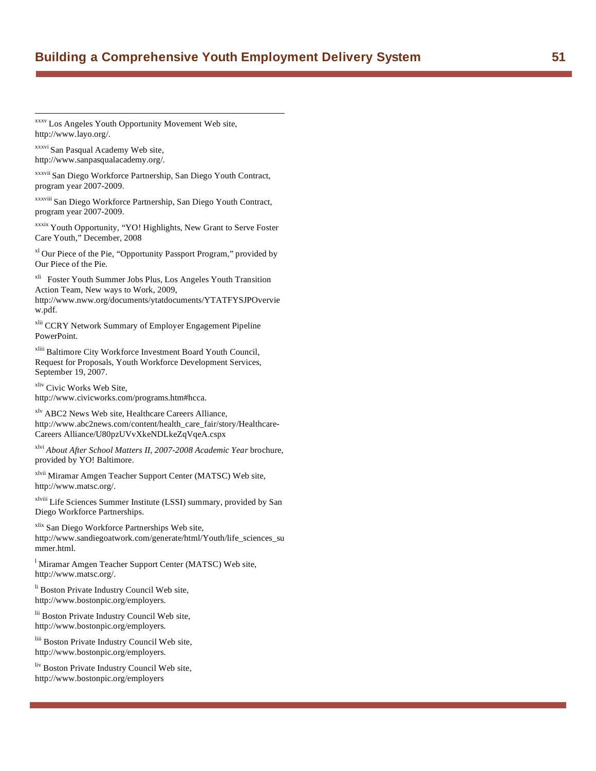[xxxv] Los Angeles Youth Opportunity Movement Web site, http://www.layo.org/.

[xxxvi] San Pasqual Academy Web site, http://www.sanpasqualacademy.org/.

[xxxvii] San Diego Workforce Partnership, San Diego Youth Contract, program year 2007-2009.

[xxxviii] San Diego Workforce Partnership, San Diego Youth Contract, program year 2007-2009.

[xxxix] Youth Opportunity, "YO! Highlights, New Grant to Serve Foster Care Youth," December, 2008

[xl] Our Piece of the Pie, "Opportunity Passport Program," provided by Our Piece of the Pie.

[xli] Foster Youth Summer Jobs Plus, Los Angeles Youth Transition Action Team, New ways to Work, 2009, http://www.nww.org/documents/ytatdocuments/YTATFYSJPOverview.pdf.

[xlii] CCRY Network Summary of Employer Engagement Pipeline PowerPoint.

[xliii] Baltimore City Workforce Investment Board Youth Council, Request for Proposals, Youth Workforce Development Services, September 19, 2007.

[xliv] Civic Works Web Site, http://www.civicworks.com/programs.htm#hcca.

[xlv] ABC2 News Web site, Healthcare Careers Alliance, http://www.abc2news.com/content/health_care_fair/story/Healthcare-Careers Alliance/U80pzUVvXkeNDLkeZqVqeA.cspx

[xlvi] *About After School Matters II, 2007-2008 Academic Year* brochure, provided by YO! Baltimore.

[xlvii] Miramar Amgen Teacher Support Center (MATSC) Web site, http://www.matsc.org/.

[xlviii] Life Sciences Summer Institute (LSSI) summary, provided by San Diego Workforce Partnerships.

[xlix] San Diego Workforce Partnerships Web site, http://www.sandiegoatwork.com/generate/html/Youth/life_sciences_summer.html.

[l] Miramar Amgen Teacher Support Center (MATSC) Web site, http://www.matsc.org/.

[li] Boston Private Industry Council Web site, http://www.bostonpic.org/employers.

[lii] Boston Private Industry Council Web site, http://www.bostonpic.org/employers.

[liii] Boston Private Industry Council Web site, http://www.bostonpic.org/employers.

[liv] Boston Private Industry Council Web site, http://www.bostonpic.org/employers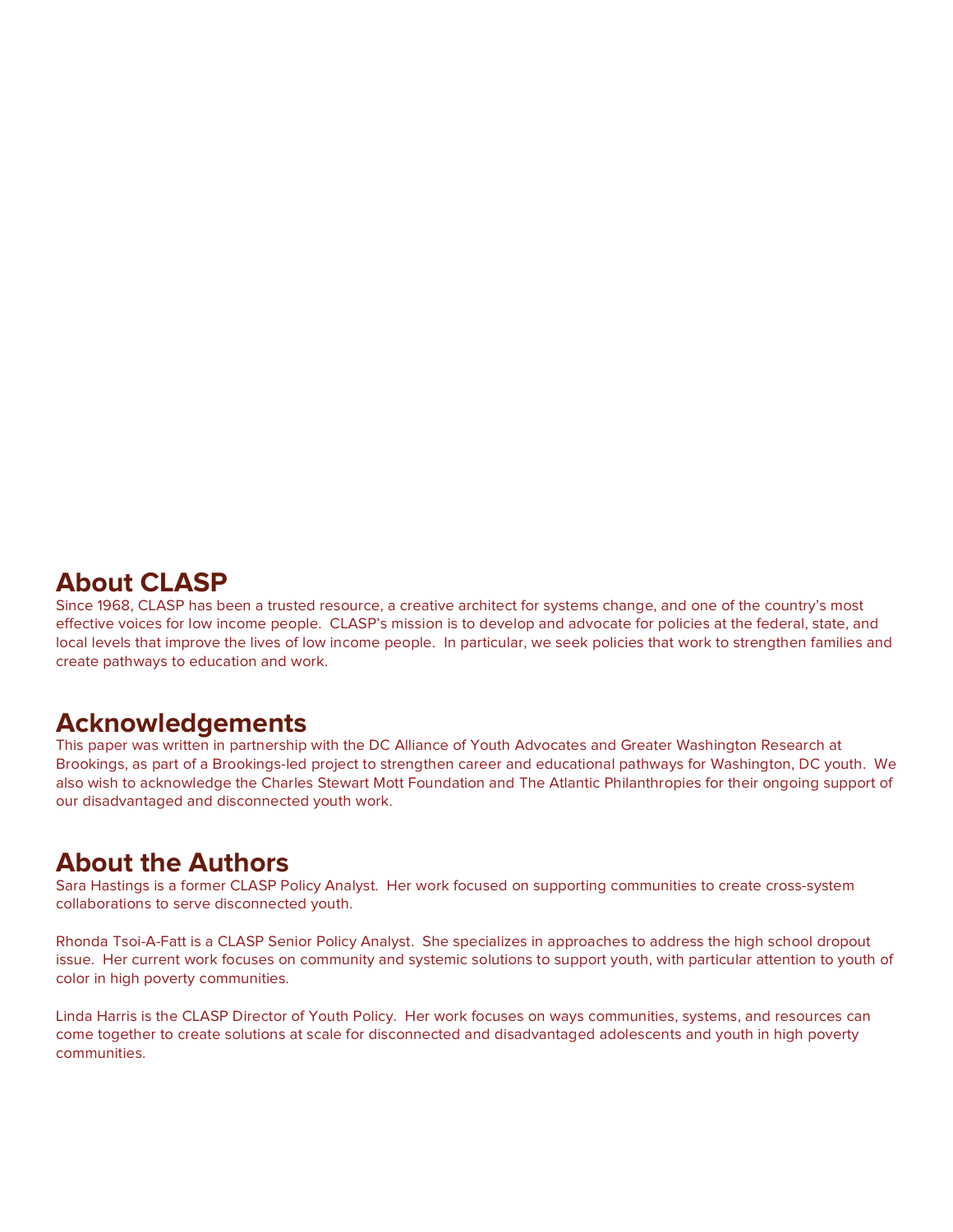## About CLASP

Since 1968, CLASP has been a trusted resource, a creative architect for systems change, and one of the country's most effective voices for low income people. CLASP's mission is to develop and advocate for policies at the federal, state, and local levels that improve the lives of low income people. In particular, we seek policies that work to strengthen families and create pathways to education and work.

## Acknowledgements

This paper was written in partnership with the DC Alliance of Youth Advocates and Greater Washington Research at Brookings, as part of a Brookings-led project to strengthen career and educational pathways for Washington, DC youth. We also wish to acknowledge the Charles Stewart Mott Foundation and The Atlantic Philanthropies for their ongoing support of our disadvantaged and disconnected youth work.

## About the Authors

Sara Hastings is a former CLASP Policy Analyst. Her work focused on supporting communities to create cross-system collaborations to serve disconnected youth.

Rhonda Tsoi-A-Fatt is a CLASP Senior Policy Analyst. She specializes in approaches to address the high school dropout issue. Her current work focuses on community and systemic solutions to support youth, with particular attention to youth of color in high poverty communities.

Linda Harris is the CLASP Director of Youth Policy. Her work focuses on ways communities, systems, and resources can come together to create solutions at scale for disconnected and disadvantaged adolescents and youth in high poverty communities.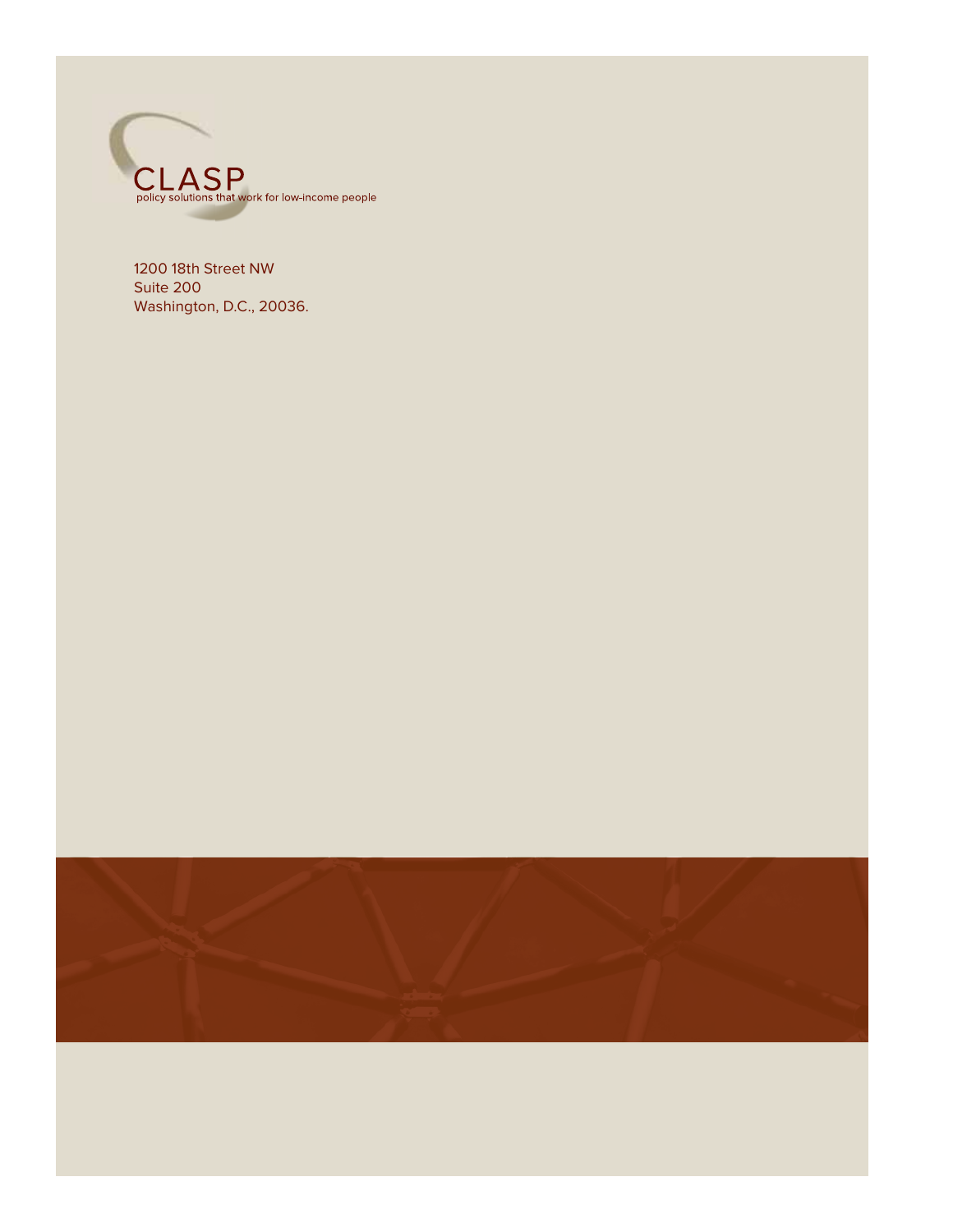CLASP
policy solutions that work for low-income people

1200 18th Street NW
Suite 200
Washington, D.C., 20036.